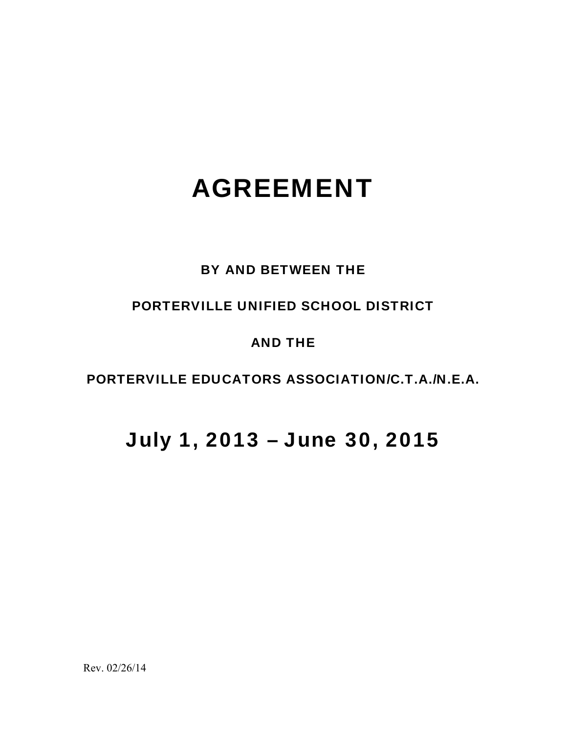# AGREEMENT

**BY AND BETWEEN THE**

**PORTERVILLE UNIFIED SCHOOL DISTRICT**

**AND THE**

**PORTERVILLE EDUCATORS ASSOCIATION/C.T.A./N.E.A.**

## July 1, 2013 – June 30, 2015

Rev. 02/26/14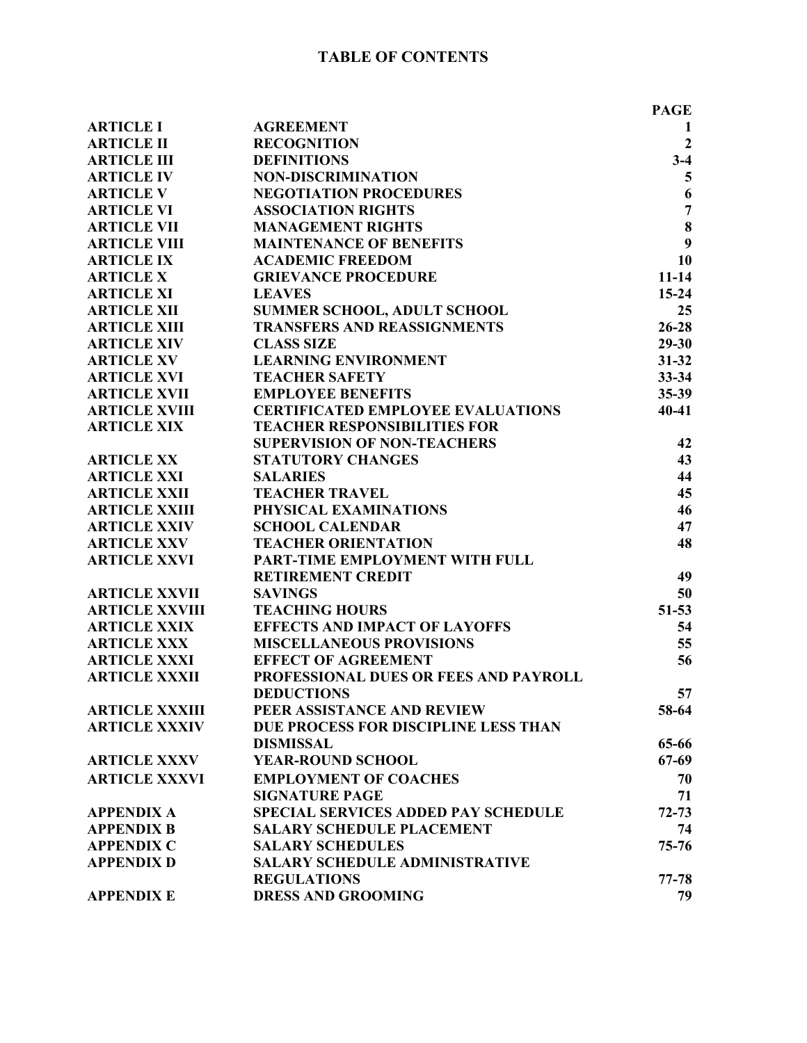# TABLE OF CONTENTS

| | | PAGE |
|---|---|---|
| ARTICLE I | AGREEMENT | 1 |
| ARTICLE II | RECOGNITION | 2 |
| ARTICLE III | DEFINITIONS | 3-4 |
| ARTICLE IV | NON-DISCRIMINATION | 5 |
| ARTICLE V | NEGOTIATION PROCEDURES | 6 |
| ARTICLE VI | ASSOCIATION RIGHTS | 7 |
| ARTICLE VII | MANAGEMENT RIGHTS | 8 |
| ARTICLE VIII | MAINTENANCE OF BENEFITS | 9 |
| ARTICLE IX | ACADEMIC FREEDOM | 10 |
| ARTICLE X | GRIEVANCE PROCEDURE | 11-14 |
| ARTICLE XI | LEAVES | 15-24 |
| ARTICLE XII | SUMMER SCHOOL, ADULT SCHOOL | 25 |
| ARTICLE XIII | TRANSFERS AND REASSIGNMENTS | 26-28 |
| ARTICLE XIV | CLASS SIZE | 29-30 |
| ARTICLE XV | LEARNING ENVIRONMENT | 31-32 |
| ARTICLE XVI | TEACHER SAFETY | 33-34 |
| ARTICLE XVII | EMPLOYEE BENEFITS | 35-39 |
| ARTICLE XVIII | CERTIFICATED EMPLOYEE EVALUATIONS | 40-41 |
| ARTICLE XIX | TEACHER RESPONSIBILITIES FOR SUPERVISION OF NON-TEACHERS | 42 |
| ARTICLE XX | STATUTORY CHANGES | 43 |
| ARTICLE XXI | SALARIES | 44 |
| ARTICLE XXII | TEACHER TRAVEL | 45 |
| ARTICLE XXIII | PHYSICAL EXAMINATIONS | 46 |
| ARTICLE XXIV | SCHOOL CALENDAR | 47 |
| ARTICLE XXV | TEACHER ORIENTATION | 48 |
| ARTICLE XXVI | PART-TIME EMPLOYMENT WITH FULL RETIREMENT CREDIT | 49 |
| ARTICLE XXVII | SAVINGS | 50 |
| ARTICLE XXVIII | TEACHING HOURS | 51-53 |
| ARTICLE XXIX | EFFECTS AND IMPACT OF LAYOFFS | 54 |
| ARTICLE XXX | MISCELLANEOUS PROVISIONS | 55 |
| ARTICLE XXXI | EFFECT OF AGREEMENT | 56 |
| ARTICLE XXXII | PROFESSIONAL DUES OR FEES AND PAYROLL DEDUCTIONS | 57 |
| ARTICLE XXXIII | PEER ASSISTANCE AND REVIEW | 58-64 |
| ARTICLE XXXIV | DUE PROCESS FOR DISCIPLINE LESS THAN DISMISSAL | 65-66 |
| ARTICLE XXXV | YEAR-ROUND SCHOOL | 67-69 |
| ARTICLE XXXVI | EMPLOYMENT OF COACHES | 70 |
| | SIGNATURE PAGE | 71 |
| APPENDIX A | SPECIAL SERVICES ADDED PAY SCHEDULE | 72-73 |
| APPENDIX B | SALARY SCHEDULE PLACEMENT | 74 |
| APPENDIX C | SALARY SCHEDULES | 75-76 |
| APPENDIX D | SALARY SCHEDULE ADMINISTRATIVE REGULATIONS | 77-78 |
| APPENDIX E | DRESS AND GROOMING | 79 |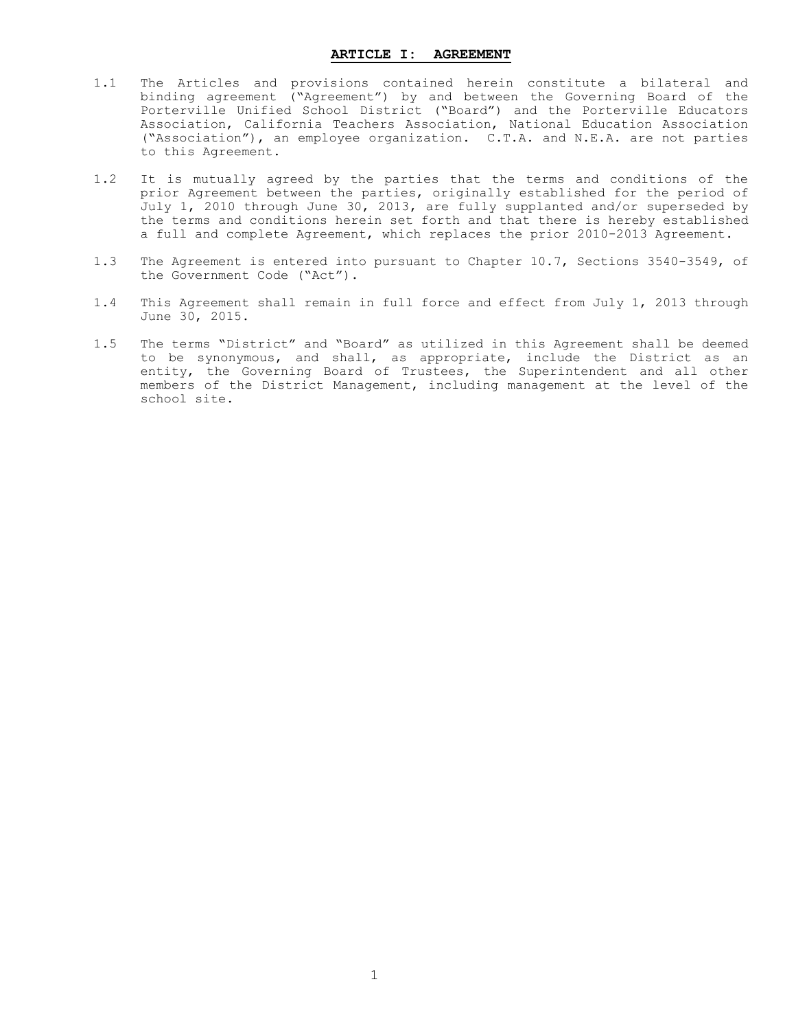# ARTICLE I: AGREEMENT

1.1 The Articles and provisions contained herein constitute a bilateral and binding agreement ("Agreement") by and between the Governing Board of the Porterville Unified School District ("Board") and the Porterville Educators Association, California Teachers Association, National Education Association ("Association"), an employee organization. C.T.A. and N.E.A. are not parties to this Agreement.

1.2 It is mutually agreed by the parties that the terms and conditions of the prior Agreement between the parties, originally established for the period of July 1, 2010 through June 30, 2013, are fully supplanted and/or superseded by the terms and conditions herein set forth and that there is hereby established a full and complete Agreement, which replaces the prior 2010-2013 Agreement.

1.3 The Agreement is entered into pursuant to Chapter 10.7, Sections 3540-3549, of the Government Code ("Act").

1.4 This Agreement shall remain in full force and effect from July 1, 2013 through June 30, 2015.

1.5 The terms "District" and "Board" as utilized in this Agreement shall be deemed to be synonymous, and shall, as appropriate, include the District as an entity, the Governing Board of Trustees, the Superintendent and all other members of the District Management, including management at the level of the school site.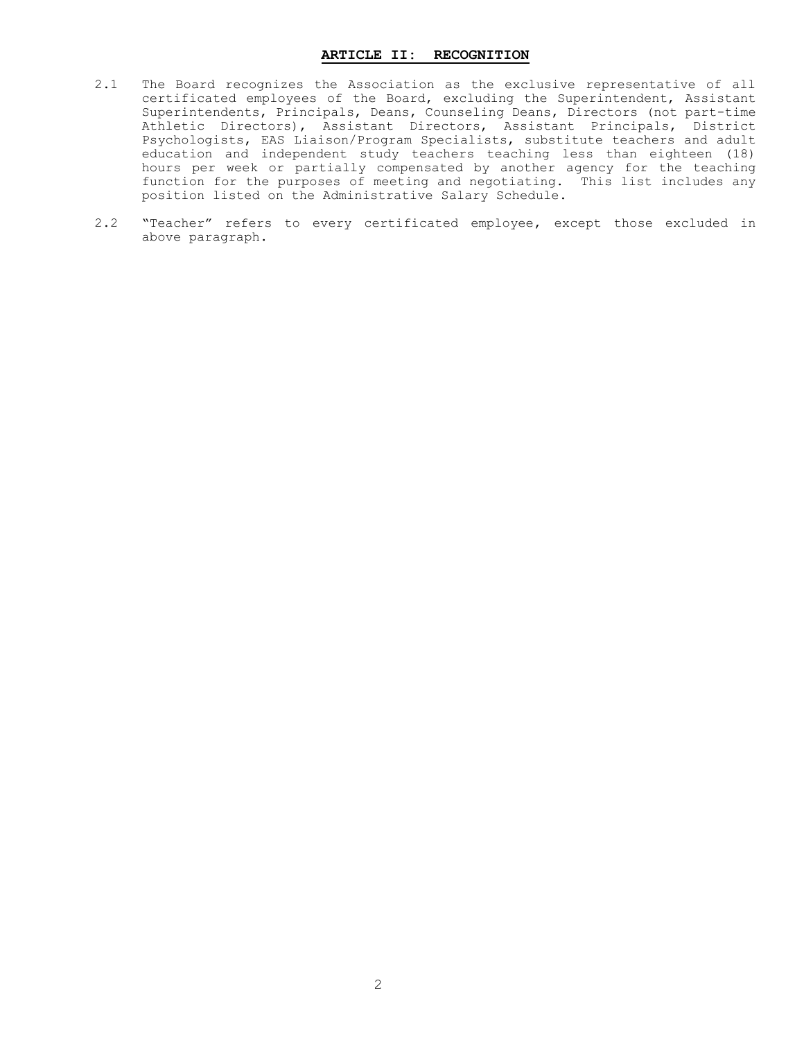## ARTICLE II: RECOGNITION

2.1 The Board recognizes the Association as the exclusive representative of all certificated employees of the Board, excluding the Superintendent, Assistant Superintendents, Principals, Deans, Counseling Deans, Directors (not part-time Athletic Directors), Assistant Directors, Assistant Principals, District Psychologists, EAS Liaison/Program Specialists, substitute teachers and adult education and independent study teachers teaching less than eighteen (18) hours per week or partially compensated by another agency for the teaching function for the purposes of meeting and negotiating. This list includes any position listed on the Administrative Salary Schedule.

2.2 "Teacher" refers to every certificated employee, except those excluded in above paragraph.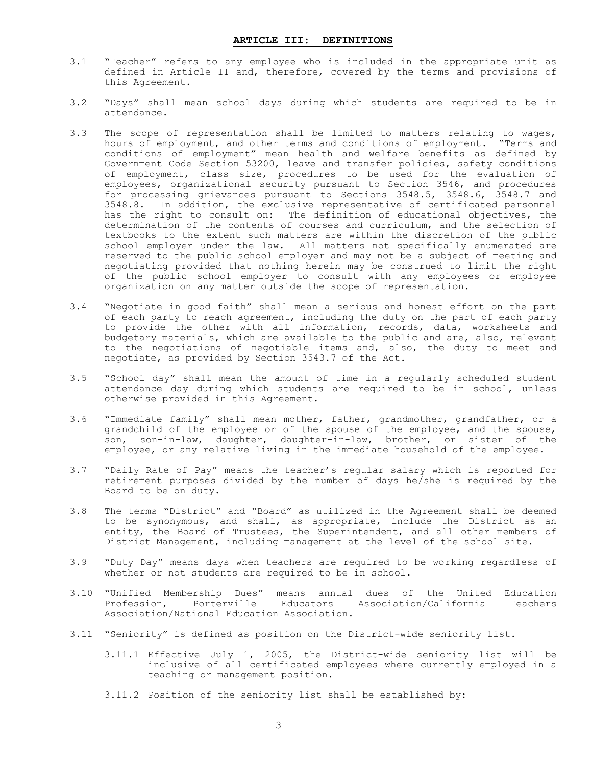## ARTICLE III: DEFINITIONS

3.1 "Teacher" refers to any employee who is included in the appropriate unit as defined in Article II and, therefore, covered by the terms and provisions of this Agreement.

3.2 "Days" shall mean school days during which students are required to be in attendance.

3.3 The scope of representation shall be limited to matters relating to wages, hours of employment, and other terms and conditions of employment. "Terms and conditions of employment" mean health and welfare benefits as defined by Government Code Section 53200, leave and transfer policies, safety conditions of employment, class size, procedures to be used for the evaluation of employees, organizational security pursuant to Section 3546, and procedures for processing grievances pursuant to Sections 3548.5, 3548.6, 3548.7 and 3548.8. In addition, the exclusive representative of certificated personnel has the right to consult on: The definition of educational objectives, the determination of the contents of courses and curriculum, and the selection of textbooks to the extent such matters are within the discretion of the public school employer under the law. All matters not specifically enumerated are reserved to the public school employer and may not be a subject of meeting and negotiating provided that nothing herein may be construed to limit the right of the public school employer to consult with any employees or employee organization on any matter outside the scope of representation.

3.4 "Negotiate in good faith" shall mean a serious and honest effort on the part of each party to reach agreement, including the duty on the part of each party to provide the other with all information, records, data, worksheets and budgetary materials, which are available to the public and are, also, relevant to the negotiations of negotiable items and, also, the duty to meet and negotiate, as provided by Section 3543.7 of the Act.

3.5 "School day" shall mean the amount of time in a regularly scheduled student attendance day during which students are required to be in school, unless otherwise provided in this Agreement.

3.6 "Immediate family" shall mean mother, father, grandmother, grandfather, or a grandchild of the employee or of the spouse of the employee, and the spouse, son, son-in-law, daughter, daughter-in-law, brother, or sister of the employee, or any relative living in the immediate household of the employee.

3.7 "Daily Rate of Pay" means the teacher's regular salary which is reported for retirement purposes divided by the number of days he/she is required by the Board to be on duty.

3.8 The terms "District" and "Board" as utilized in the Agreement shall be deemed to be synonymous, and shall, as appropriate, include the District as an entity, the Board of Trustees, the Superintendent, and all other members of District Management, including management at the level of the school site.

3.9 "Duty Day" means days when teachers are required to be working regardless of whether or not students are required to be in school.

3.10 "Unified Membership Dues" means annual dues of the United Education Profession, Porterville Educators Association/California Teachers Association/National Education Association.

3.11 "Seniority" is defined as position on the District-wide seniority list.

3.11.1 Effective July 1, 2005, the District-wide seniority list will be inclusive of all certificated employees where currently employed in a teaching or management position.

3.11.2 Position of the seniority list shall be established by: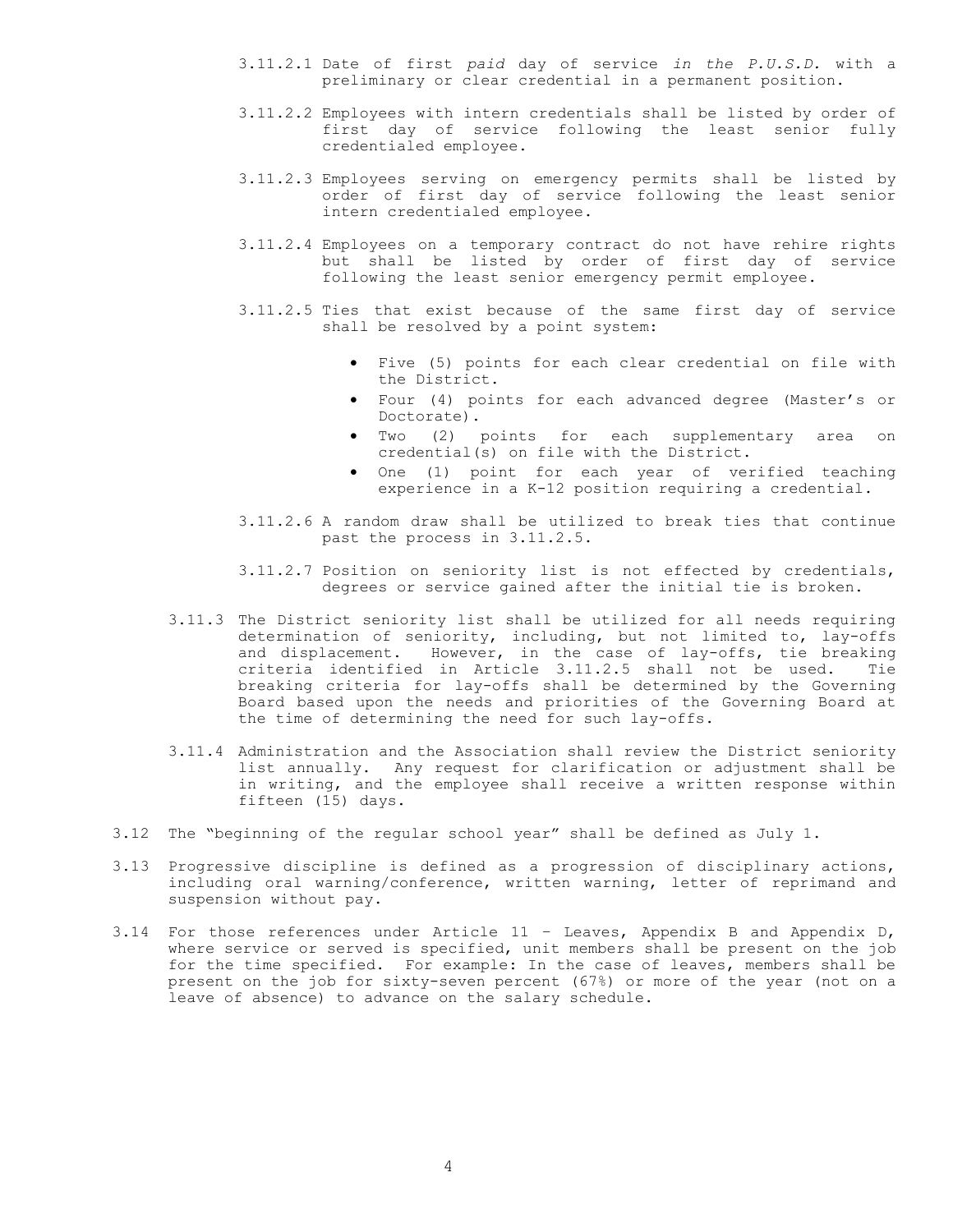3.11.2.1 Date of first *paid* day of service *in the P.U.S.D.* with a preliminary or clear credential in a permanent position.

3.11.2.2 Employees with intern credentials shall be listed by order of first day of service following the least senior fully credentialed employee.

3.11.2.3 Employees serving on emergency permits shall be listed by order of first day of service following the least senior intern credentialed employee.

3.11.2.4 Employees on a temporary contract do not have rehire rights but shall be listed by order of first day of service following the least senior emergency permit employee.

3.11.2.5 Ties that exist because of the same first day of service shall be resolved by a point system:

- Five (5) points for each clear credential on file with the District.
- Four (4) points for each advanced degree (Master's or Doctorate).
- Two (2) points for each supplementary area on credential(s) on file with the District.
- One (1) point for each year of verified teaching experience in a K-12 position requiring a credential.

3.11.2.6 A random draw shall be utilized to break ties that continue past the process in 3.11.2.5.

3.11.2.7 Position on seniority list is not effected by credentials, degrees or service gained after the initial tie is broken.

3.11.3 The District seniority list shall be utilized for all needs requiring determination of seniority, including, but not limited to, lay-offs and displacement. However, in the case of lay-offs, tie breaking criteria identified in Article 3.11.2.5 shall not be used. Tie breaking criteria for lay-offs shall be determined by the Governing Board based upon the needs and priorities of the Governing Board at the time of determining the need for such lay-offs.

3.11.4 Administration and the Association shall review the District seniority list annually. Any request for clarification or adjustment shall be in writing, and the employee shall receive a written response within fifteen (15) days.

3.12 The "beginning of the regular school year" shall be defined as July 1.

3.13 Progressive discipline is defined as a progression of disciplinary actions, including oral warning/conference, written warning, letter of reprimand and suspension without pay.

3.14 For those references under Article 11 – Leaves, Appendix B and Appendix D, where service or served is specified, unit members shall be present on the job for the time specified. For example: In the case of leaves, members shall be present on the job for sixty-seven percent (67%) or more of the year (not on a leave of absence) to advance on the salary schedule.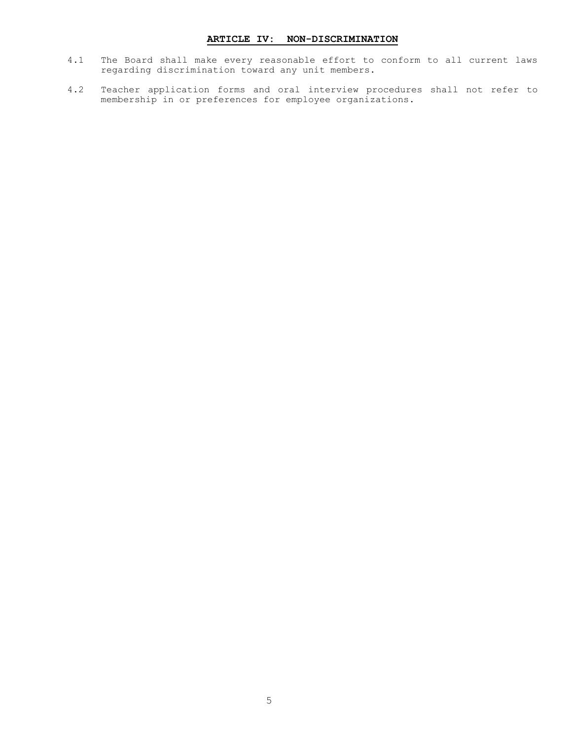## ARTICLE IV: NON-DISCRIMINATION

4.1 The Board shall make every reasonable effort to conform to all current laws regarding discrimination toward any unit members.

4.2 Teacher application forms and oral interview procedures shall not refer to membership in or preferences for employee organizations.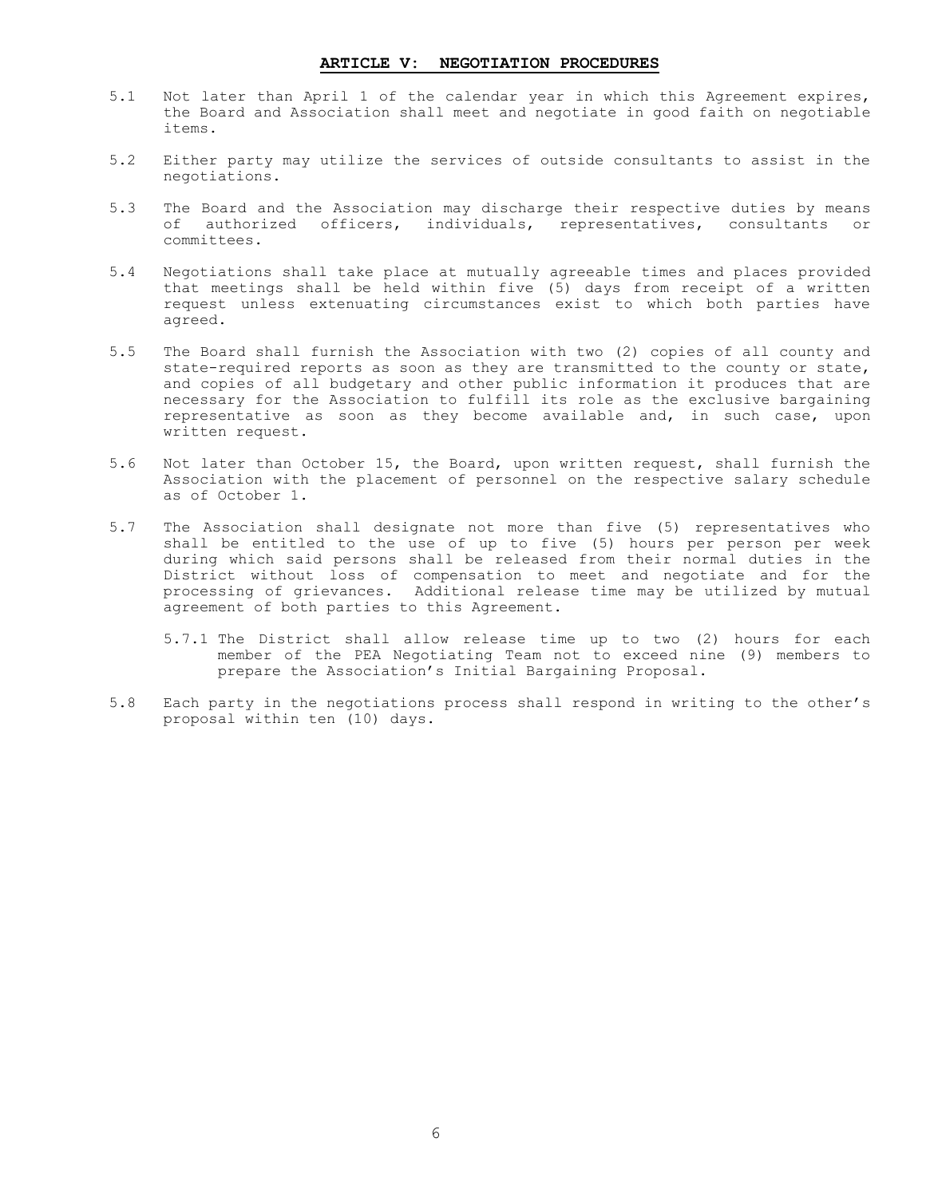## ARTICLE V: NEGOTIATION PROCEDURES

5.1 Not later than April 1 of the calendar year in which this Agreement expires, the Board and Association shall meet and negotiate in good faith on negotiable items.

5.2 Either party may utilize the services of outside consultants to assist in the negotiations.

5.3 The Board and the Association may discharge their respective duties by means of authorized officers, individuals, representatives, consultants or committees.

5.4 Negotiations shall take place at mutually agreeable times and places provided that meetings shall be held within five (5) days from receipt of a written request unless extenuating circumstances exist to which both parties have agreed.

5.5 The Board shall furnish the Association with two (2) copies of all county and state-required reports as soon as they are transmitted to the county or state, and copies of all budgetary and other public information it produces that are necessary for the Association to fulfill its role as the exclusive bargaining representative as soon as they become available and, in such case, upon written request.

5.6 Not later than October 15, the Board, upon written request, shall furnish the Association with the placement of personnel on the respective salary schedule as of October 1.

5.7 The Association shall designate not more than five (5) representatives who shall be entitled to the use of up to five (5) hours per person per week during which said persons shall be released from their normal duties in the District without loss of compensation to meet and negotiate and for the processing of grievances. Additional release time may be utilized by mutual agreement of both parties to this Agreement.

5.7.1 The District shall allow release time up to two (2) hours for each member of the PEA Negotiating Team not to exceed nine (9) members to prepare the Association's Initial Bargaining Proposal.

5.8 Each party in the negotiations process shall respond in writing to the other's proposal within ten (10) days.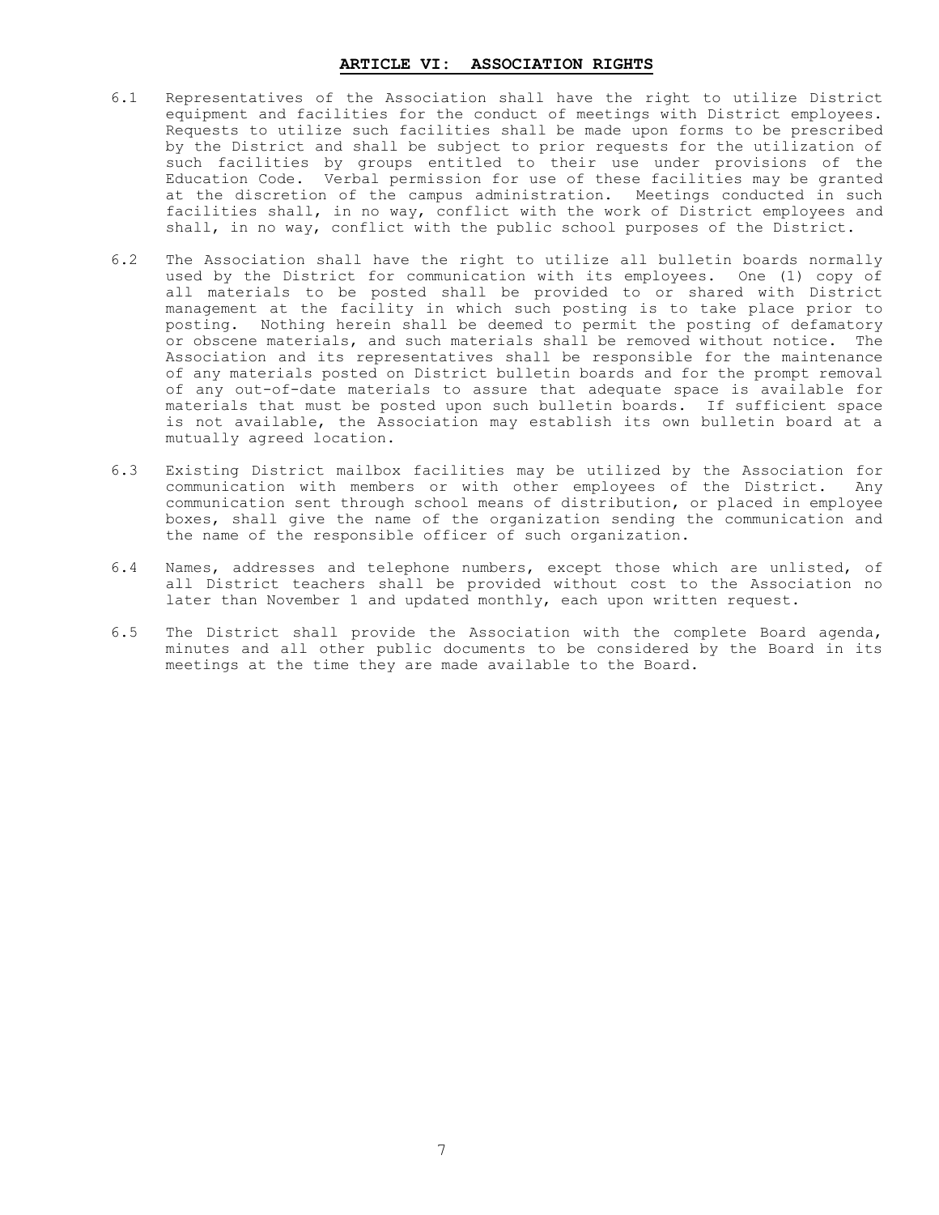## ARTICLE VI: ASSOCIATION RIGHTS

6.1 Representatives of the Association shall have the right to utilize District equipment and facilities for the conduct of meetings with District employees. Requests to utilize such facilities shall be made upon forms to be prescribed by the District and shall be subject to prior requests for the utilization of such facilities by groups entitled to their use under provisions of the Education Code. Verbal permission for use of these facilities may be granted at the discretion of the campus administration. Meetings conducted in such facilities shall, in no way, conflict with the work of District employees and shall, in no way, conflict with the public school purposes of the District.

6.2 The Association shall have the right to utilize all bulletin boards normally used by the District for communication with its employees. One (1) copy of all materials to be posted shall be provided to or shared with District management at the facility in which such posting is to take place prior to posting. Nothing herein shall be deemed to permit the posting of defamatory or obscene materials, and such materials shall be removed without notice. The Association and its representatives shall be responsible for the maintenance of any materials posted on District bulletin boards and for the prompt removal of any out-of-date materials to assure that adequate space is available for materials that must be posted upon such bulletin boards. If sufficient space is not available, the Association may establish its own bulletin board at a mutually agreed location.

6.3 Existing District mailbox facilities may be utilized by the Association for communication with members or with other employees of the District. Any communication sent through school means of distribution, or placed in employee boxes, shall give the name of the organization sending the communication and the name of the responsible officer of such organization.

6.4 Names, addresses and telephone numbers, except those which are unlisted, of all District teachers shall be provided without cost to the Association no later than November 1 and updated monthly, each upon written request.

6.5 The District shall provide the Association with the complete Board agenda, minutes and all other public documents to be considered by the Board in its meetings at the time they are made available to the Board.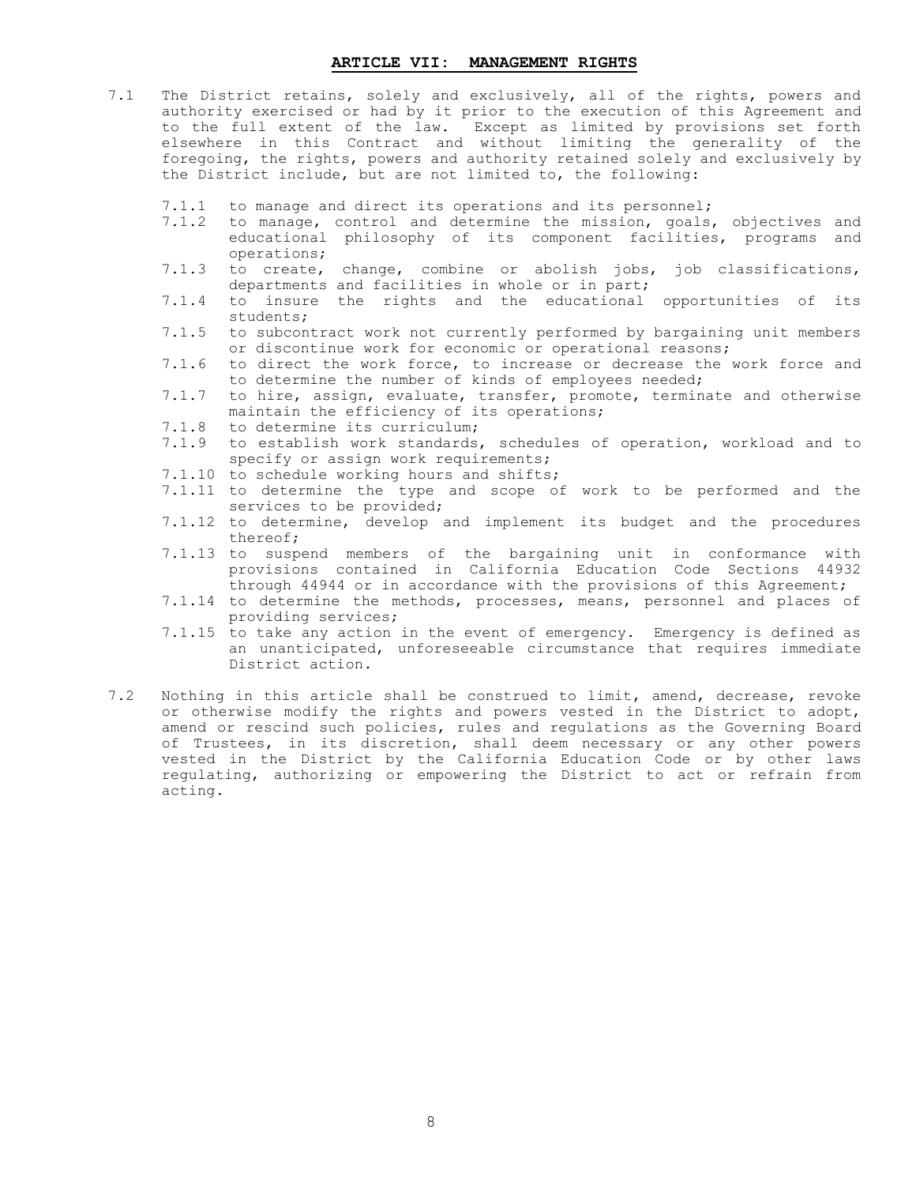## ARTICLE VII: MANAGEMENT RIGHTS

7.1 The District retains, solely and exclusively, all of the rights, powers and authority exercised or had by it prior to the execution of this Agreement and to the full extent of the law. Except as limited by provisions set forth elsewhere in this Contract and without limiting the generality of the foregoing, the rights, powers and authority retained solely and exclusively by the District include, but are not limited to, the following:

- 7.1.1 to manage and direct its operations and its personnel;
- 7.1.2 to manage, control and determine the mission, goals, objectives and educational philosophy of its component facilities, programs and operations;
- 7.1.3 to create, change, combine or abolish jobs, job classifications, departments and facilities in whole or in part;
- 7.1.4 to insure the rights and the educational opportunities of its students;
- 7.1.5 to subcontract work not currently performed by bargaining unit members or discontinue work for economic or operational reasons;
- 7.1.6 to direct the work force, to increase or decrease the work force and to determine the number of kinds of employees needed;
- 7.1.7 to hire, assign, evaluate, transfer, promote, terminate and otherwise maintain the efficiency of its operations;
- 7.1.8 to determine its curriculum;
- 7.1.9 to establish work standards, schedules of operation, workload and to specify or assign work requirements;
- 7.1.10 to schedule working hours and shifts;
- 7.1.11 to determine the type and scope of work to be performed and the services to be provided;
- 7.1.12 to determine, develop and implement its budget and the procedures thereof;
- 7.1.13 to suspend members of the bargaining unit in conformance with provisions contained in California Education Code Sections 44932 through 44944 or in accordance with the provisions of this Agreement;
- 7.1.14 to determine the methods, processes, means, personnel and places of providing services;
- 7.1.15 to take any action in the event of emergency. Emergency is defined as an unanticipated, unforeseeable circumstance that requires immediate District action.

7.2 Nothing in this article shall be construed to limit, amend, decrease, revoke or otherwise modify the rights and powers vested in the District to adopt, amend or rescind such policies, rules and regulations as the Governing Board of Trustees, in its discretion, shall deem necessary or any other powers vested in the District by the California Education Code or by other laws regulating, authorizing or empowering the District to act or refrain from acting.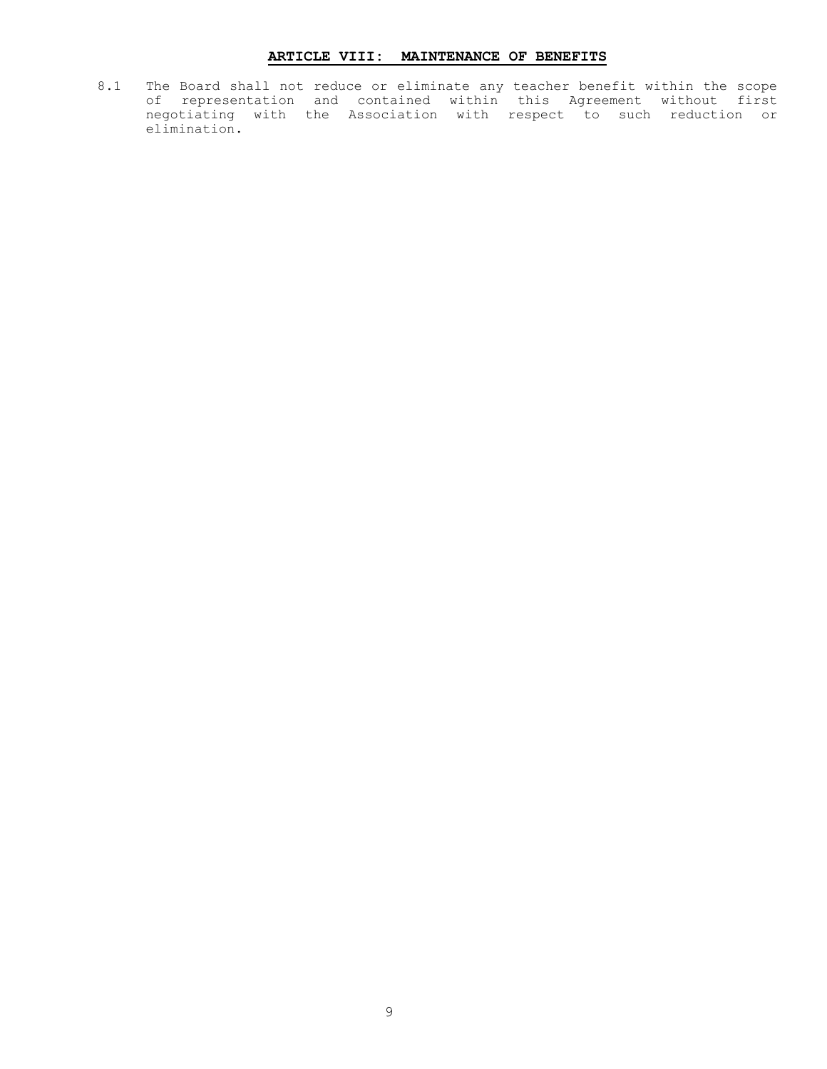## ARTICLE VIII: MAINTENANCE OF BENEFITS

8.1 The Board shall not reduce or eliminate any teacher benefit within the scope of representation and contained within this Agreement without first negotiating with the Association with respect to such reduction or elimination.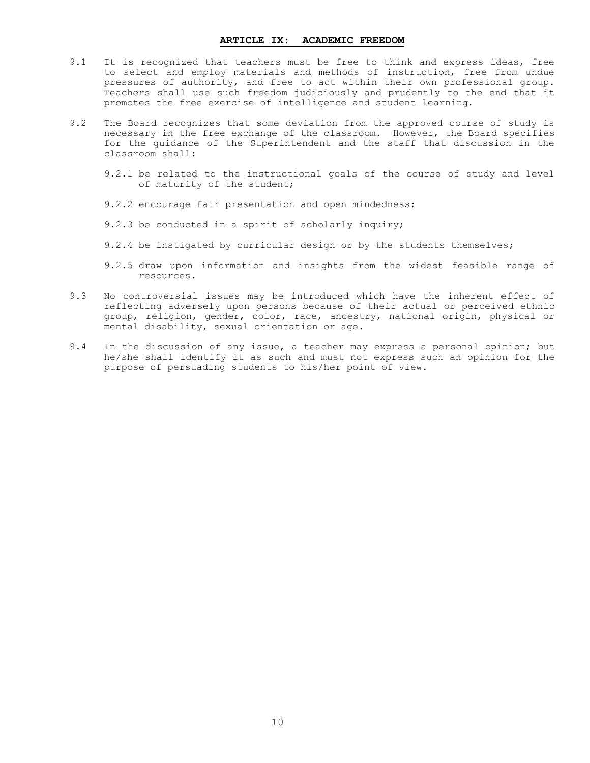## ARTICLE IX: ACADEMIC FREEDOM

9.1 It is recognized that teachers must be free to think and express ideas, free to select and employ materials and methods of instruction, free from undue pressures of authority, and free to act within their own professional group. Teachers shall use such freedom judiciously and prudently to the end that it promotes the free exercise of intelligence and student learning.

9.2 The Board recognizes that some deviation from the approved course of study is necessary in the free exchange of the classroom. However, the Board specifies for the guidance of the Superintendent and the staff that discussion in the classroom shall:

- 9.2.1 be related to the instructional goals of the course of study and level of maturity of the student;
- 9.2.2 encourage fair presentation and open mindedness;
- 9.2.3 be conducted in a spirit of scholarly inquiry;
- 9.2.4 be instigated by curricular design or by the students themselves;
- 9.2.5 draw upon information and insights from the widest feasible range of resources.

9.3 No controversial issues may be introduced which have the inherent effect of reflecting adversely upon persons because of their actual or perceived ethnic group, religion, gender, color, race, ancestry, national origin, physical or mental disability, sexual orientation or age.

9.4 In the discussion of any issue, a teacher may express a personal opinion; but he/she shall identify it as such and must not express such an opinion for the purpose of persuading students to his/her point of view.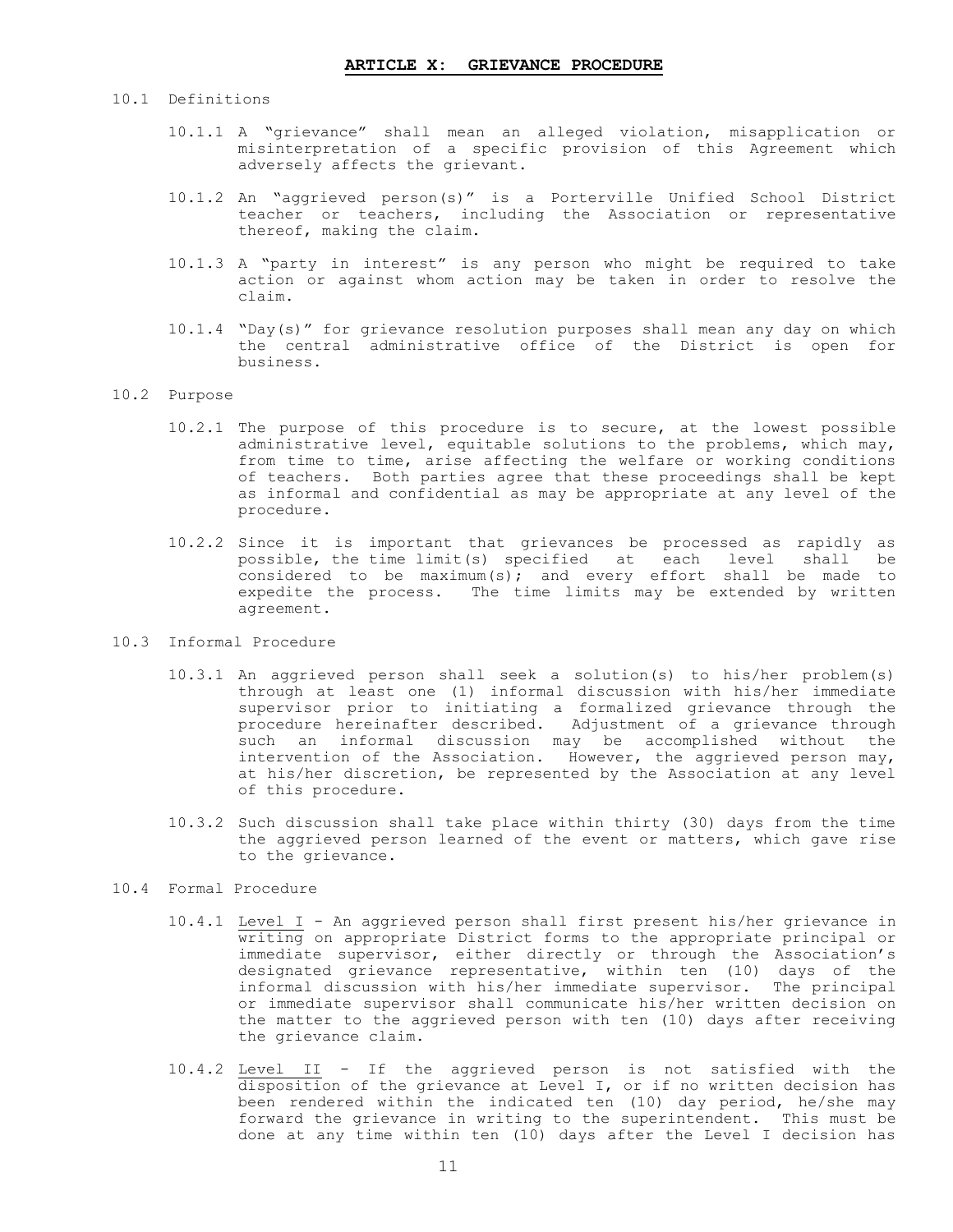## ARTICLE X: GRIEVANCE PROCEDURE

10.1 Definitions

10.1.1 A "grievance" shall mean an alleged violation, misapplication or misinterpretation of a specific provision of this Agreement which adversely affects the grievant.

10.1.2 An "aggrieved person(s)" is a Porterville Unified School District teacher or teachers, including the Association or representative thereof, making the claim.

10.1.3 A "party in interest" is any person who might be required to take action or against whom action may be taken in order to resolve the claim.

10.1.4 "Day(s)" for grievance resolution purposes shall mean any day on which the central administrative office of the District is open for business.

10.2 Purpose

10.2.1 The purpose of this procedure is to secure, at the lowest possible administrative level, equitable solutions to the problems, which may, from time to time, arise affecting the welfare or working conditions of teachers. Both parties agree that these proceedings shall be kept as informal and confidential as may be appropriate at any level of the procedure.

10.2.2 Since it is important that grievances be processed as rapidly as possible, the time limit(s) specified at each level shall be considered to be maximum(s); and every effort shall be made to expedite the process. The time limits may be extended by written agreement.

10.3 Informal Procedure

10.3.1 An aggrieved person shall seek a solution(s) to his/her problem(s) through at least one (1) informal discussion with his/her immediate supervisor prior to initiating a formalized grievance through the procedure hereinafter described. Adjustment of a grievance through such an informal discussion may be accomplished without the intervention of the Association. However, the aggrieved person may, at his/her discretion, be represented by the Association at any level of this procedure.

10.3.2 Such discussion shall take place within thirty (30) days from the time the aggrieved person learned of the event or matters, which gave rise to the grievance.

10.4 Formal Procedure

10.4.1 Level I - An aggrieved person shall first present his/her grievance in writing on appropriate District forms to the appropriate principal or immediate supervisor, either directly or through the Association's designated grievance representative, within ten (10) days of the informal discussion with his/her immediate supervisor. The principal or immediate supervisor shall communicate his/her written decision on the matter to the aggrieved person with ten (10) days after receiving the grievance claim.

10.4.2 Level II - If the aggrieved person is not satisfied with the disposition of the grievance at Level I, or if no written decision has been rendered within the indicated ten (10) day period, he/she may forward the grievance in writing to the superintendent. This must be done at any time within ten (10) days after the Level I decision has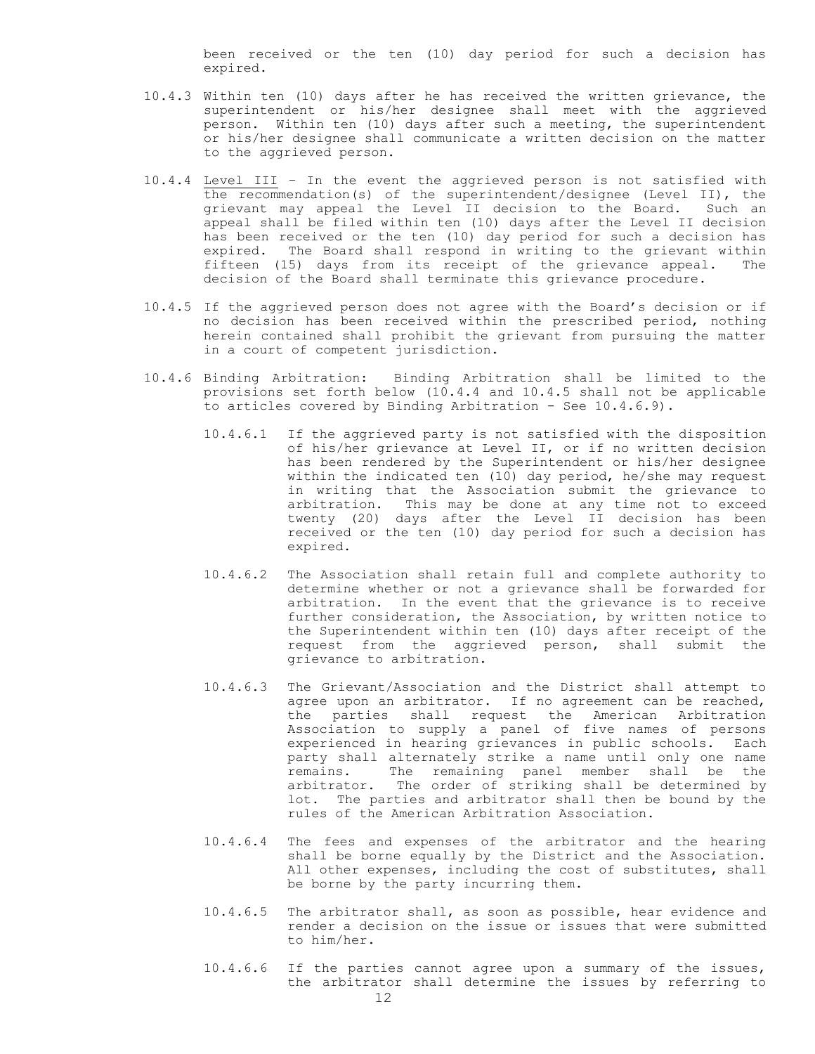been received or the ten (10) day period for such a decision has expired.

10.4.3 Within ten (10) days after he has received the written grievance, the superintendent or his/her designee shall meet with the aggrieved person. Within ten (10) days after such a meeting, the superintendent or his/her designee shall communicate a written decision on the matter to the aggrieved person.

10.4.4 <u>Level III</u> – In the event the aggrieved person is not satisfied with the recommendation(s) of the superintendent/designee (Level II), the grievant may appeal the Level II decision to the Board. Such an appeal shall be filed within ten (10) days after the Level II decision has been received or the ten (10) day period for such a decision has expired. The Board shall respond in writing to the grievant within fifteen (15) days from its receipt of the grievance appeal. The decision of the Board shall terminate this grievance procedure.

10.4.5 If the aggrieved person does not agree with the Board's decision or if no decision has been received within the prescribed period, nothing herein contained shall prohibit the grievant from pursuing the matter in a court of competent jurisdiction.

10.4.6 Binding Arbitration: Binding Arbitration shall be limited to the provisions set forth below (10.4.4 and 10.4.5 shall not be applicable to articles covered by Binding Arbitration - See 10.4.6.9).

10.4.6.1 If the aggrieved party is not satisfied with the disposition of his/her grievance at Level II, or if no written decision has been rendered by the Superintendent or his/her designee within the indicated ten (10) day period, he/she may request in writing that the Association submit the grievance to arbitration. This may be done at any time not to exceed twenty (20) days after the Level II decision has been received or the ten (10) day period for such a decision has expired.

10.4.6.2 The Association shall retain full and complete authority to determine whether or not a grievance shall be forwarded for arbitration. In the event that the grievance is to receive further consideration, the Association, by written notice to the Superintendent within ten (10) days after receipt of the request from the aggrieved person, shall submit the grievance to arbitration.

10.4.6.3 The Grievant/Association and the District shall attempt to agree upon an arbitrator. If no agreement can be reached, the parties shall request the American Arbitration Association to supply a panel of five names of persons experienced in hearing grievances in public schools. Each party shall alternately strike a name until only one name remains. The remaining panel member shall be the arbitrator. The order of striking shall be determined by lot. The parties and arbitrator shall then be bound by the rules of the American Arbitration Association.

10.4.6.4 The fees and expenses of the arbitrator and the hearing shall be borne equally by the District and the Association. All other expenses, including the cost of substitutes, shall be borne by the party incurring them.

10.4.6.5 The arbitrator shall, as soon as possible, hear evidence and render a decision on the issue or issues that were submitted to him/her.

10.4.6.6 If the parties cannot agree upon a summary of the issues, the arbitrator shall determine the issues by referring to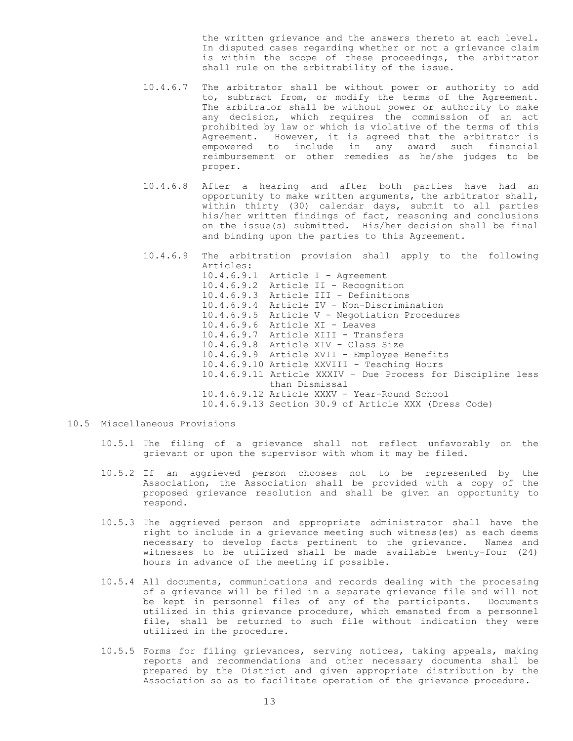the written grievance and the answers thereto at each level. In disputed cases regarding whether or not a grievance claim is within the scope of these proceedings, the arbitrator shall rule on the arbitrability of the issue.

10.4.6.7 The arbitrator shall be without power or authority to add to, subtract from, or modify the terms of the Agreement. The arbitrator shall be without power or authority to make any decision, which requires the commission of an act prohibited by law or which is violative of the terms of this Agreement. However, it is agreed that the arbitrator is empowered to include in any award such financial reimbursement or other remedies as he/she judges to be proper.

10.4.6.8 After a hearing and after both parties have had an opportunity to make written arguments, the arbitrator shall, within thirty (30) calendar days, submit to all parties his/her written findings of fact, reasoning and conclusions on the issue(s) submitted. His/her decision shall be final and binding upon the parties to this Agreement.

10.4.6.9 The arbitration provision shall apply to the following Articles:

- 10.4.6.9.1 Article I - Agreement
- 10.4.6.9.2 Article II - Recognition
- 10.4.6.9.3 Article III - Definitions
- 10.4.6.9.4 Article IV - Non-Discrimination
- 10.4.6.9.5 Article V - Negotiation Procedures
- 10.4.6.9.6 Article XI - Leaves
- 10.4.6.9.7 Article XIII - Transfers
- 10.4.6.9.8 Article XIV - Class Size
- 10.4.6.9.9 Article XVII - Employee Benefits
- 10.4.6.9.10 Article XXVIII - Teaching Hours
- 10.4.6.9.11 Article XXXIV – Due Process for Discipline less than Dismissal
- 10.4.6.9.12 Article XXXV - Year-Round School
- 10.4.6.9.13 Section 30.9 of Article XXX (Dress Code)

10.5 Miscellaneous Provisions

10.5.1 The filing of a grievance shall not reflect unfavorably on the grievant or upon the supervisor with whom it may be filed.

10.5.2 If an aggrieved person chooses not to be represented by the Association, the Association shall be provided with a copy of the proposed grievance resolution and shall be given an opportunity to respond.

10.5.3 The aggrieved person and appropriate administrator shall have the right to include in a grievance meeting such witness(es) as each deems necessary to develop facts pertinent to the grievance. Names and witnesses to be utilized shall be made available twenty-four (24) hours in advance of the meeting if possible.

10.5.4 All documents, communications and records dealing with the processing of a grievance will be filed in a separate grievance file and will not be kept in personnel files of any of the participants. Documents utilized in this grievance procedure, which emanated from a personnel file, shall be returned to such file without indication they were utilized in the procedure.

10.5.5 Forms for filing grievances, serving notices, taking appeals, making reports and recommendations and other necessary documents shall be prepared by the District and given appropriate distribution by the Association so as to facilitate operation of the grievance procedure.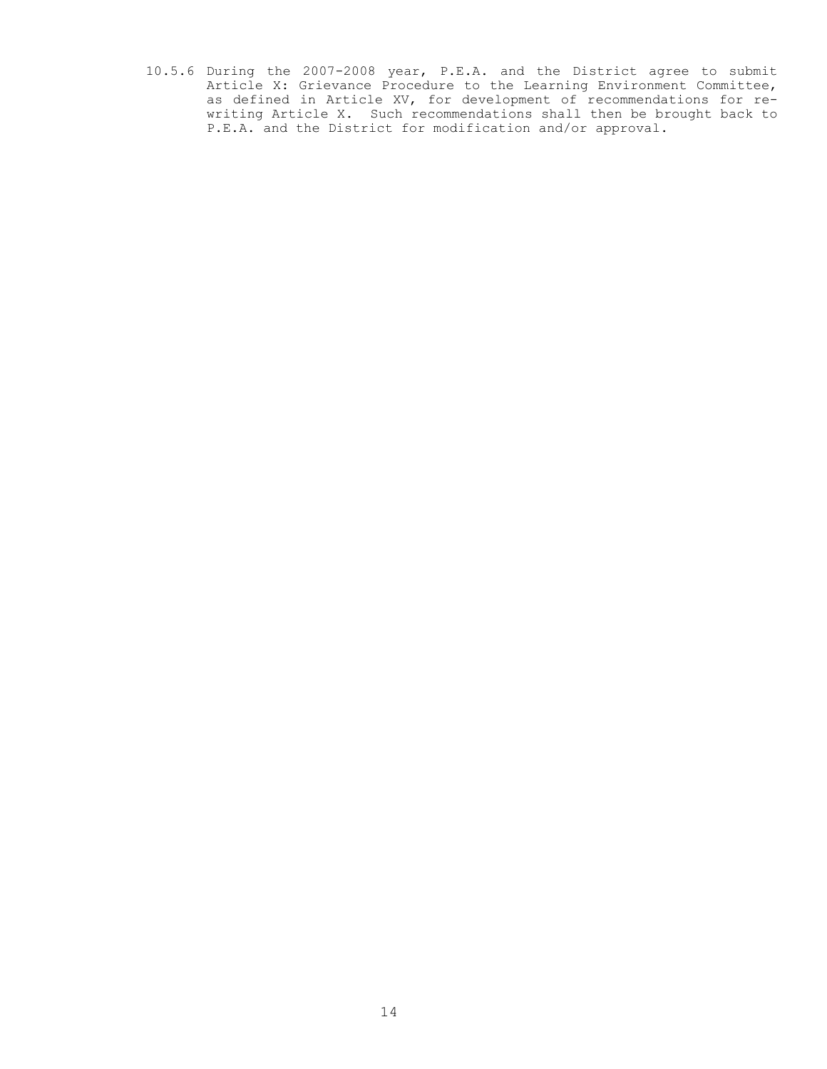10.5.6 During the 2007-2008 year, P.E.A. and the District agree to submit Article X: Grievance Procedure to the Learning Environment Committee, as defined in Article XV, for development of recommendations for re-writing Article X. Such recommendations shall then be brought back to P.E.A. and the District for modification and/or approval.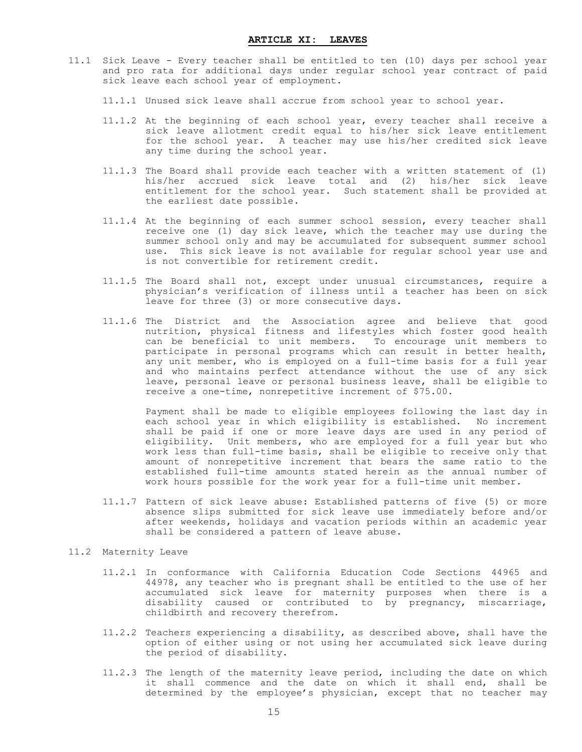## ARTICLE XI: LEAVES

11.1 Sick Leave - Every teacher shall be entitled to ten (10) days per school year and pro rata for additional days under regular school year contract of paid sick leave each school year of employment.

11.1.1 Unused sick leave shall accrue from school year to school year.

11.1.2 At the beginning of each school year, every teacher shall receive a sick leave allotment credit equal to his/her sick leave entitlement for the school year. A teacher may use his/her credited sick leave any time during the school year.

11.1.3 The Board shall provide each teacher with a written statement of (1) his/her accrued sick leave total and (2) his/her sick leave entitlement for the school year. Such statement shall be provided at the earliest date possible.

11.1.4 At the beginning of each summer school session, every teacher shall receive one (1) day sick leave, which the teacher may use during the summer school only and may be accumulated for subsequent summer school use. This sick leave is not available for regular school year use and is not convertible for retirement credit.

11.1.5 The Board shall not, except under unusual circumstances, require a physician's verification of illness until a teacher has been on sick leave for three (3) or more consecutive days.

11.1.6 The District and the Association agree and believe that good nutrition, physical fitness and lifestyles which foster good health can be beneficial to unit members. To encourage unit members to participate in personal programs which can result in better health, any unit member, who is employed on a full-time basis for a full year and who maintains perfect attendance without the use of any sick leave, personal leave or personal business leave, shall be eligible to receive a one-time, nonrepetitive increment of $75.00.

Payment shall be made to eligible employees following the last day in each school year in which eligibility is established. No increment shall be paid if one or more leave days are used in any period of eligibility. Unit members, who are employed for a full year but who work less than full-time basis, shall be eligible to receive only that amount of nonrepetitive increment that bears the same ratio to the established full-time amounts stated herein as the annual number of work hours possible for the work year for a full-time unit member.

11.1.7 Pattern of sick leave abuse: Established patterns of five (5) or more absence slips submitted for sick leave use immediately before and/or after weekends, holidays and vacation periods within an academic year shall be considered a pattern of leave abuse.

11.2 Maternity Leave

11.2.1 In conformance with California Education Code Sections 44965 and 44978, any teacher who is pregnant shall be entitled to the use of her accumulated sick leave for maternity purposes when there is a disability caused or contributed to by pregnancy, miscarriage, childbirth and recovery therefrom.

11.2.2 Teachers experiencing a disability, as described above, shall have the option of either using or not using her accumulated sick leave during the period of disability.

11.2.3 The length of the maternity leave period, including the date on which it shall commence and the date on which it shall end, shall be determined by the employee's physician, except that no teacher may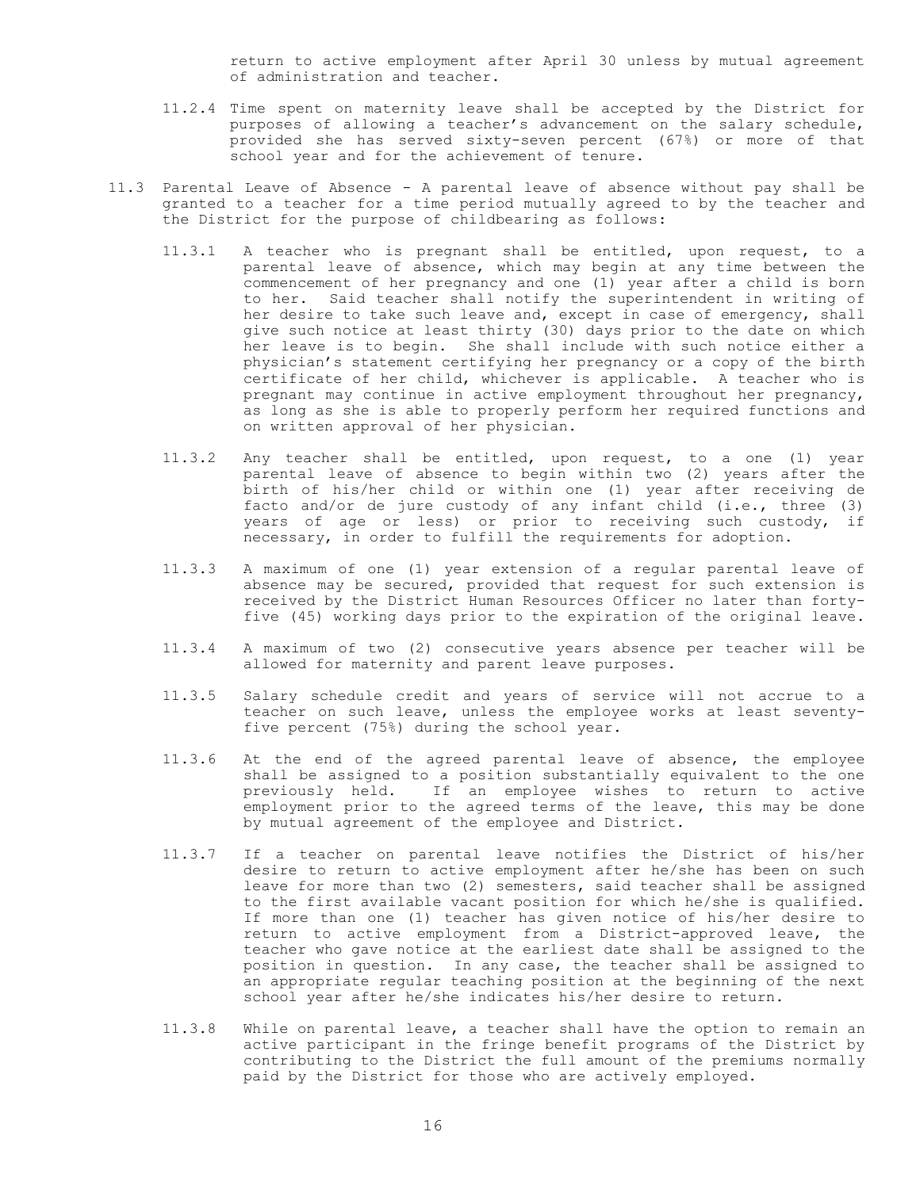return to active employment after April 30 unless by mutual agreement of administration and teacher.

11.2.4 Time spent on maternity leave shall be accepted by the District for purposes of allowing a teacher's advancement on the salary schedule, provided she has served sixty-seven percent (67%) or more of that school year and for the achievement of tenure.

11.3 Parental Leave of Absence - A parental leave of absence without pay shall be granted to a teacher for a time period mutually agreed to by the teacher and the District for the purpose of childbearing as follows:

11.3.1 A teacher who is pregnant shall be entitled, upon request, to a parental leave of absence, which may begin at any time between the commencement of her pregnancy and one (1) year after a child is born to her. Said teacher shall notify the superintendent in writing of her desire to take such leave and, except in case of emergency, shall give such notice at least thirty (30) days prior to the date on which her leave is to begin. She shall include with such notice either a physician's statement certifying her pregnancy or a copy of the birth certificate of her child, whichever is applicable. A teacher who is pregnant may continue in active employment throughout her pregnancy, as long as she is able to properly perform her required functions and on written approval of her physician.

11.3.2 Any teacher shall be entitled, upon request, to a one (1) year parental leave of absence to begin within two (2) years after the birth of his/her child or within one (1) year after receiving de facto and/or de jure custody of any infant child (i.e., three (3) years of age or less) or prior to receiving such custody, if necessary, in order to fulfill the requirements for adoption.

11.3.3 A maximum of one (1) year extension of a regular parental leave of absence may be secured, provided that request for such extension is received by the District Human Resources Officer no later than forty-five (45) working days prior to the expiration of the original leave.

11.3.4 A maximum of two (2) consecutive years absence per teacher will be allowed for maternity and parent leave purposes.

11.3.5 Salary schedule credit and years of service will not accrue to a teacher on such leave, unless the employee works at least seventy-five percent (75%) during the school year.

11.3.6 At the end of the agreed parental leave of absence, the employee shall be assigned to a position substantially equivalent to the one previously held. If an employee wishes to return to active employment prior to the agreed terms of the leave, this may be done by mutual agreement of the employee and District.

11.3.7 If a teacher on parental leave notifies the District of his/her desire to return to active employment after he/she has been on such leave for more than two (2) semesters, said teacher shall be assigned to the first available vacant position for which he/she is qualified. If more than one (1) teacher has given notice of his/her desire to return to active employment from a District-approved leave, the teacher who gave notice at the earliest date shall be assigned to the position in question. In any case, the teacher shall be assigned to an appropriate regular teaching position at the beginning of the next school year after he/she indicates his/her desire to return.

11.3.8 While on parental leave, a teacher shall have the option to remain an active participant in the fringe benefit programs of the District by contributing to the District the full amount of the premiums normally paid by the District for those who are actively employed.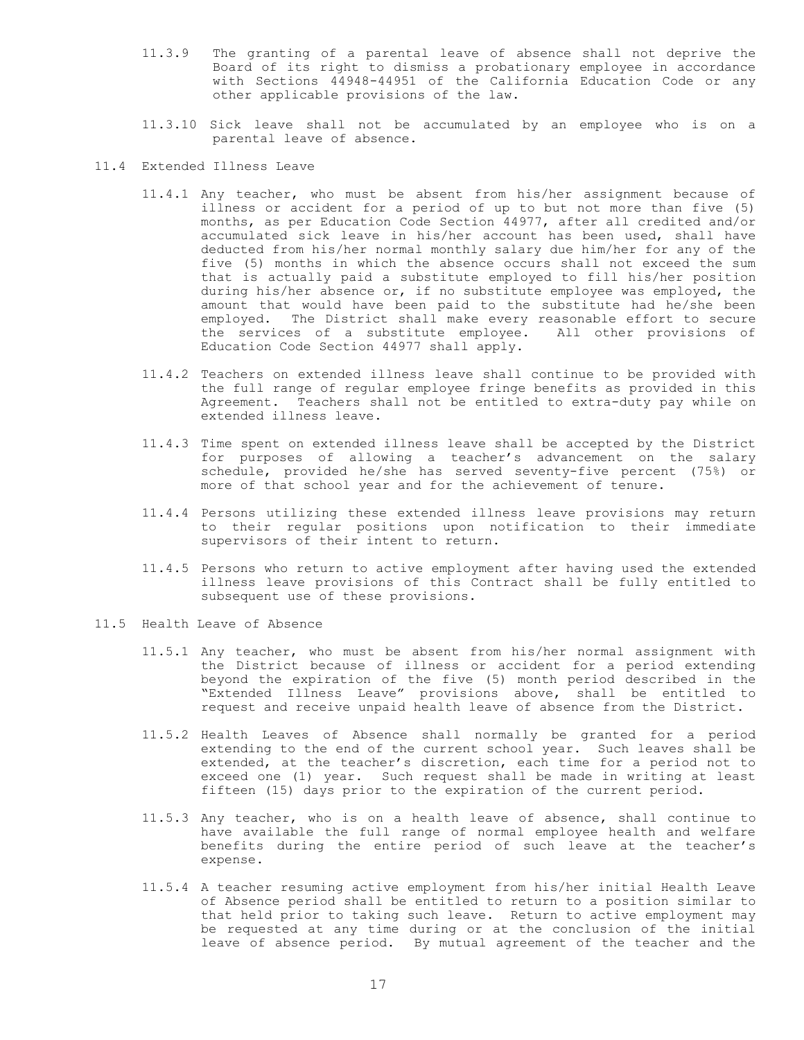11.3.9 The granting of a parental leave of absence shall not deprive the Board of its right to dismiss a probationary employee in accordance with Sections 44948-44951 of the California Education Code or any other applicable provisions of the law.

11.3.10 Sick leave shall not be accumulated by an employee who is on a parental leave of absence.

## 11.4 Extended Illness Leave

11.4.1 Any teacher, who must be absent from his/her assignment because of illness or accident for a period of up to but not more than five (5) months, as per Education Code Section 44977, after all credited and/or accumulated sick leave in his/her account has been used, shall have deducted from his/her normal monthly salary due him/her for any of the five (5) months in which the absence occurs shall not exceed the sum that is actually paid a substitute employed to fill his/her position during his/her absence or, if no substitute employee was employed, the amount that would have been paid to the substitute had he/she been employed. The District shall make every reasonable effort to secure the services of a substitute employee. All other provisions of Education Code Section 44977 shall apply.

11.4.2 Teachers on extended illness leave shall continue to be provided with the full range of regular employee fringe benefits as provided in this Agreement. Teachers shall not be entitled to extra-duty pay while on extended illness leave.

11.4.3 Time spent on extended illness leave shall be accepted by the District for purposes of allowing a teacher's advancement on the salary schedule, provided he/she has served seventy-five percent (75%) or more of that school year and for the achievement of tenure.

11.4.4 Persons utilizing these extended illness leave provisions may return to their regular positions upon notification to their immediate supervisors of their intent to return.

11.4.5 Persons who return to active employment after having used the extended illness leave provisions of this Contract shall be fully entitled to subsequent use of these provisions.

## 11.5 Health Leave of Absence

11.5.1 Any teacher, who must be absent from his/her normal assignment with the District because of illness or accident for a period extending beyond the expiration of the five (5) month period described in the "Extended Illness Leave" provisions above, shall be entitled to request and receive unpaid health leave of absence from the District.

11.5.2 Health Leaves of Absence shall normally be granted for a period extending to the end of the current school year. Such leaves shall be extended, at the teacher's discretion, each time for a period not to exceed one (1) year. Such request shall be made in writing at least fifteen (15) days prior to the expiration of the current period.

11.5.3 Any teacher, who is on a health leave of absence, shall continue to have available the full range of normal employee health and welfare benefits during the entire period of such leave at the teacher's expense.

11.5.4 A teacher resuming active employment from his/her initial Health Leave of Absence period shall be entitled to return to a position similar to that held prior to taking such leave. Return to active employment may be requested at any time during or at the conclusion of the initial leave of absence period. By mutual agreement of the teacher and the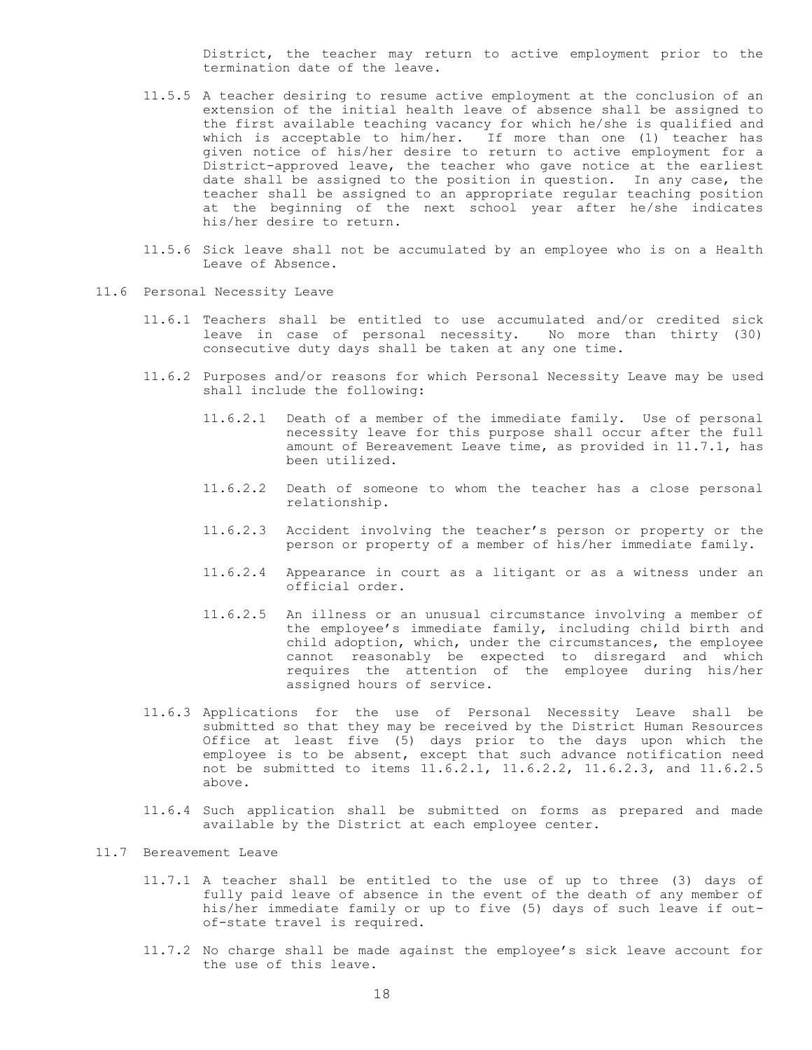District, the teacher may return to active employment prior to the termination date of the leave.

11.5.5 A teacher desiring to resume active employment at the conclusion of an extension of the initial health leave of absence shall be assigned to the first available teaching vacancy for which he/she is qualified and which is acceptable to him/her. If more than one (1) teacher has given notice of his/her desire to return to active employment for a District-approved leave, the teacher who gave notice at the earliest date shall be assigned to the position in question. In any case, the teacher shall be assigned to an appropriate regular teaching position at the beginning of the next school year after he/she indicates his/her desire to return.

11.5.6 Sick leave shall not be accumulated by an employee who is on a Health Leave of Absence.

11.6 Personal Necessity Leave

11.6.1 Teachers shall be entitled to use accumulated and/or credited sick leave in case of personal necessity. No more than thirty (30) consecutive duty days shall be taken at any one time.

11.6.2 Purposes and/or reasons for which Personal Necessity Leave may be used shall include the following:

11.6.2.1 Death of a member of the immediate family. Use of personal necessity leave for this purpose shall occur after the full amount of Bereavement Leave time, as provided in 11.7.1, has been utilized.

11.6.2.2 Death of someone to whom the teacher has a close personal relationship.

11.6.2.3 Accident involving the teacher's person or property or the person or property of a member of his/her immediate family.

11.6.2.4 Appearance in court as a litigant or as a witness under an official order.

11.6.2.5 An illness or an unusual circumstance involving a member of the employee's immediate family, including child birth and child adoption, which, under the circumstances, the employee cannot reasonably be expected to disregard and which requires the attention of the employee during his/her assigned hours of service.

11.6.3 Applications for the use of Personal Necessity Leave shall be submitted so that they may be received by the District Human Resources Office at least five (5) days prior to the days upon which the employee is to be absent, except that such advance notification need not be submitted to items 11.6.2.1, 11.6.2.2, 11.6.2.3, and 11.6.2.5 above.

11.6.4 Such application shall be submitted on forms as prepared and made available by the District at each employee center.

11.7 Bereavement Leave

11.7.1 A teacher shall be entitled to the use of up to three (3) days of fully paid leave of absence in the event of the death of any member of his/her immediate family or up to five (5) days of such leave if out-of-state travel is required.

11.7.2 No charge shall be made against the employee's sick leave account for the use of this leave.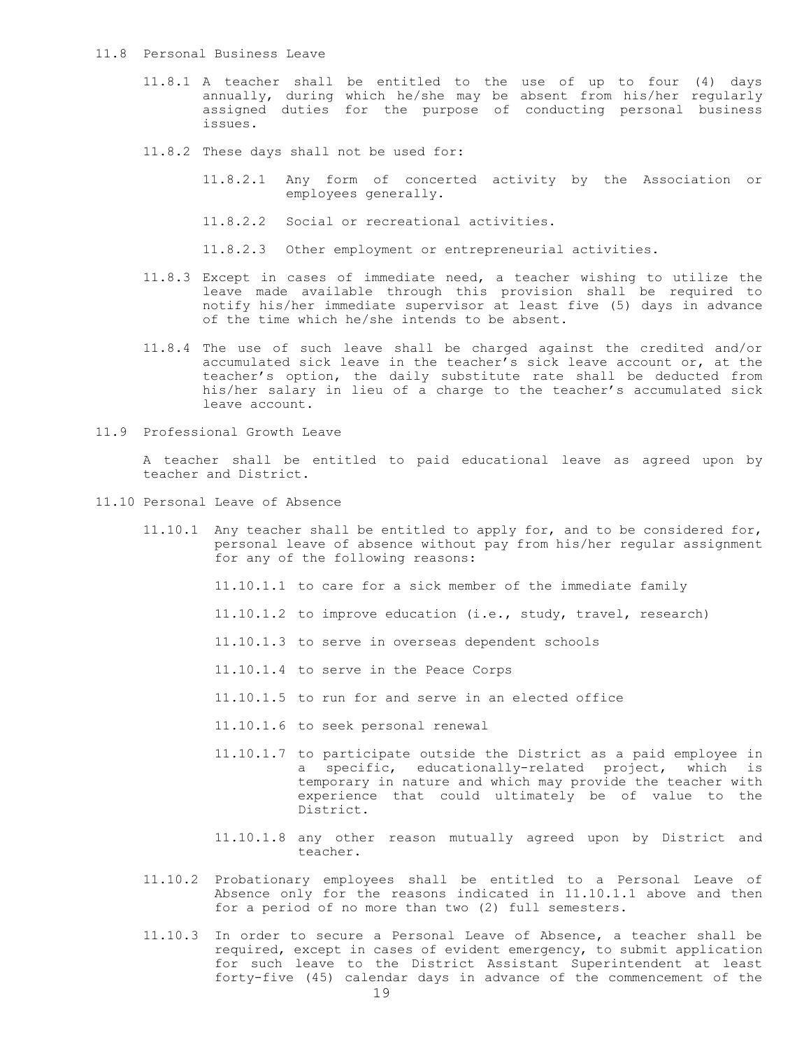11.8 Personal Business Leave

11.8.1 A teacher shall be entitled to the use of up to four (4) days annually, during which he/she may be absent from his/her regularly assigned duties for the purpose of conducting personal business issues.

11.8.2 These days shall not be used for:

11.8.2.1 Any form of concerted activity by the Association or employees generally.

11.8.2.2 Social or recreational activities.

11.8.2.3 Other employment or entrepreneurial activities.

11.8.3 Except in cases of immediate need, a teacher wishing to utilize the leave made available through this provision shall be required to notify his/her immediate supervisor at least five (5) days in advance of the time which he/she intends to be absent.

11.8.4 The use of such leave shall be charged against the credited and/or accumulated sick leave in the teacher's sick leave account or, at the teacher's option, the daily substitute rate shall be deducted from his/her salary in lieu of a charge to the teacher's accumulated sick leave account.

11.9 Professional Growth Leave

A teacher shall be entitled to paid educational leave as agreed upon by teacher and District.

11.10 Personal Leave of Absence

11.10.1 Any teacher shall be entitled to apply for, and to be considered for, personal leave of absence without pay from his/her regular assignment for any of the following reasons:

11.10.1.1 to care for a sick member of the immediate family

11.10.1.2 to improve education (i.e., study, travel, research)

11.10.1.3 to serve in overseas dependent schools

11.10.1.4 to serve in the Peace Corps

11.10.1.5 to run for and serve in an elected office

11.10.1.6 to seek personal renewal

11.10.1.7 to participate outside the District as a paid employee in a specific, educationally-related project, which is temporary in nature and which may provide the teacher with experience that could ultimately be of value to the District.

11.10.1.8 any other reason mutually agreed upon by District and teacher.

11.10.2 Probationary employees shall be entitled to a Personal Leave of Absence only for the reasons indicated in 11.10.1.1 above and then for a period of no more than two (2) full semesters.

11.10.3 In order to secure a Personal Leave of Absence, a teacher shall be required, except in cases of evident emergency, to submit application for such leave to the District Assistant Superintendent at least forty-five (45) calendar days in advance of the commencement of the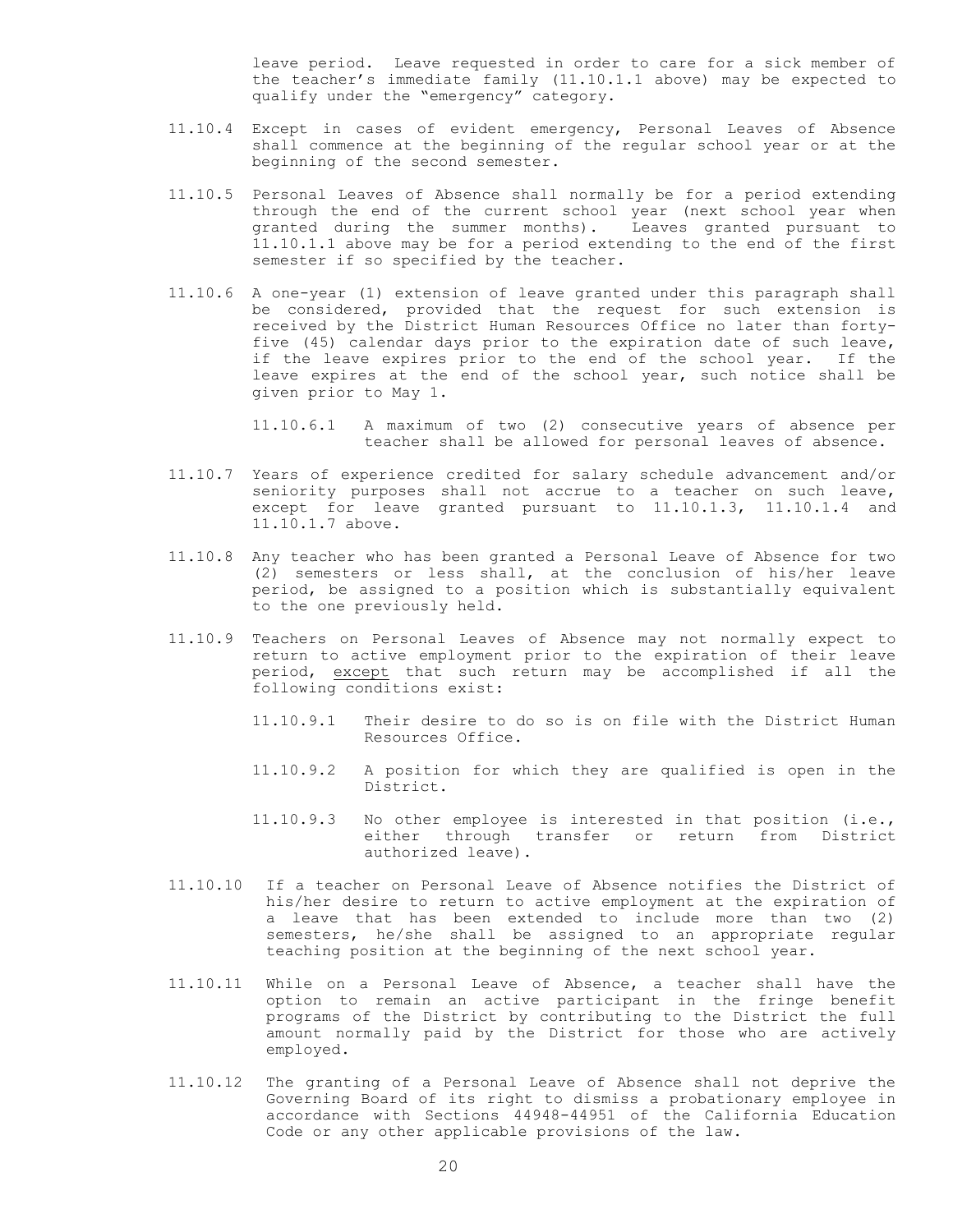leave period. Leave requested in order to care for a sick member of the teacher's immediate family (11.10.1.1 above) may be expected to qualify under the "emergency" category.

11.10.4 Except in cases of evident emergency, Personal Leaves of Absence shall commence at the beginning of the regular school year or at the beginning of the second semester.

11.10.5 Personal Leaves of Absence shall normally be for a period extending through the end of the current school year (next school year when granted during the summer months). Leaves granted pursuant to 11.10.1.1 above may be for a period extending to the end of the first semester if so specified by the teacher.

11.10.6 A one-year (1) extension of leave granted under this paragraph shall be considered, provided that the request for such extension is received by the District Human Resources Office no later than forty-five (45) calendar days prior to the expiration date of such leave, if the leave expires prior to the end of the school year. If the leave expires at the end of the school year, such notice shall be given prior to May 1.

> 11.10.6.1 A maximum of two (2) consecutive years of absence per teacher shall be allowed for personal leaves of absence.

11.10.7 Years of experience credited for salary schedule advancement and/or seniority purposes shall not accrue to a teacher on such leave, except for leave granted pursuant to 11.10.1.3, 11.10.1.4 and 11.10.1.7 above.

11.10.8 Any teacher who has been granted a Personal Leave of Absence for two (2) semesters or less shall, at the conclusion of his/her leave period, be assigned to a position which is substantially equivalent to the one previously held.

11.10.9 Teachers on Personal Leaves of Absence may not normally expect to return to active employment prior to the expiration of their leave period, <u>except</u> that such return may be accomplished if all the following conditions exist:

> 11.10.9.1 Their desire to do so is on file with the District Human Resources Office.
>
> 11.10.9.2 A position for which they are qualified is open in the District.
>
> 11.10.9.3 No other employee is interested in that position (i.e., either through transfer or return from District authorized leave).

11.10.10 If a teacher on Personal Leave of Absence notifies the District of his/her desire to return to active employment at the expiration of a leave that has been extended to include more than two (2) semesters, he/she shall be assigned to an appropriate regular teaching position at the beginning of the next school year.

11.10.11 While on a Personal Leave of Absence, a teacher shall have the option to remain an active participant in the fringe benefit programs of the District by contributing to the District the full amount normally paid by the District for those who are actively employed.

11.10.12 The granting of a Personal Leave of Absence shall not deprive the Governing Board of its right to dismiss a probationary employee in accordance with Sections 44948-44951 of the California Education Code or any other applicable provisions of the law.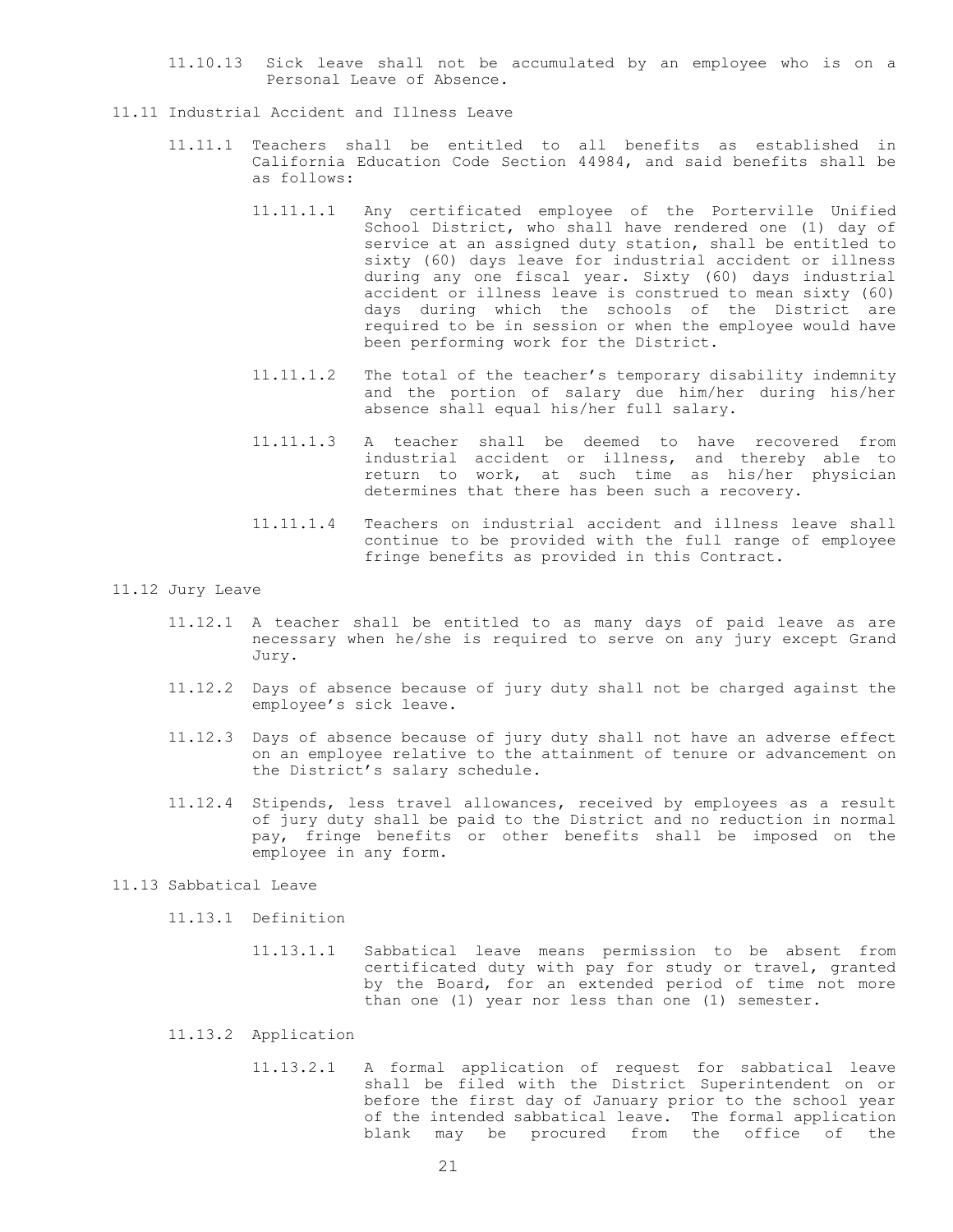11.10.13 Sick leave shall not be accumulated by an employee who is on a Personal Leave of Absence.

11.11 Industrial Accident and Illness Leave

11.11.1 Teachers shall be entitled to all benefits as established in California Education Code Section 44984, and said benefits shall be as follows:

11.11.1.1 Any certificated employee of the Porterville Unified School District, who shall have rendered one (1) day of service at an assigned duty station, shall be entitled to sixty (60) days leave for industrial accident or illness during any one fiscal year. Sixty (60) days industrial accident or illness leave is construed to mean sixty (60) days during which the schools of the District are required to be in session or when the employee would have been performing work for the District.

11.11.1.2 The total of the teacher's temporary disability indemnity and the portion of salary due him/her during his/her absence shall equal his/her full salary.

11.11.1.3 A teacher shall be deemed to have recovered from industrial accident or illness, and thereby able to return to work, at such time as his/her physician determines that there has been such a recovery.

11.11.1.4 Teachers on industrial accident and illness leave shall continue to be provided with the full range of employee fringe benefits as provided in this Contract.

11.12 Jury Leave

11.12.1 A teacher shall be entitled to as many days of paid leave as are necessary when he/she is required to serve on any jury except Grand Jury.

11.12.2 Days of absence because of jury duty shall not be charged against the employee's sick leave.

11.12.3 Days of absence because of jury duty shall not have an adverse effect on an employee relative to the attainment of tenure or advancement on the District's salary schedule.

11.12.4 Stipends, less travel allowances, received by employees as a result of jury duty shall be paid to the District and no reduction in normal pay, fringe benefits or other benefits shall be imposed on the employee in any form.

11.13 Sabbatical Leave

11.13.1 Definition

11.13.1.1 Sabbatical leave means permission to be absent from certificated duty with pay for study or travel, granted by the Board, for an extended period of time not more than one (1) year nor less than one (1) semester.

11.13.2 Application

11.13.2.1 A formal application of request for sabbatical leave shall be filed with the District Superintendent on or before the first day of January prior to the school year of the intended sabbatical leave. The formal application blank may be procured from the office of the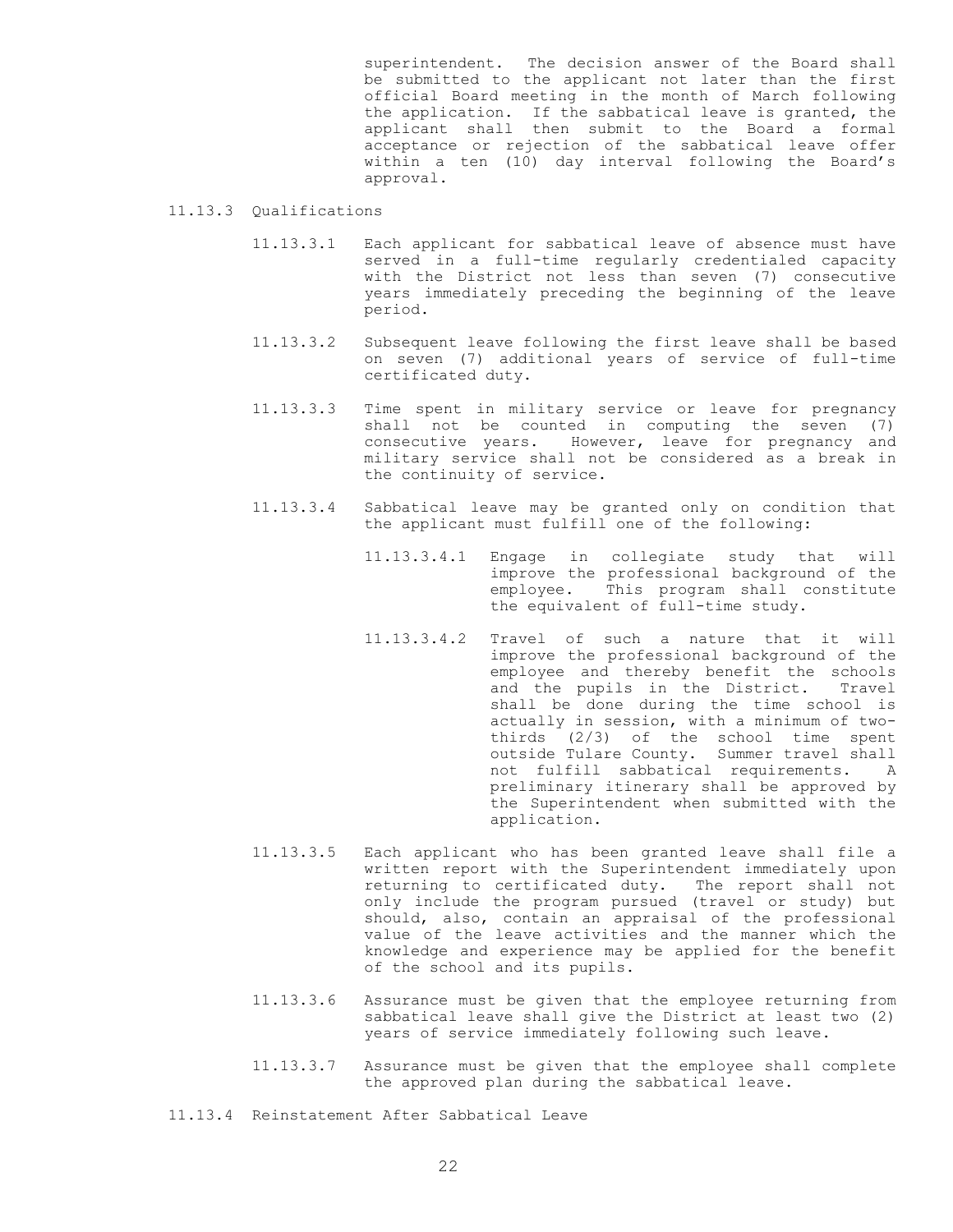superintendent. The decision answer of the Board shall be submitted to the applicant not later than the first official Board meeting in the month of March following the application. If the sabbatical leave is granted, the applicant shall then submit to the Board a formal acceptance or rejection of the sabbatical leave offer within a ten (10) day interval following the Board's approval.

11.13.3 Qualifications

11.13.3.1 Each applicant for sabbatical leave of absence must have served in a full-time regularly credentialed capacity with the District not less than seven (7) consecutive years immediately preceding the beginning of the leave period.

11.13.3.2 Subsequent leave following the first leave shall be based on seven (7) additional years of service of full-time certificated duty.

11.13.3.3 Time spent in military service or leave for pregnancy shall not be counted in computing the seven (7) consecutive years. However, leave for pregnancy and military service shall not be considered as a break in the continuity of service.

11.13.3.4 Sabbatical leave may be granted only on condition that the applicant must fulfill one of the following:

11.13.3.4.1 Engage in collegiate study that will improve the professional background of the employee. This program shall constitute the equivalent of full-time study.

11.13.3.4.2 Travel of such a nature that it will improve the professional background of the employee and thereby benefit the schools and the pupils in the District. Travel shall be done during the time school is actually in session, with a minimum of two-thirds (2/3) of the school time spent outside Tulare County. Summer travel shall not fulfill sabbatical requirements. A preliminary itinerary shall be approved by the Superintendent when submitted with the application.

11.13.3.5 Each applicant who has been granted leave shall file a written report with the Superintendent immediately upon returning to certificated duty. The report shall not only include the program pursued (travel or study) but should, also, contain an appraisal of the professional value of the leave activities and the manner which the knowledge and experience may be applied for the benefit of the school and its pupils.

11.13.3.6 Assurance must be given that the employee returning from sabbatical leave shall give the District at least two (2) years of service immediately following such leave.

11.13.3.7 Assurance must be given that the employee shall complete the approved plan during the sabbatical leave.

11.13.4 Reinstatement After Sabbatical Leave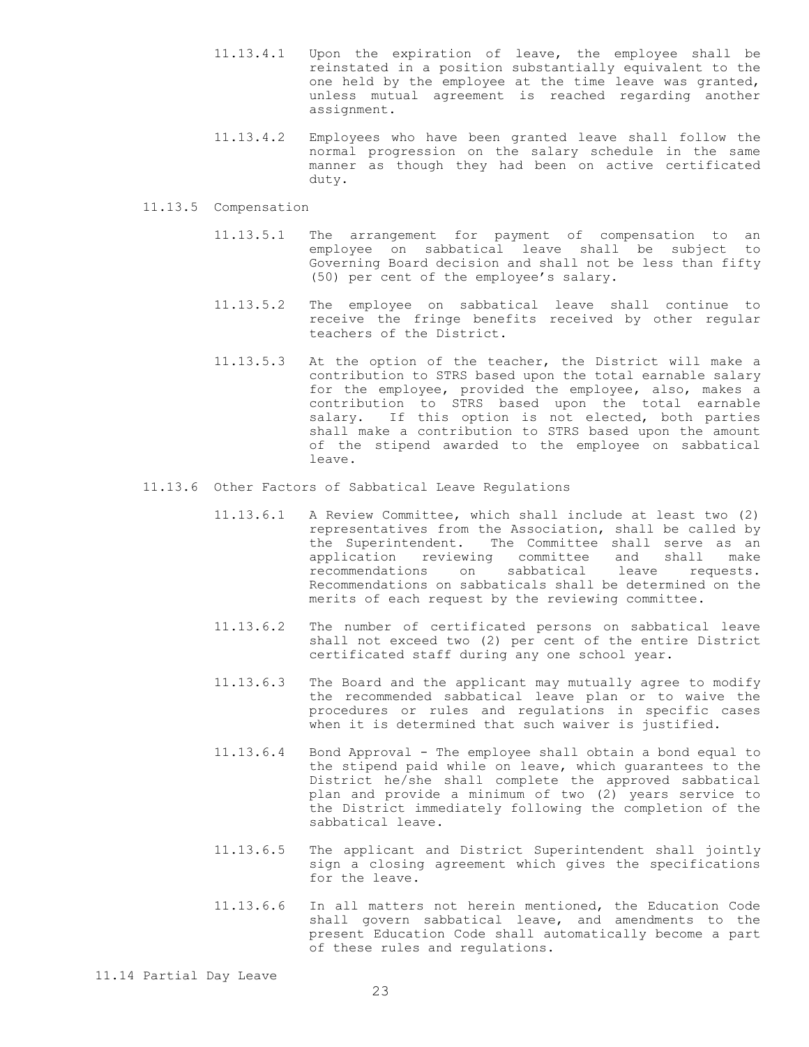11.13.4.1 Upon the expiration of leave, the employee shall be reinstated in a position substantially equivalent to the one held by the employee at the time leave was granted, unless mutual agreement is reached regarding another assignment.

11.13.4.2 Employees who have been granted leave shall follow the normal progression on the salary schedule in the same manner as though they had been on active certificated duty.

11.13.5 Compensation

11.13.5.1 The arrangement for payment of compensation to an employee on sabbatical leave shall be subject to Governing Board decision and shall not be less than fifty (50) per cent of the employee's salary.

11.13.5.2 The employee on sabbatical leave shall continue to receive the fringe benefits received by other regular teachers of the District.

11.13.5.3 At the option of the teacher, the District will make a contribution to STRS based upon the total earnable salary for the employee, provided the employee, also, makes a contribution to STRS based upon the total earnable salary. If this option is not elected, both parties shall make a contribution to STRS based upon the amount of the stipend awarded to the employee on sabbatical leave.

11.13.6 Other Factors of Sabbatical Leave Regulations

11.13.6.1 A Review Committee, which shall include at least two (2) representatives from the Association, shall be called by the Superintendent. The Committee shall serve as an application reviewing committee and shall make recommendations on sabbatical leave requests. Recommendations on sabbaticals shall be determined on the merits of each request by the reviewing committee.

11.13.6.2 The number of certificated persons on sabbatical leave shall not exceed two (2) per cent of the entire District certificated staff during any one school year.

11.13.6.3 The Board and the applicant may mutually agree to modify the recommended sabbatical leave plan or to waive the procedures or rules and regulations in specific cases when it is determined that such waiver is justified.

11.13.6.4 Bond Approval - The employee shall obtain a bond equal to the stipend paid while on leave, which guarantees to the District he/she shall complete the approved sabbatical plan and provide a minimum of two (2) years service to the District immediately following the completion of the sabbatical leave.

11.13.6.5 The applicant and District Superintendent shall jointly sign a closing agreement which gives the specifications for the leave.

11.13.6.6 In all matters not herein mentioned, the Education Code shall govern sabbatical leave, and amendments to the present Education Code shall automatically become a part of these rules and regulations.

11.14 Partial Day Leave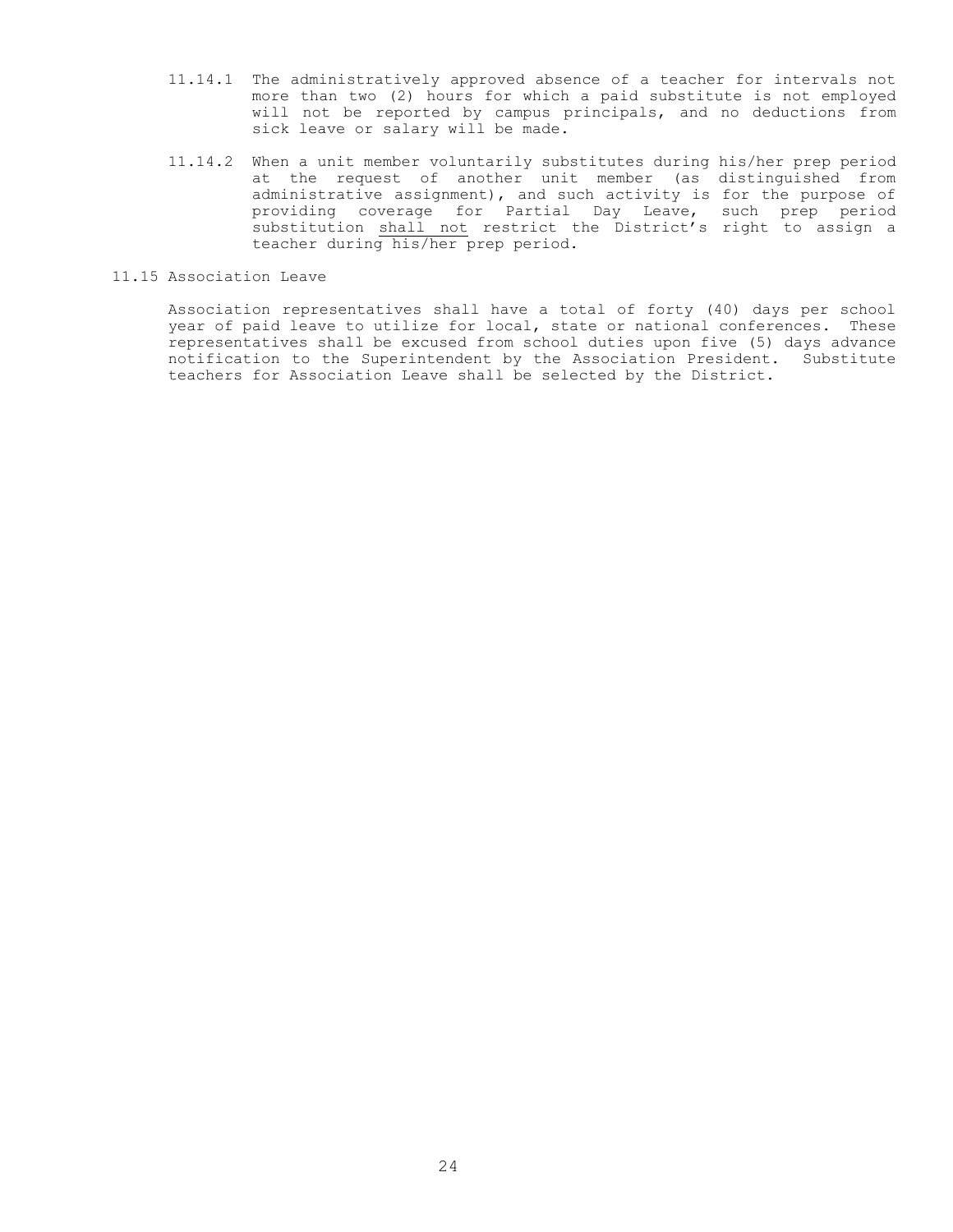11.14.1 The administratively approved absence of a teacher for intervals not more than two (2) hours for which a paid substitute is not employed will not be reported by campus principals, and no deductions from sick leave or salary will be made.

11.14.2 When a unit member voluntarily substitutes during his/her prep period at the request of another unit member (as distinguished from administrative assignment), and such activity is for the purpose of providing coverage for Partial Day Leave, such prep period substitution <u>shall not</u> restrict the District's right to assign a teacher during his/her prep period.

## 11.15 Association Leave

Association representatives shall have a total of forty (40) days per school year of paid leave to utilize for local, state or national conferences. These representatives shall be excused from school duties upon five (5) days advance notification to the Superintendent by the Association President. Substitute teachers for Association Leave shall be selected by the District.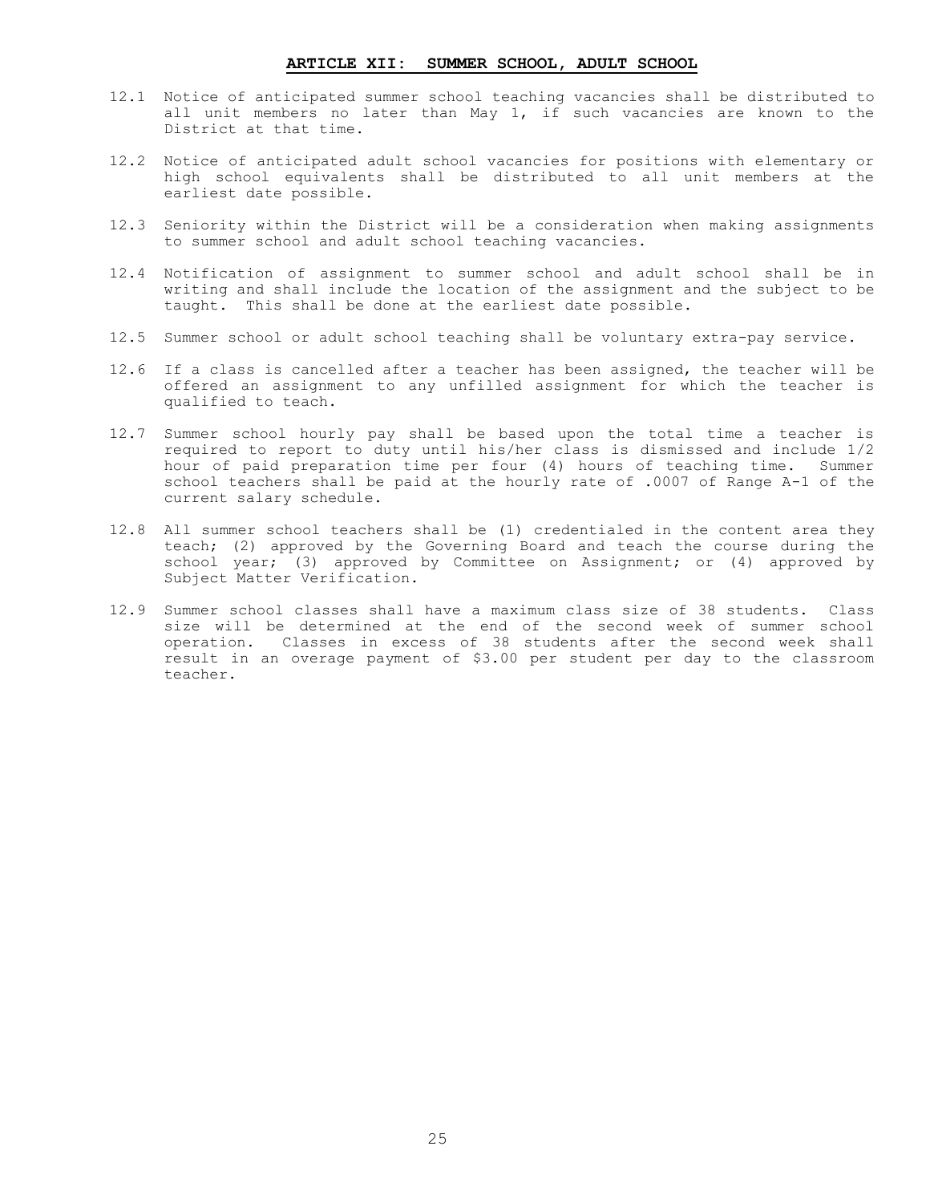## ARTICLE XII: SUMMER SCHOOL, ADULT SCHOOL

12.1 Notice of anticipated summer school teaching vacancies shall be distributed to all unit members no later than May 1, if such vacancies are known to the District at that time.

12.2 Notice of anticipated adult school vacancies for positions with elementary or high school equivalents shall be distributed to all unit members at the earliest date possible.

12.3 Seniority within the District will be a consideration when making assignments to summer school and adult school teaching vacancies.

12.4 Notification of assignment to summer school and adult school shall be in writing and shall include the location of the assignment and the subject to be taught. This shall be done at the earliest date possible.

12.5 Summer school or adult school teaching shall be voluntary extra-pay service.

12.6 If a class is cancelled after a teacher has been assigned, the teacher will be offered an assignment to any unfilled assignment for which the teacher is qualified to teach.

12.7 Summer school hourly pay shall be based upon the total time a teacher is required to report to duty until his/her class is dismissed and include 1/2 hour of paid preparation time per four (4) hours of teaching time. Summer school teachers shall be paid at the hourly rate of .0007 of Range A-1 of the current salary schedule.

12.8 All summer school teachers shall be (1) credentialed in the content area they teach; (2) approved by the Governing Board and teach the course during the school year; (3) approved by Committee on Assignment; or (4) approved by Subject Matter Verification.

12.9 Summer school classes shall have a maximum class size of 38 students. Class size will be determined at the end of the second week of summer school operation. Classes in excess of 38 students after the second week shall result in an overage payment of $3.00 per student per day to the classroom teacher.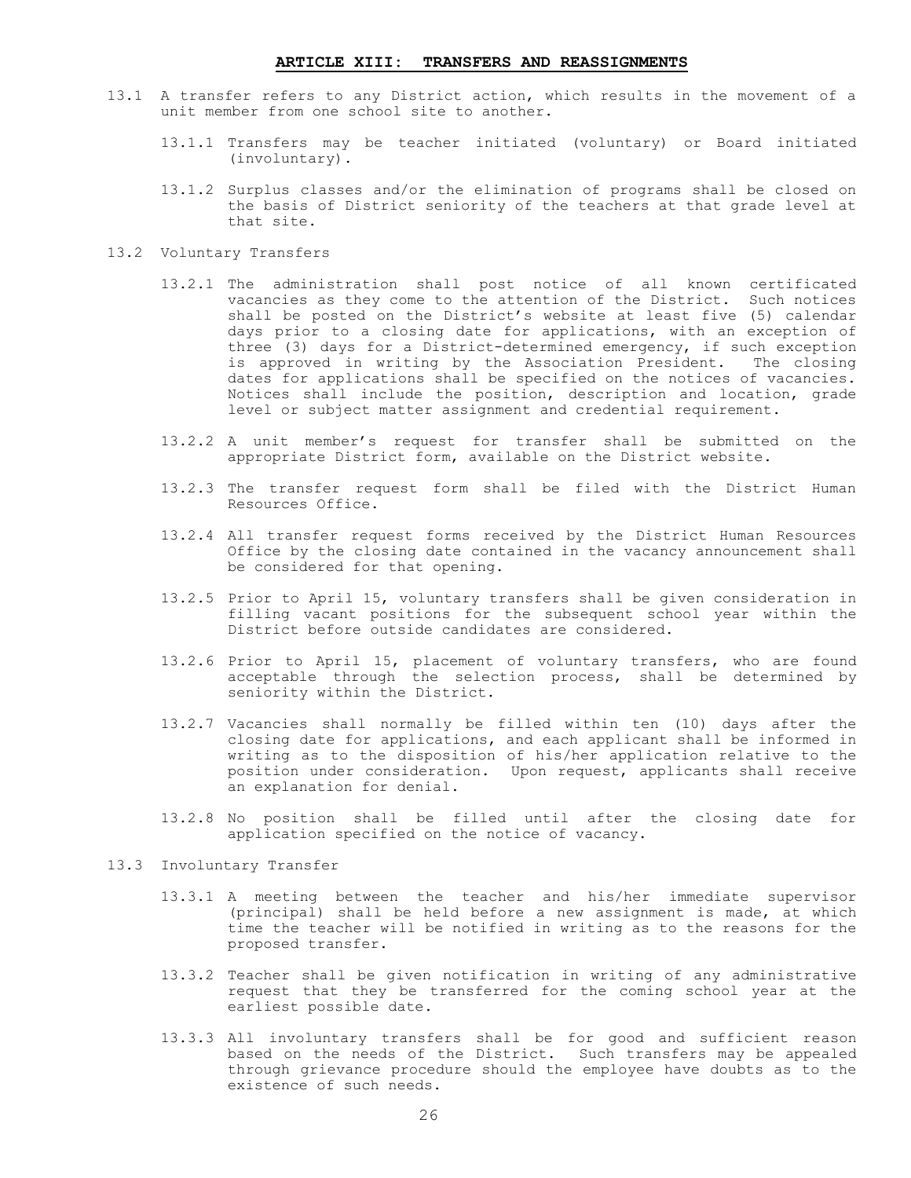## ARTICLE XIII: TRANSFERS AND REASSIGNMENTS

13.1 A transfer refers to any District action, which results in the movement of a unit member from one school site to another.

13.1.1 Transfers may be teacher initiated (voluntary) or Board initiated (involuntary).

13.1.2 Surplus classes and/or the elimination of programs shall be closed on the basis of District seniority of the teachers at that grade level at that site.

13.2 Voluntary Transfers

13.2.1 The administration shall post notice of all known certificated vacancies as they come to the attention of the District. Such notices shall be posted on the District's website at least five (5) calendar days prior to a closing date for applications, with an exception of three (3) days for a District-determined emergency, if such exception is approved in writing by the Association President. The closing dates for applications shall be specified on the notices of vacancies. Notices shall include the position, description and location, grade level or subject matter assignment and credential requirement.

13.2.2 A unit member's request for transfer shall be submitted on the appropriate District form, available on the District website.

13.2.3 The transfer request form shall be filed with the District Human Resources Office.

13.2.4 All transfer request forms received by the District Human Resources Office by the closing date contained in the vacancy announcement shall be considered for that opening.

13.2.5 Prior to April 15, voluntary transfers shall be given consideration in filling vacant positions for the subsequent school year within the District before outside candidates are considered.

13.2.6 Prior to April 15, placement of voluntary transfers, who are found acceptable through the selection process, shall be determined by seniority within the District.

13.2.7 Vacancies shall normally be filled within ten (10) days after the closing date for applications, and each applicant shall be informed in writing as to the disposition of his/her application relative to the position under consideration. Upon request, applicants shall receive an explanation for denial.

13.2.8 No position shall be filled until after the closing date for application specified on the notice of vacancy.

13.3 Involuntary Transfer

13.3.1 A meeting between the teacher and his/her immediate supervisor (principal) shall be held before a new assignment is made, at which time the teacher will be notified in writing as to the reasons for the proposed transfer.

13.3.2 Teacher shall be given notification in writing of any administrative request that they be transferred for the coming school year at the earliest possible date.

13.3.3 All involuntary transfers shall be for good and sufficient reason based on the needs of the District. Such transfers may be appealed through grievance procedure should the employee have doubts as to the existence of such needs.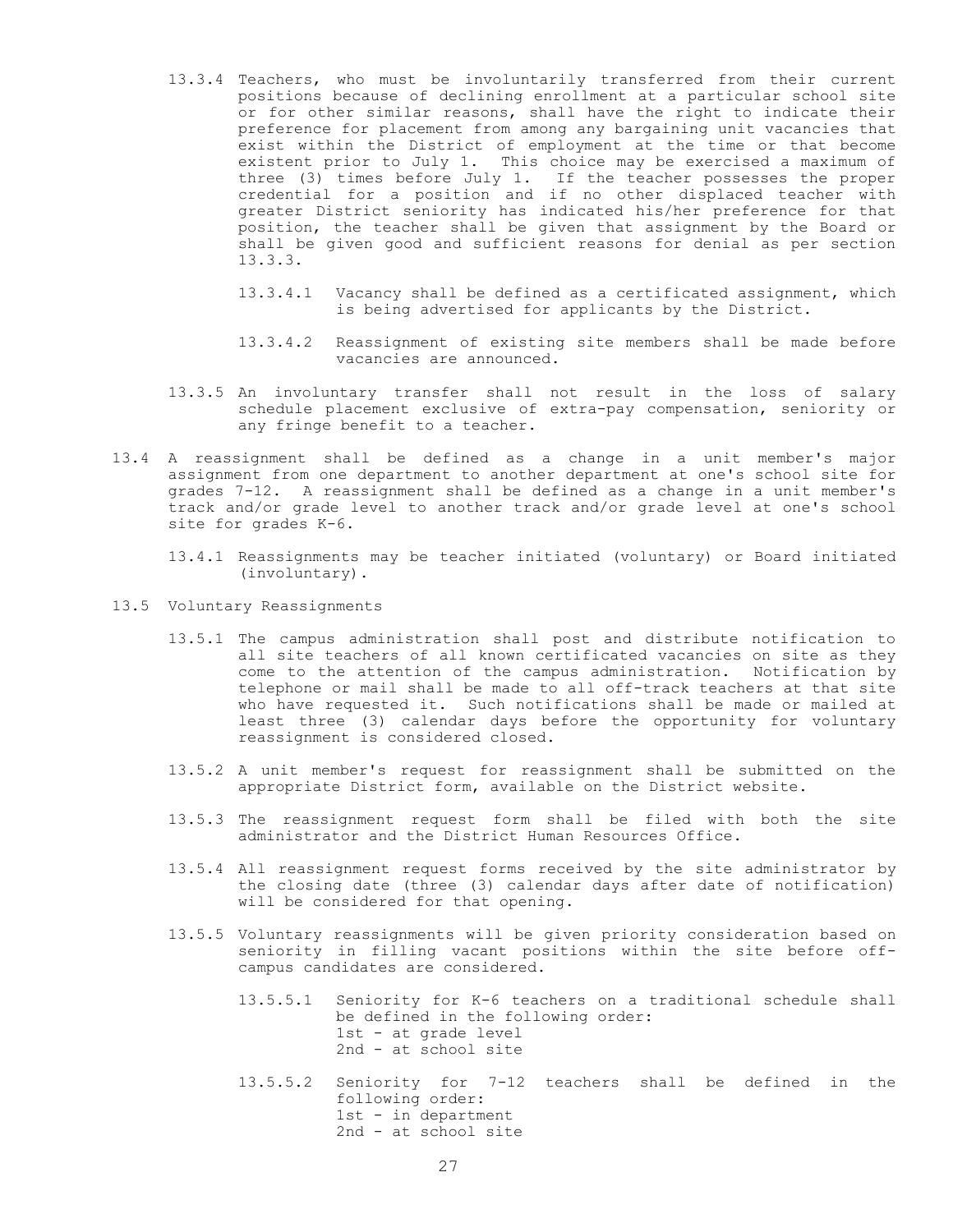13.3.4 Teachers, who must be involuntarily transferred from their current positions because of declining enrollment at a particular school site or for other similar reasons, shall have the right to indicate their preference for placement from among any bargaining unit vacancies that exist within the District of employment at the time or that become existent prior to July 1. This choice may be exercised a maximum of three (3) times before July 1. If the teacher possesses the proper credential for a position and if no other displaced teacher with greater District seniority has indicated his/her preference for that position, the teacher shall be given that assignment by the Board or shall be given good and sufficient reasons for denial as per section 13.3.3.

13.3.4.1 Vacancy shall be defined as a certificated assignment, which is being advertised for applicants by the District.

13.3.4.2 Reassignment of existing site members shall be made before vacancies are announced.

13.3.5 An involuntary transfer shall not result in the loss of salary schedule placement exclusive of extra-pay compensation, seniority or any fringe benefit to a teacher.

13.4 A reassignment shall be defined as a change in a unit member's major assignment from one department to another department at one's school site for grades 7-12. A reassignment shall be defined as a change in a unit member's track and/or grade level to another track and/or grade level at one's school site for grades K-6.

13.4.1 Reassignments may be teacher initiated (voluntary) or Board initiated (involuntary).

13.5 Voluntary Reassignments

13.5.1 The campus administration shall post and distribute notification to all site teachers of all known certificated vacancies on site as they come to the attention of the campus administration. Notification by telephone or mail shall be made to all off-track teachers at that site who have requested it. Such notifications shall be made or mailed at least three (3) calendar days before the opportunity for voluntary reassignment is considered closed.

13.5.2 A unit member's request for reassignment shall be submitted on the appropriate District form, available on the District website.

13.5.3 The reassignment request form shall be filed with both the site administrator and the District Human Resources Office.

13.5.4 All reassignment request forms received by the site administrator by the closing date (three (3) calendar days after date of notification) will be considered for that opening.

13.5.5 Voluntary reassignments will be given priority consideration based on seniority in filling vacant positions within the site before off-campus candidates are considered.

13.5.5.1 Seniority for K-6 teachers on a traditional schedule shall be defined in the following order:
1st - at grade level
2nd - at school site

13.5.5.2 Seniority for 7-12 teachers shall be defined in the following order:
1st - in department
2nd - at school site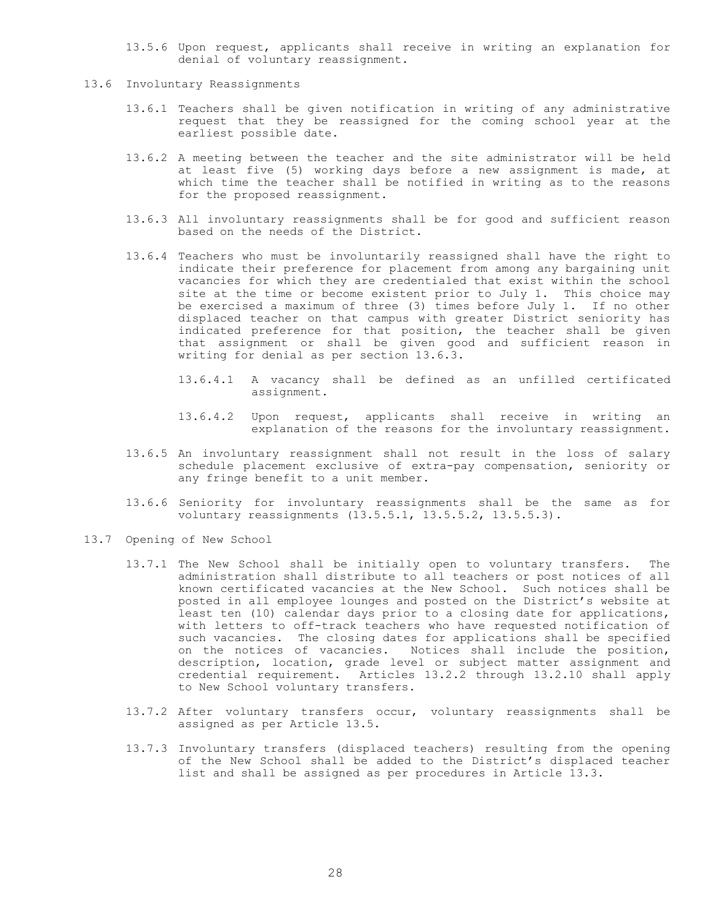13.5.6 Upon request, applicants shall receive in writing an explanation for denial of voluntary reassignment.

13.6 Involuntary Reassignments

13.6.1 Teachers shall be given notification in writing of any administrative request that they be reassigned for the coming school year at the earliest possible date.

13.6.2 A meeting between the teacher and the site administrator will be held at least five (5) working days before a new assignment is made, at which time the teacher shall be notified in writing as to the reasons for the proposed reassignment.

13.6.3 All involuntary reassignments shall be for good and sufficient reason based on the needs of the District.

13.6.4 Teachers who must be involuntarily reassigned shall have the right to indicate their preference for placement from among any bargaining unit vacancies for which they are credentialed that exist within the school site at the time or become existent prior to July 1. This choice may be exercised a maximum of three (3) times before July 1. If no other displaced teacher on that campus with greater District seniority has indicated preference for that position, the teacher shall be given that assignment or shall be given good and sufficient reason in writing for denial as per section 13.6.3.

13.6.4.1 A vacancy shall be defined as an unfilled certificated assignment.

13.6.4.2 Upon request, applicants shall receive in writing an explanation of the reasons for the involuntary reassignment.

13.6.5 An involuntary reassignment shall not result in the loss of salary schedule placement exclusive of extra-pay compensation, seniority or any fringe benefit to a unit member.

13.6.6 Seniority for involuntary reassignments shall be the same as for voluntary reassignments (13.5.5.1, 13.5.5.2, 13.5.5.3).

13.7 Opening of New School

13.7.1 The New School shall be initially open to voluntary transfers. The administration shall distribute to all teachers or post notices of all known certificated vacancies at the New School. Such notices shall be posted in all employee lounges and posted on the District's website at least ten (10) calendar days prior to a closing date for applications, with letters to off-track teachers who have requested notification of such vacancies. The closing dates for applications shall be specified on the notices of vacancies. Notices shall include the position, description, location, grade level or subject matter assignment and credential requirement. Articles 13.2.2 through 13.2.10 shall apply to New School voluntary transfers.

13.7.2 After voluntary transfers occur, voluntary reassignments shall be assigned as per Article 13.5.

13.7.3 Involuntary transfers (displaced teachers) resulting from the opening of the New School shall be added to the District's displaced teacher list and shall be assigned as per procedures in Article 13.3.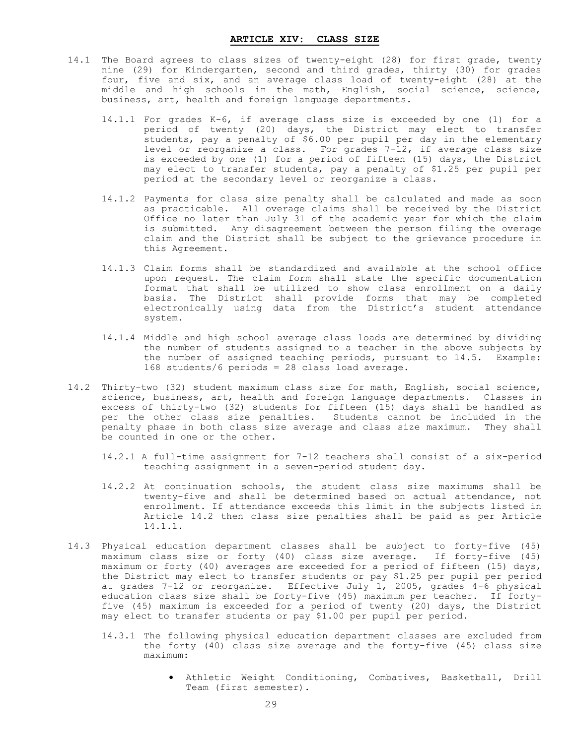# ARTICLE XIV: CLASS SIZE

14.1 The Board agrees to class sizes of twenty-eight (28) for first grade, twenty nine (29) for Kindergarten, second and third grades, thirty (30) for grades four, five and six, and an average class load of twenty-eight (28) at the middle and high schools in the math, English, social science, science, business, art, health and foreign language departments.

14.1.1 For grades K-6, if average class size is exceeded by one (1) for a period of twenty (20) days, the District may elect to transfer students, pay a penalty of $6.00 per pupil per day in the elementary level or reorganize a class. For grades 7-12, if average class size is exceeded by one (1) for a period of fifteen (15) days, the District may elect to transfer students, pay a penalty of $1.25 per pupil per period at the secondary level or reorganize a class.

14.1.2 Payments for class size penalty shall be calculated and made as soon as practicable. All overage claims shall be received by the District Office no later than July 31 of the academic year for which the claim is submitted. Any disagreement between the person filing the overage claim and the District shall be subject to the grievance procedure in this Agreement.

14.1.3 Claim forms shall be standardized and available at the school office upon request. The claim form shall state the specific documentation format that shall be utilized to show class enrollment on a daily basis. The District shall provide forms that may be completed electronically using data from the District's student attendance system.

14.1.4 Middle and high school average class loads are determined by dividing the number of students assigned to a teacher in the above subjects by the number of assigned teaching periods, pursuant to 14.5. Example: 168 students/6 periods = 28 class load average.

14.2 Thirty-two (32) student maximum class size for math, English, social science, science, business, art, health and foreign language departments. Classes in excess of thirty-two (32) students for fifteen (15) days shall be handled as per the other class size penalties. Students cannot be included in the penalty phase in both class size average and class size maximum. They shall be counted in one or the other.

14.2.1 A full-time assignment for 7-12 teachers shall consist of a six-period teaching assignment in a seven-period student day.

14.2.2 At continuation schools, the student class size maximums shall be twenty-five and shall be determined based on actual attendance, not enrollment. If attendance exceeds this limit in the subjects listed in Article 14.2 then class size penalties shall be paid as per Article 14.1.1.

14.3 Physical education department classes shall be subject to forty-five (45) maximum class size or forty (40) class size average. If forty-five (45) maximum or forty (40) averages are exceeded for a period of fifteen (15) days, the District may elect to transfer students or pay $1.25 per pupil per period at grades 7-12 or reorganize. Effective July 1, 2005, grades 4-6 physical education class size shall be forty-five (45) maximum per teacher. If forty-five (45) maximum is exceeded for a period of twenty (20) days, the District may elect to transfer students or pay $1.00 per pupil per period.

14.3.1 The following physical education department classes are excluded from the forty (40) class size average and the forty-five (45) class size maximum:

- Athletic Weight Conditioning, Combatives, Basketball, Drill Team (first semester).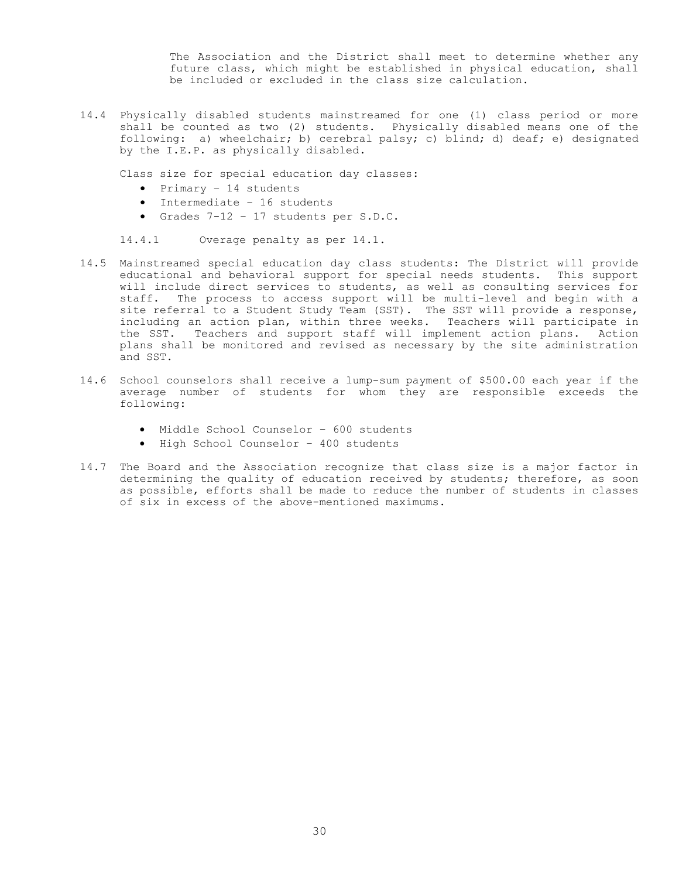The Association and the District shall meet to determine whether any future class, which might be established in physical education, shall be included or excluded in the class size calculation.

14.4 Physically disabled students mainstreamed for one (1) class period or more shall be counted as two (2) students. Physically disabled means one of the following: a) wheelchair; b) cerebral palsy; c) blind; d) deaf; e) designated by the I.E.P. as physically disabled.

Class size for special education day classes:

- Primary – 14 students
- Intermediate – 16 students
- Grades 7-12 – 17 students per S.D.C.

14.4.1 Overage penalty as per 14.1.

14.5 Mainstreamed special education day class students: The District will provide educational and behavioral support for special needs students. This support will include direct services to students, as well as consulting services for staff. The process to access support will be multi-level and begin with a site referral to a Student Study Team (SST). The SST will provide a response, including an action plan, within three weeks. Teachers will participate in the SST. Teachers and support staff will implement action plans. Action plans shall be monitored and revised as necessary by the site administration and SST.

14.6 School counselors shall receive a lump-sum payment of $500.00 each year if the average number of students for whom they are responsible exceeds the following:

- Middle School Counselor – 600 students
- High School Counselor – 400 students

14.7 The Board and the Association recognize that class size is a major factor in determining the quality of education received by students; therefore, as soon as possible, efforts shall be made to reduce the number of students in classes of six in excess of the above-mentioned maximums.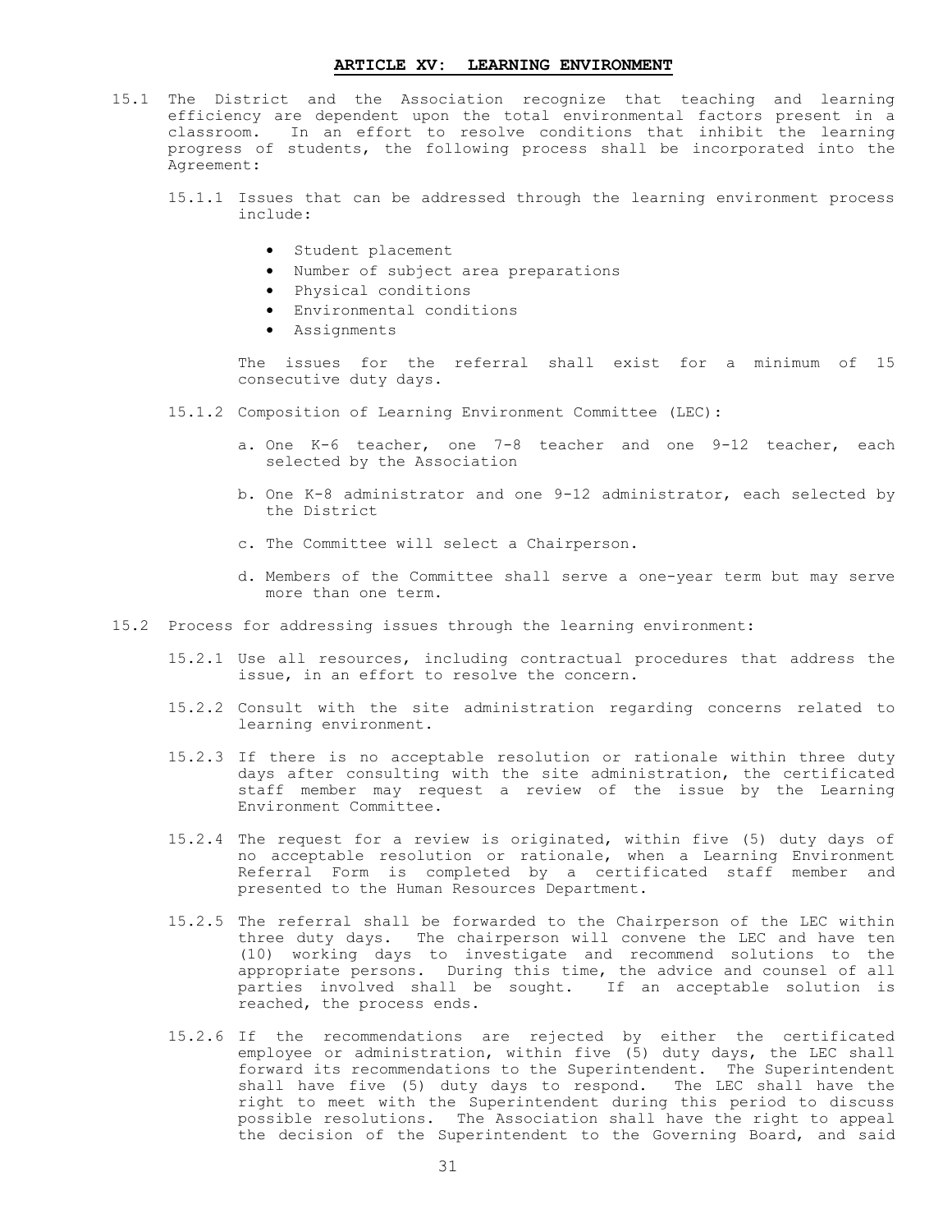## ARTICLE XV: LEARNING ENVIRONMENT

15.1 The District and the Association recognize that teaching and learning efficiency are dependent upon the total environmental factors present in a classroom. In an effort to resolve conditions that inhibit the learning progress of students, the following process shall be incorporated into the Agreement:

15.1.1 Issues that can be addressed through the learning environment process include:

- Student placement
- Number of subject area preparations
- Physical conditions
- Environmental conditions
- Assignments

The issues for the referral shall exist for a minimum of 15 consecutive duty days.

15.1.2 Composition of Learning Environment Committee (LEC):

a. One K-6 teacher, one 7-8 teacher and one 9-12 teacher, each selected by the Association

b. One K-8 administrator and one 9-12 administrator, each selected by the District

c. The Committee will select a Chairperson.

d. Members of the Committee shall serve a one-year term but may serve more than one term.

15.2 Process for addressing issues through the learning environment:

15.2.1 Use all resources, including contractual procedures that address the issue, in an effort to resolve the concern.

15.2.2 Consult with the site administration regarding concerns related to learning environment.

15.2.3 If there is no acceptable resolution or rationale within three duty days after consulting with the site administration, the certificated staff member may request a review of the issue by the Learning Environment Committee.

15.2.4 The request for a review is originated, within five (5) duty days of no acceptable resolution or rationale, when a Learning Environment Referral Form is completed by a certificated staff member and presented to the Human Resources Department.

15.2.5 The referral shall be forwarded to the Chairperson of the LEC within three duty days. The chairperson will convene the LEC and have ten (10) working days to investigate and recommend solutions to the appropriate persons. During this time, the advice and counsel of all parties involved shall be sought. If an acceptable solution is reached, the process ends.

15.2.6 If the recommendations are rejected by either the certificated employee or administration, within five (5) duty days, the LEC shall forward its recommendations to the Superintendent. The Superintendent shall have five (5) duty days to respond. The LEC shall have the right to meet with the Superintendent during this period to discuss possible resolutions. The Association shall have the right to appeal the decision of the Superintendent to the Governing Board, and said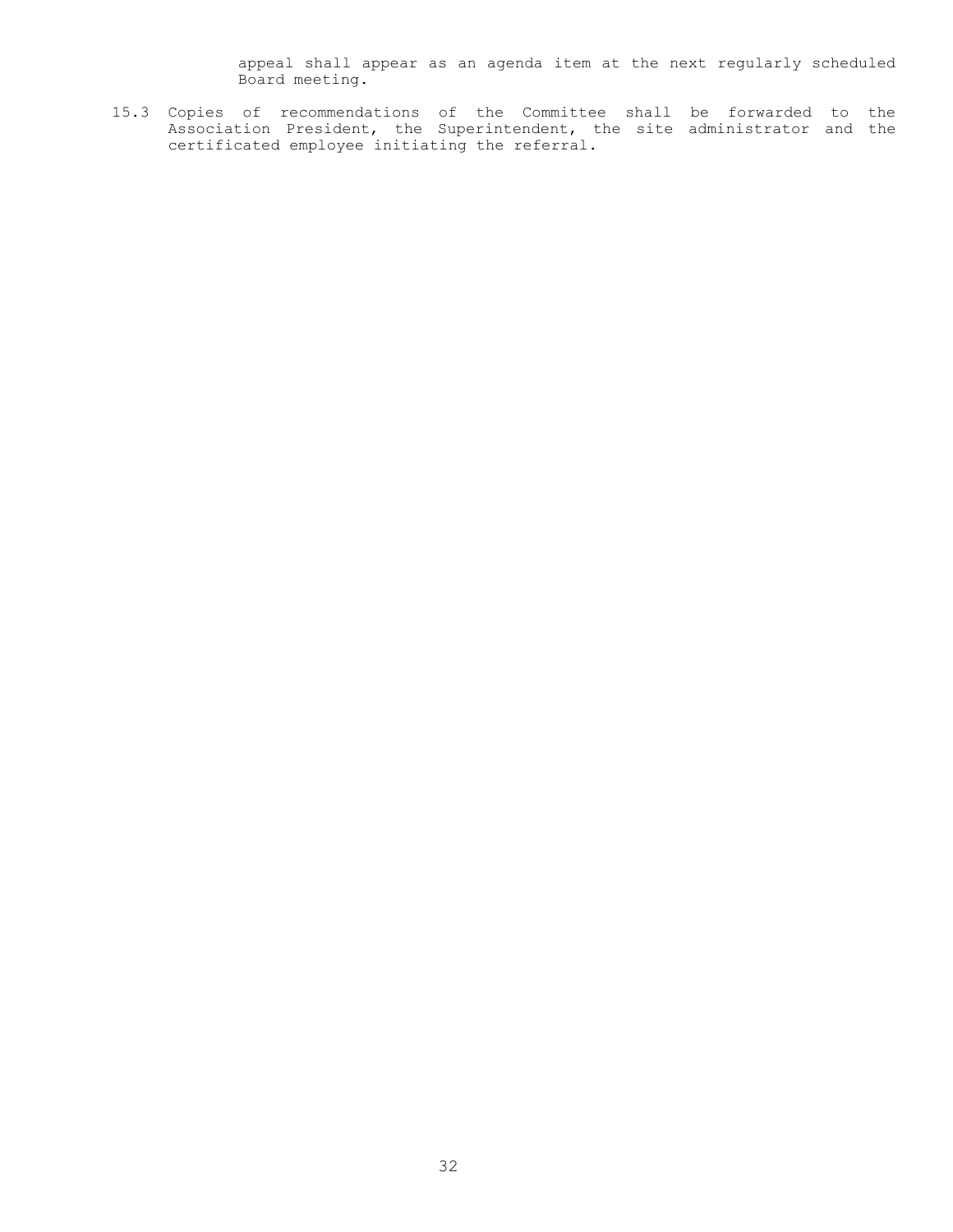appeal shall appear as an agenda item at the next regularly scheduled Board meeting.

15.3 Copies of recommendations of the Committee shall be forwarded to the Association President, the Superintendent, the site administrator and the certificated employee initiating the referral.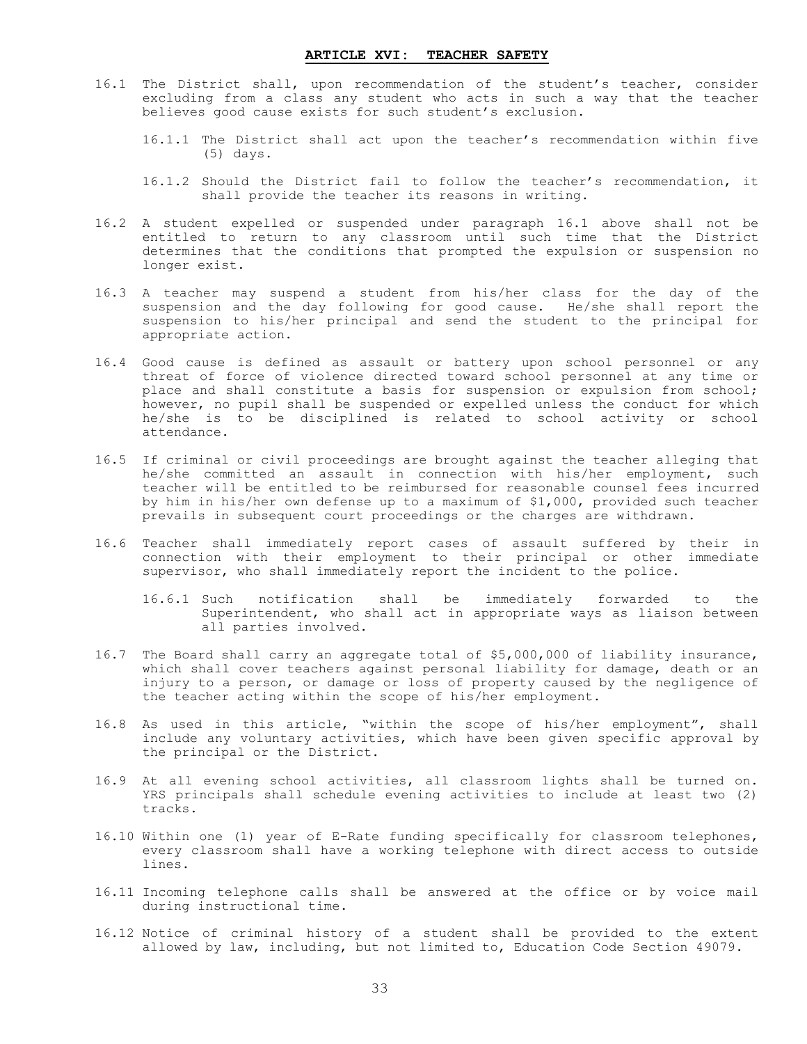## ARTICLE XVI: TEACHER SAFETY

16.1 The District shall, upon recommendation of the student's teacher, consider excluding from a class any student who acts in such a way that the teacher believes good cause exists for such student's exclusion.

16.1.1 The District shall act upon the teacher's recommendation within five (5) days.

16.1.2 Should the District fail to follow the teacher's recommendation, it shall provide the teacher its reasons in writing.

16.2 A student expelled or suspended under paragraph 16.1 above shall not be entitled to return to any classroom until such time that the District determines that the conditions that prompted the expulsion or suspension no longer exist.

16.3 A teacher may suspend a student from his/her class for the day of the suspension and the day following for good cause. He/she shall report the suspension to his/her principal and send the student to the principal for appropriate action.

16.4 Good cause is defined as assault or battery upon school personnel or any threat of force of violence directed toward school personnel at any time or place and shall constitute a basis for suspension or expulsion from school; however, no pupil shall be suspended or expelled unless the conduct for which he/she is to be disciplined is related to school activity or school attendance.

16.5 If criminal or civil proceedings are brought against the teacher alleging that he/she committed an assault in connection with his/her employment, such teacher will be entitled to be reimbursed for reasonable counsel fees incurred by him in his/her own defense up to a maximum of $1,000, provided such teacher prevails in subsequent court proceedings or the charges are withdrawn.

16.6 Teacher shall immediately report cases of assault suffered by their in connection with their employment to their principal or other immediate supervisor, who shall immediately report the incident to the police.

16.6.1 Such notification shall be immediately forwarded to the Superintendent, who shall act in appropriate ways as liaison between all parties involved.

16.7 The Board shall carry an aggregate total of $5,000,000 of liability insurance, which shall cover teachers against personal liability for damage, death or an injury to a person, or damage or loss of property caused by the negligence of the teacher acting within the scope of his/her employment.

16.8 As used in this article, "within the scope of his/her employment", shall include any voluntary activities, which have been given specific approval by the principal or the District.

16.9 At all evening school activities, all classroom lights shall be turned on. YRS principals shall schedule evening activities to include at least two (2) tracks.

16.10 Within one (1) year of E-Rate funding specifically for classroom telephones, every classroom shall have a working telephone with direct access to outside lines.

16.11 Incoming telephone calls shall be answered at the office or by voice mail during instructional time.

16.12 Notice of criminal history of a student shall be provided to the extent allowed by law, including, but not limited to, Education Code Section 49079.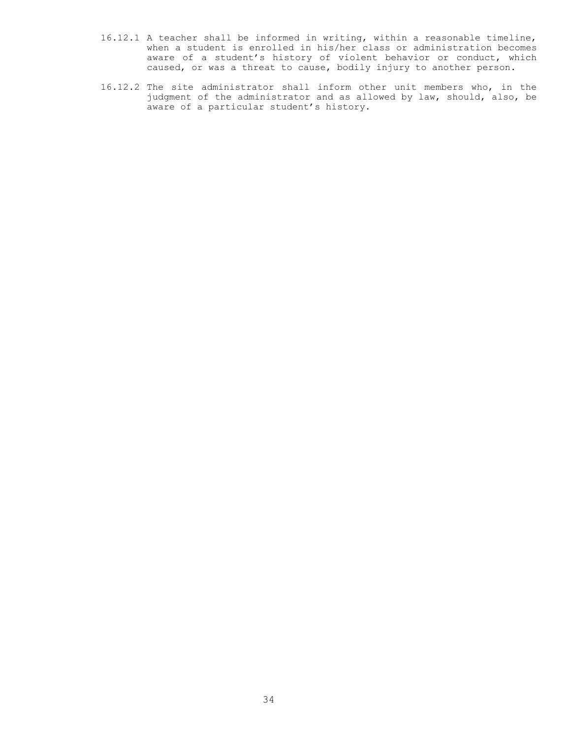16.12.1 A teacher shall be informed in writing, within a reasonable timeline, when a student is enrolled in his/her class or administration becomes aware of a student's history of violent behavior or conduct, which caused, or was a threat to cause, bodily injury to another person.

16.12.2 The site administrator shall inform other unit members who, in the judgment of the administrator and as allowed by law, should, also, be aware of a particular student's history.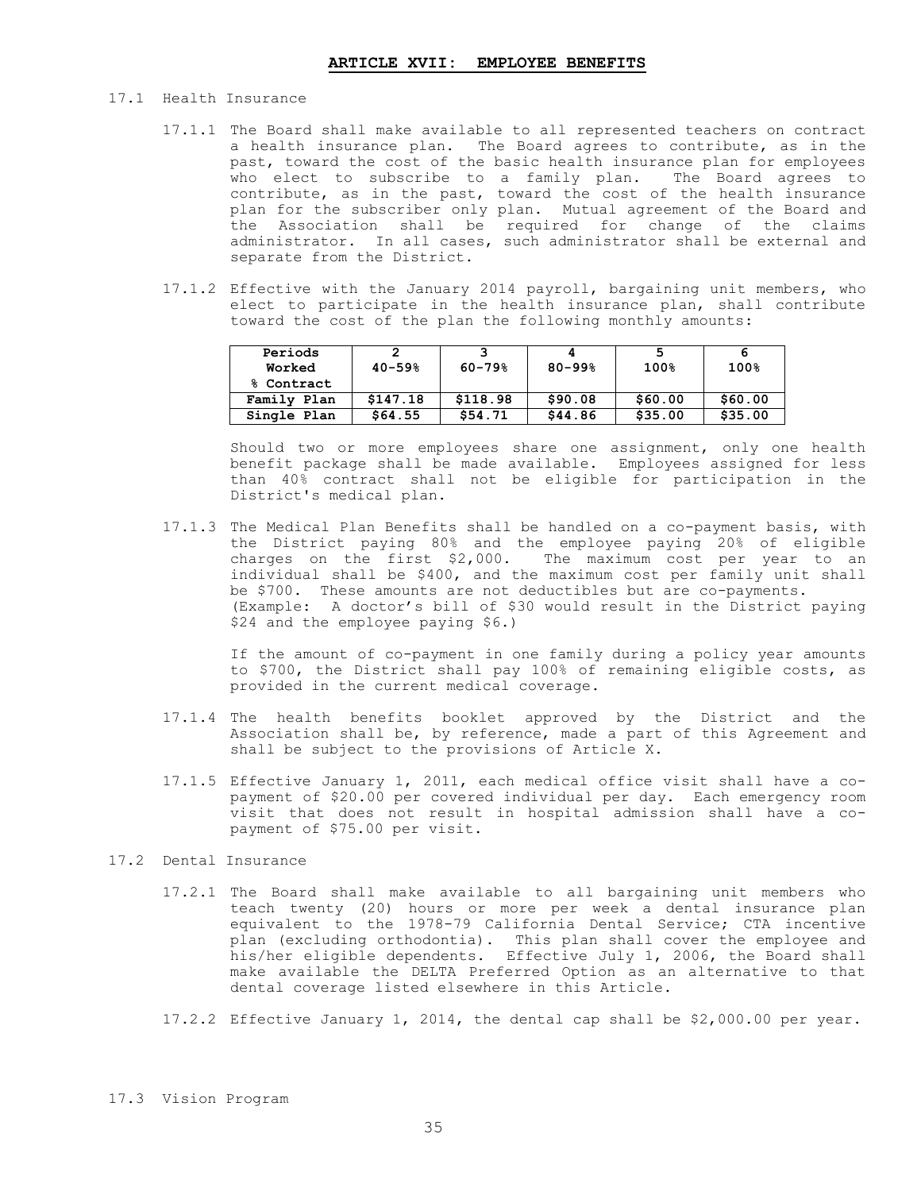## ARTICLE XVII: EMPLOYEE BENEFITS

17.1 Health Insurance

17.1.1 The Board shall make available to all represented teachers on contract a health insurance plan. The Board agrees to contribute, as in the past, toward the cost of the basic health insurance plan for employees who elect to subscribe to a family plan. The Board agrees to contribute, as in the past, toward the cost of the health insurance plan for the subscriber only plan. Mutual agreement of the Board and the Association shall be required for change of the claims administrator. In all cases, such administrator shall be external and separate from the District.

17.1.2 Effective with the January 2014 payroll, bargaining unit members, who elect to participate in the health insurance plan, shall contribute toward the cost of the plan the following monthly amounts:

| Periods Worked % Contract | 2 40-59% | 3 60-79% | 4 80-99% | 5 100% | 6 100% |
|---|---|---|---|---|---|
| **Family Plan** | **$147.18** | **$118.98** | **$90.08** | **$60.00** | **$60.00** |
| **Single Plan** | **$64.55** | **$54.71** | **$44.86** | **$35.00** | **$35.00** |

Should two or more employees share one assignment, only one health benefit package shall be made available. Employees assigned for less than 40% contract shall not be eligible for participation in the District's medical plan.

17.1.3 The Medical Plan Benefits shall be handled on a co-payment basis, with the District paying 80% and the employee paying 20% of eligible charges on the first $2,000. The maximum cost per year to an individual shall be $400, and the maximum cost per family unit shall be $700. These amounts are not deductibles but are co-payments. (Example: A doctor's bill of $30 would result in the District paying $24 and the employee paying $6.)

If the amount of co-payment in one family during a policy year amounts to $700, the District shall pay 100% of remaining eligible costs, as provided in the current medical coverage.

17.1.4 The health benefits booklet approved by the District and the Association shall be, by reference, made a part of this Agreement and shall be subject to the provisions of Article X.

17.1.5 Effective January 1, 2011, each medical office visit shall have a co-payment of $20.00 per covered individual per day. Each emergency room visit that does not result in hospital admission shall have a co-payment of $75.00 per visit.

17.2 Dental Insurance

17.2.1 The Board shall make available to all bargaining unit members who teach twenty (20) hours or more per week a dental insurance plan equivalent to the 1978-79 California Dental Service; CTA incentive plan (excluding orthodontia). This plan shall cover the employee and his/her eligible dependents. Effective July 1, 2006, the Board shall make available the DELTA Preferred Option as an alternative to that dental coverage listed elsewhere in this Article.

17.2.2 Effective January 1, 2014, the dental cap shall be $2,000.00 per year.

17.3 Vision Program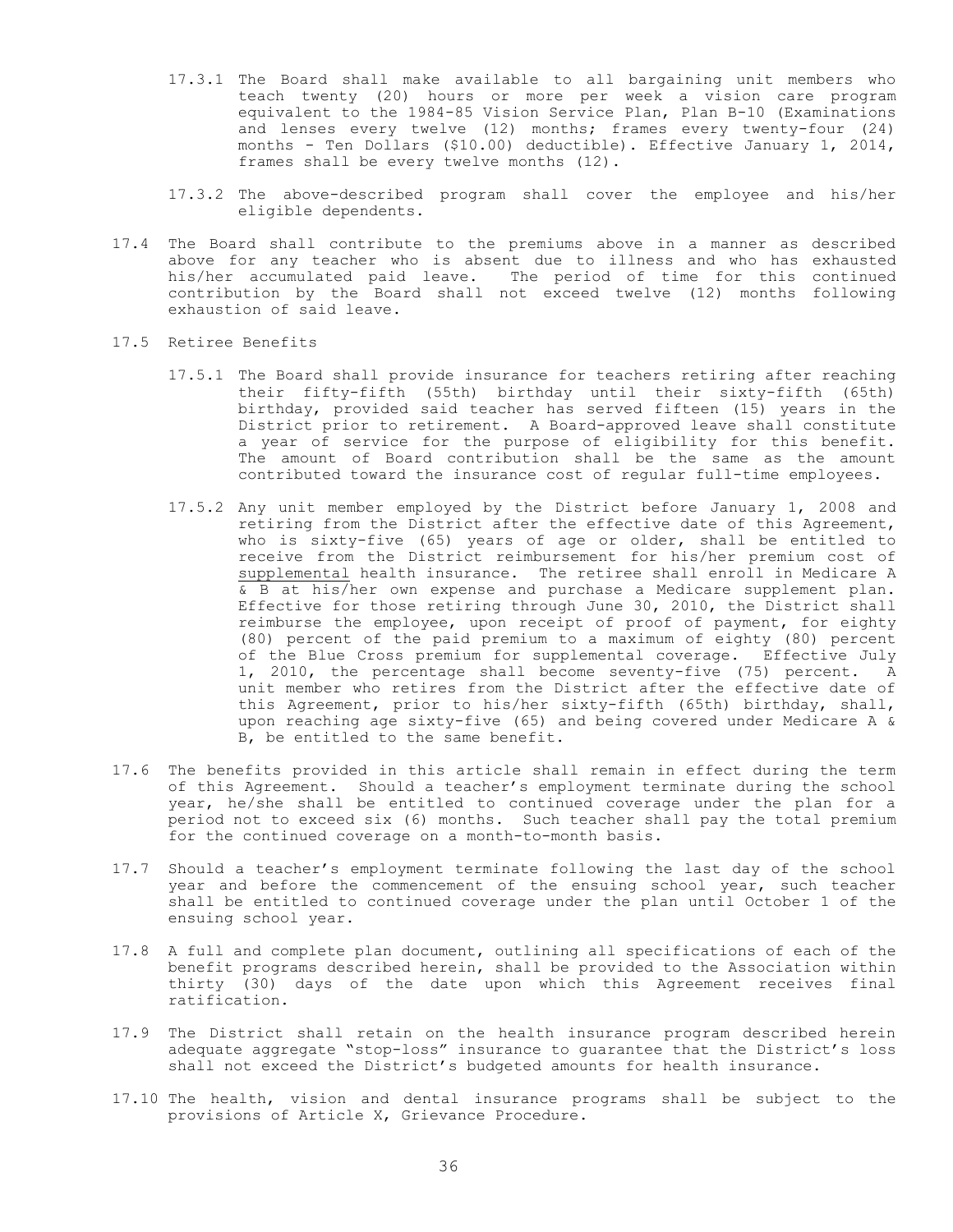17.3.1 The Board shall make available to all bargaining unit members who teach twenty (20) hours or more per week a vision care program equivalent to the 1984-85 Vision Service Plan, Plan B-10 (Examinations and lenses every twelve (12) months; frames every twenty-four (24) months - Ten Dollars ($10.00) deductible). Effective January 1, 2014, frames shall be every twelve months (12).

17.3.2 The above-described program shall cover the employee and his/her eligible dependents.

17.4 The Board shall contribute to the premiums above in a manner as described above for any teacher who is absent due to illness and who has exhausted his/her accumulated paid leave. The period of time for this continued contribution by the Board shall not exceed twelve (12) months following exhaustion of said leave.

17.5 Retiree Benefits

17.5.1 The Board shall provide insurance for teachers retiring after reaching their fifty-fifth (55th) birthday until their sixty-fifth (65th) birthday, provided said teacher has served fifteen (15) years in the District prior to retirement. A Board-approved leave shall constitute a year of service for the purpose of eligibility for this benefit. The amount of Board contribution shall be the same as the amount contributed toward the insurance cost of regular full-time employees.

17.5.2 Any unit member employed by the District before January 1, 2008 and retiring from the District after the effective date of this Agreement, who is sixty-five (65) years of age or older, shall be entitled to receive from the District reimbursement for his/her premium cost of <u>supplemental</u> health insurance. The retiree shall enroll in Medicare A & B at his/her own expense and purchase a Medicare supplement plan. Effective for those retiring through June 30, 2010, the District shall reimburse the employee, upon receipt of proof of payment, for eighty (80) percent of the paid premium to a maximum of eighty (80) percent of the Blue Cross premium for supplemental coverage. Effective July 1, 2010, the percentage shall become seventy-five (75) percent. A unit member who retires from the District after the effective date of this Agreement, prior to his/her sixty-fifth (65th) birthday, shall, upon reaching age sixty-five (65) and being covered under Medicare A & B, be entitled to the same benefit.

17.6 The benefits provided in this article shall remain in effect during the term of this Agreement. Should a teacher's employment terminate during the school year, he/she shall be entitled to continued coverage under the plan for a period not to exceed six (6) months. Such teacher shall pay the total premium for the continued coverage on a month-to-month basis.

17.7 Should a teacher's employment terminate following the last day of the school year and before the commencement of the ensuing school year, such teacher shall be entitled to continued coverage under the plan until October 1 of the ensuing school year.

17.8 A full and complete plan document, outlining all specifications of each of the benefit programs described herein, shall be provided to the Association within thirty (30) days of the date upon which this Agreement receives final ratification.

17.9 The District shall retain on the health insurance program described herein adequate aggregate "stop-loss" insurance to guarantee that the District's loss shall not exceed the District's budgeted amounts for health insurance.

17.10 The health, vision and dental insurance programs shall be subject to the provisions of Article X, Grievance Procedure.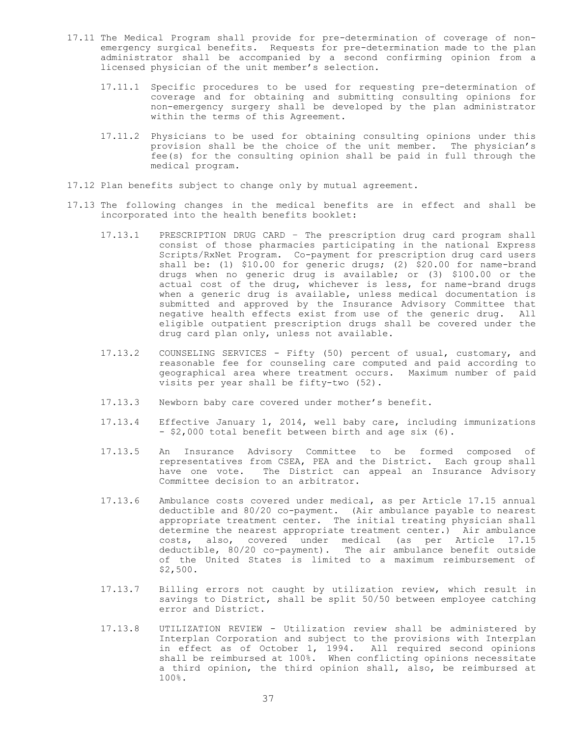17.11 The Medical Program shall provide for pre-determination of coverage of non-emergency surgical benefits. Requests for pre-determination made to the plan administrator shall be accompanied by a second confirming opinion from a licensed physician of the unit member's selection.

17.11.1 Specific procedures to be used for requesting pre-determination of coverage and for obtaining and submitting consulting opinions for non-emergency surgery shall be developed by the plan administrator within the terms of this Agreement.

17.11.2 Physicians to be used for obtaining consulting opinions under this provision shall be the choice of the unit member. The physician's fee(s) for the consulting opinion shall be paid in full through the medical program.

17.12 Plan benefits subject to change only by mutual agreement.

17.13 The following changes in the medical benefits are in effect and shall be incorporated into the health benefits booklet:

17.13.1 PRESCRIPTION DRUG CARD – The prescription drug card program shall consist of those pharmacies participating in the national Express Scripts/RxNet Program. Co-payment for prescription drug card users shall be: (1) $10.00 for generic drugs; (2) $20.00 for name-brand drugs when no generic drug is available; or (3) $100.00 or the actual cost of the drug, whichever is less, for name-brand drugs when a generic drug is available, unless medical documentation is submitted and approved by the Insurance Advisory Committee that negative health effects exist from use of the generic drug. All eligible outpatient prescription drugs shall be covered under the drug card plan only, unless not available.

17.13.2 COUNSELING SERVICES - Fifty (50) percent of usual, customary, and reasonable fee for counseling care computed and paid according to geographical area where treatment occurs. Maximum number of paid visits per year shall be fifty-two (52).

17.13.3 Newborn baby care covered under mother's benefit.

17.13.4 Effective January 1, 2014, well baby care, including immunizations - $2,000 total benefit between birth and age six (6).

17.13.5 An Insurance Advisory Committee to be formed composed of representatives from CSEA, PEA and the District. Each group shall have one vote. The District can appeal an Insurance Advisory Committee decision to an arbitrator.

17.13.6 Ambulance costs covered under medical, as per Article 17.15 annual deductible and 80/20 co-payment. (Air ambulance payable to nearest appropriate treatment center. The initial treating physician shall determine the nearest appropriate treatment center.) Air ambulance costs, also, covered under medical (as per Article 17.15 deductible, 80/20 co-payment). The air ambulance benefit outside of the United States is limited to a maximum reimbursement of $2,500.

17.13.7 Billing errors not caught by utilization review, which result in savings to District, shall be split 50/50 between employee catching error and District.

17.13.8 UTILIZATION REVIEW - Utilization review shall be administered by Interplan Corporation and subject to the provisions with Interplan in effect as of October 1, 1994. All required second opinions shall be reimbursed at 100%. When conflicting opinions necessitate a third opinion, the third opinion shall, also, be reimbursed at 100%.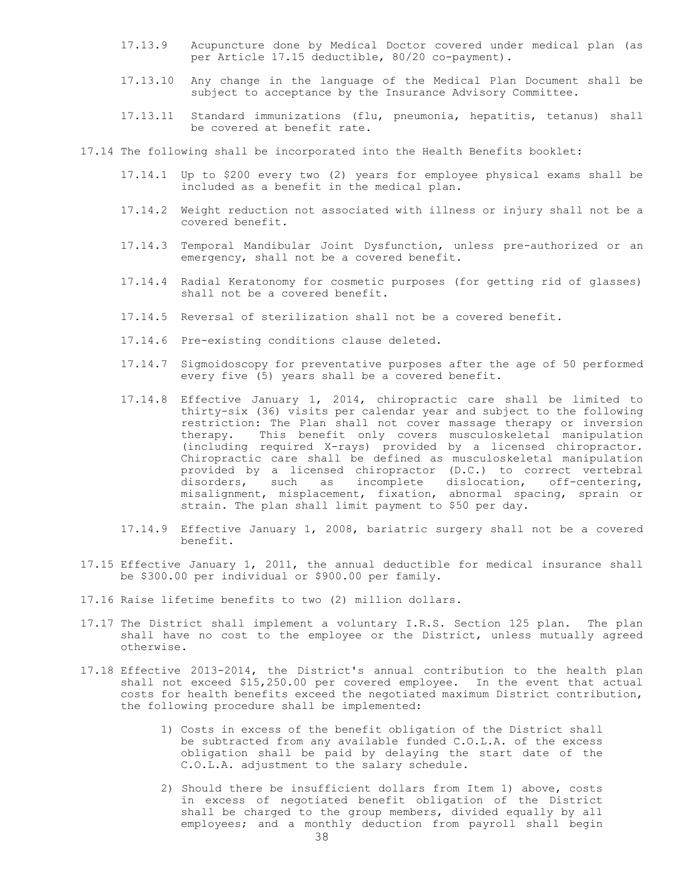17.13.9 Acupuncture done by Medical Doctor covered under medical plan (as per Article 17.15 deductible, 80/20 co-payment).

17.13.10 Any change in the language of the Medical Plan Document shall be subject to acceptance by the Insurance Advisory Committee.

17.13.11 Standard immunizations (flu, pneumonia, hepatitis, tetanus) shall be covered at benefit rate.

17.14 The following shall be incorporated into the Health Benefits booklet:

17.14.1 Up to $200 every two (2) years for employee physical exams shall be included as a benefit in the medical plan.

17.14.2 Weight reduction not associated with illness or injury shall not be a covered benefit.

17.14.3 Temporal Mandibular Joint Dysfunction, unless pre-authorized or an emergency, shall not be a covered benefit.

17.14.4 Radial Keratonomy for cosmetic purposes (for getting rid of glasses) shall not be a covered benefit.

17.14.5 Reversal of sterilization shall not be a covered benefit.

17.14.6 Pre-existing conditions clause deleted.

17.14.7 Sigmoidoscopy for preventative purposes after the age of 50 performed every five (5) years shall be a covered benefit.

17.14.8 Effective January 1, 2014, chiropractic care shall be limited to thirty-six (36) visits per calendar year and subject to the following restriction: The Plan shall not cover massage therapy or inversion therapy. This benefit only covers musculoskeletal manipulation (including required X-rays) provided by a licensed chiropractor. Chiropractic care shall be defined as musculoskeletal manipulation provided by a licensed chiropractor (D.C.) to correct vertebral disorders, such as incomplete dislocation, off-centering, misalignment, misplacement, fixation, abnormal spacing, sprain or strain. The plan shall limit payment to $50 per day.

17.14.9 Effective January 1, 2008, bariatric surgery shall not be a covered benefit.

17.15 Effective January 1, 2011, the annual deductible for medical insurance shall be $300.00 per individual or $900.00 per family.

17.16 Raise lifetime benefits to two (2) million dollars.

17.17 The District shall implement a voluntary I.R.S. Section 125 plan. The plan shall have no cost to the employee or the District, unless mutually agreed otherwise.

17.18 Effective 2013-2014, the District's annual contribution to the health plan shall not exceed $15,250.00 per covered employee. In the event that actual costs for health benefits exceed the negotiated maximum District contribution, the following procedure shall be implemented:

1) Costs in excess of the benefit obligation of the District shall be subtracted from any available funded C.O.L.A. of the excess obligation shall be paid by delaying the start date of the C.O.L.A. adjustment to the salary schedule.

2) Should there be insufficient dollars from Item 1) above, costs in excess of negotiated benefit obligation of the District shall be charged to the group members, divided equally by all employees; and a monthly deduction from payroll shall begin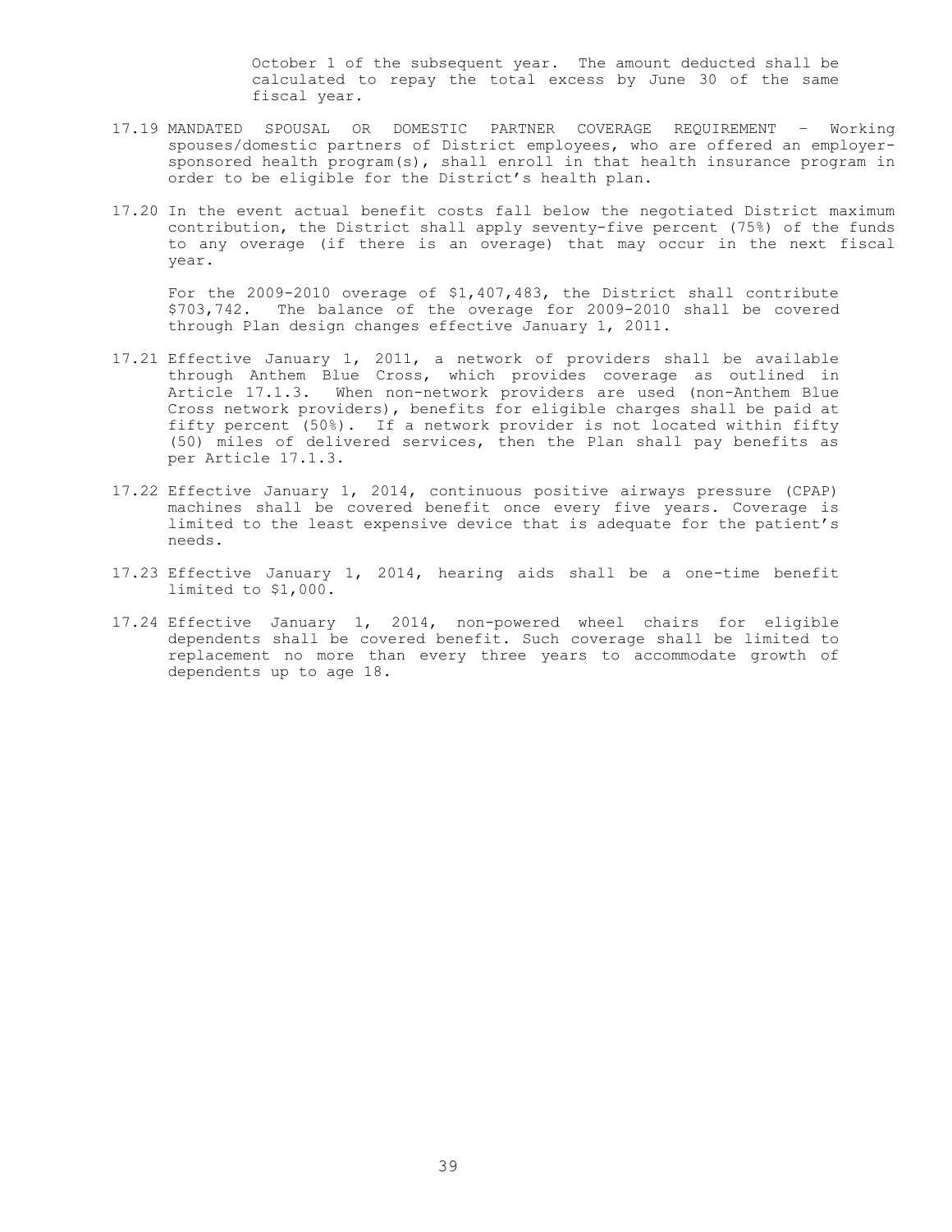October 1 of the subsequent year. The amount deducted shall be calculated to repay the total excess by June 30 of the same fiscal year.

17.19 MANDATED SPOUSAL OR DOMESTIC PARTNER COVERAGE REQUIREMENT – Working spouses/domestic partners of District employees, who are offered an employer-sponsored health program(s), shall enroll in that health insurance program in order to be eligible for the District's health plan.

17.20 In the event actual benefit costs fall below the negotiated District maximum contribution, the District shall apply seventy-five percent (75%) of the funds to any overage (if there is an overage) that may occur in the next fiscal year.

For the 2009-2010 overage of $1,407,483, the District shall contribute $703,742. The balance of the overage for 2009-2010 shall be covered through Plan design changes effective January 1, 2011.

17.21 Effective January 1, 2011, a network of providers shall be available through Anthem Blue Cross, which provides coverage as outlined in Article 17.1.3. When non-network providers are used (non-Anthem Blue Cross network providers), benefits for eligible charges shall be paid at fifty percent (50%). If a network provider is not located within fifty (50) miles of delivered services, then the Plan shall pay benefits as per Article 17.1.3.

17.22 Effective January 1, 2014, continuous positive airways pressure (CPAP) machines shall be covered benefit once every five years. Coverage is limited to the least expensive device that is adequate for the patient's needs.

17.23 Effective January 1, 2014, hearing aids shall be a one-time benefit limited to $1,000.

17.24 Effective January 1, 2014, non-powered wheel chairs for eligible dependents shall be covered benefit. Such coverage shall be limited to replacement no more than every three years to accommodate growth of dependents up to age 18.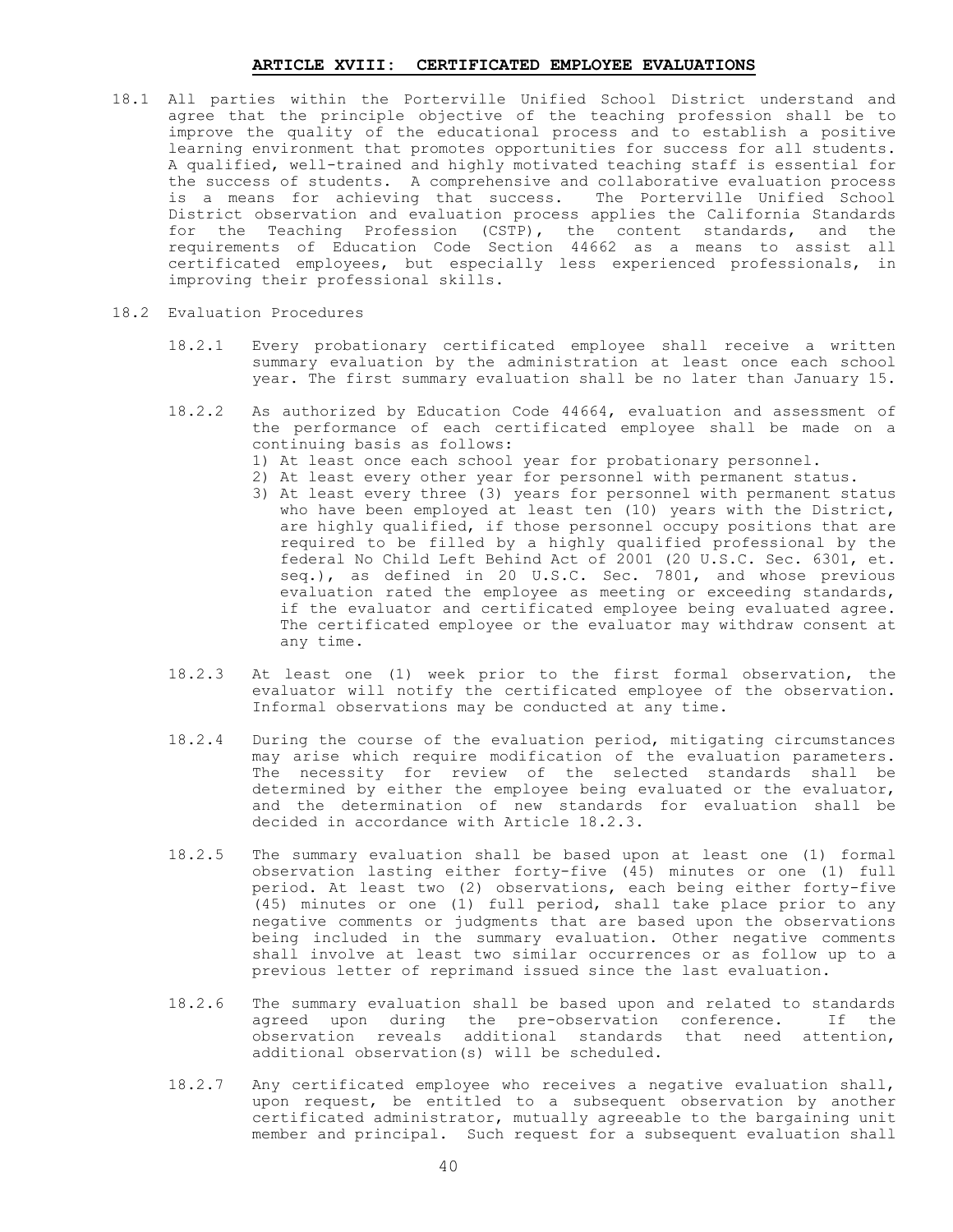## ARTICLE XVIII: CERTIFICATED EMPLOYEE EVALUATIONS

18.1 All parties within the Porterville Unified School District understand and agree that the principle objective of the teaching profession shall be to improve the quality of the educational process and to establish a positive learning environment that promotes opportunities for success for all students. A qualified, well-trained and highly motivated teaching staff is essential for the success of students. A comprehensive and collaborative evaluation process is a means for achieving that success. The Porterville Unified School District observation and evaluation process applies the California Standards for the Teaching Profession (CSTP), the content standards, and the requirements of Education Code Section 44662 as a means to assist all certificated employees, but especially less experienced professionals, in improving their professional skills.

18.2 Evaluation Procedures

18.2.1 Every probationary certificated employee shall receive a written summary evaluation by the administration at least once each school year. The first summary evaluation shall be no later than January 15.

18.2.2 As authorized by Education Code 44664, evaluation and assessment of the performance of each certificated employee shall be made on a continuing basis as follows:

1) At least once each school year for probationary personnel.
2) At least every other year for personnel with permanent status.
3) At least every three (3) years for personnel with permanent status who have been employed at least ten (10) years with the District, are highly qualified, if those personnel occupy positions that are required to be filled by a highly qualified professional by the federal No Child Left Behind Act of 2001 (20 U.S.C. Sec. 6301, et. seq.), as defined in 20 U.S.C. Sec. 7801, and whose previous evaluation rated the employee as meeting or exceeding standards, if the evaluator and certificated employee being evaluated agree. The certificated employee or the evaluator may withdraw consent at any time.

18.2.3 At least one (1) week prior to the first formal observation, the evaluator will notify the certificated employee of the observation. Informal observations may be conducted at any time.

18.2.4 During the course of the evaluation period, mitigating circumstances may arise which require modification of the evaluation parameters. The necessity for review of the selected standards shall be determined by either the employee being evaluated or the evaluator, and the determination of new standards for evaluation shall be decided in accordance with Article 18.2.3.

18.2.5 The summary evaluation shall be based upon at least one (1) formal observation lasting either forty-five (45) minutes or one (1) full period. At least two (2) observations, each being either forty-five (45) minutes or one (1) full period, shall take place prior to any negative comments or judgments that are based upon the observations being included in the summary evaluation. Other negative comments shall involve at least two similar occurrences or as follow up to a previous letter of reprimand issued since the last evaluation.

18.2.6 The summary evaluation shall be based upon and related to standards agreed upon during the pre-observation conference. If the observation reveals additional standards that need attention, additional observation(s) will be scheduled.

18.2.7 Any certificated employee who receives a negative evaluation shall, upon request, be entitled to a subsequent observation by another certificated administrator, mutually agreeable to the bargaining unit member and principal. Such request for a subsequent evaluation shall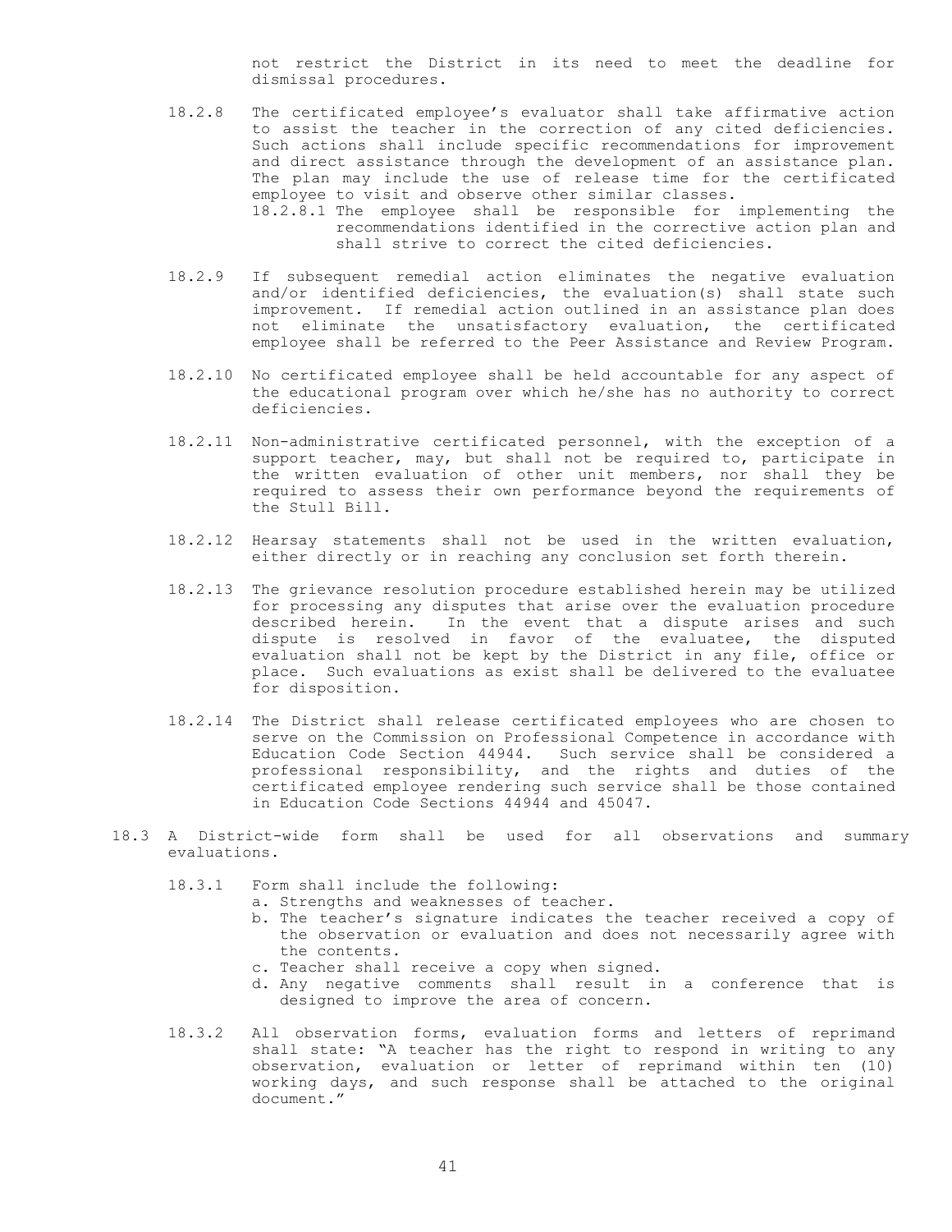not restrict the District in its need to meet the deadline for dismissal procedures.

18.2.8 The certificated employee's evaluator shall take affirmative action to assist the teacher in the correction of any cited deficiencies. Such actions shall include specific recommendations for improvement and direct assistance through the development of an assistance plan. The plan may include the use of release time for the certificated employee to visit and observe other similar classes.

18.2.8.1 The employee shall be responsible for implementing the recommendations identified in the corrective action plan and shall strive to correct the cited deficiencies.

18.2.9 If subsequent remedial action eliminates the negative evaluation and/or identified deficiencies, the evaluation(s) shall state such improvement. If remedial action outlined in an assistance plan does not eliminate the unsatisfactory evaluation, the certificated employee shall be referred to the Peer Assistance and Review Program.

18.2.10 No certificated employee shall be held accountable for any aspect of the educational program over which he/she has no authority to correct deficiencies.

18.2.11 Non-administrative certificated personnel, with the exception of a support teacher, may, but shall not be required to, participate in the written evaluation of other unit members, nor shall they be required to assess their own performance beyond the requirements of the Stull Bill.

18.2.12 Hearsay statements shall not be used in the written evaluation, either directly or in reaching any conclusion set forth therein.

18.2.13 The grievance resolution procedure established herein may be utilized for processing any disputes that arise over the evaluation procedure described herein. In the event that a dispute arises and such dispute is resolved in favor of the evaluatee, the disputed evaluation shall not be kept by the District in any file, office or place. Such evaluations as exist shall be delivered to the evaluatee for disposition.

18.2.14 The District shall release certificated employees who are chosen to serve on the Commission on Professional Competence in accordance with Education Code Section 44944. Such service shall be considered a professional responsibility, and the rights and duties of the certificated employee rendering such service shall be those contained in Education Code Sections 44944 and 45047.

18.3 A District-wide form shall be used for all observations and summary evaluations.

18.3.1 Form shall include the following:

a. Strengths and weaknesses of teacher.
b. The teacher's signature indicates the teacher received a copy of the observation or evaluation and does not necessarily agree with the contents.
c. Teacher shall receive a copy when signed.
d. Any negative comments shall result in a conference that is designed to improve the area of concern.

18.3.2 All observation forms, evaluation forms and letters of reprimand shall state: "A teacher has the right to respond in writing to any observation, evaluation or letter of reprimand within ten (10) working days, and such response shall be attached to the original document."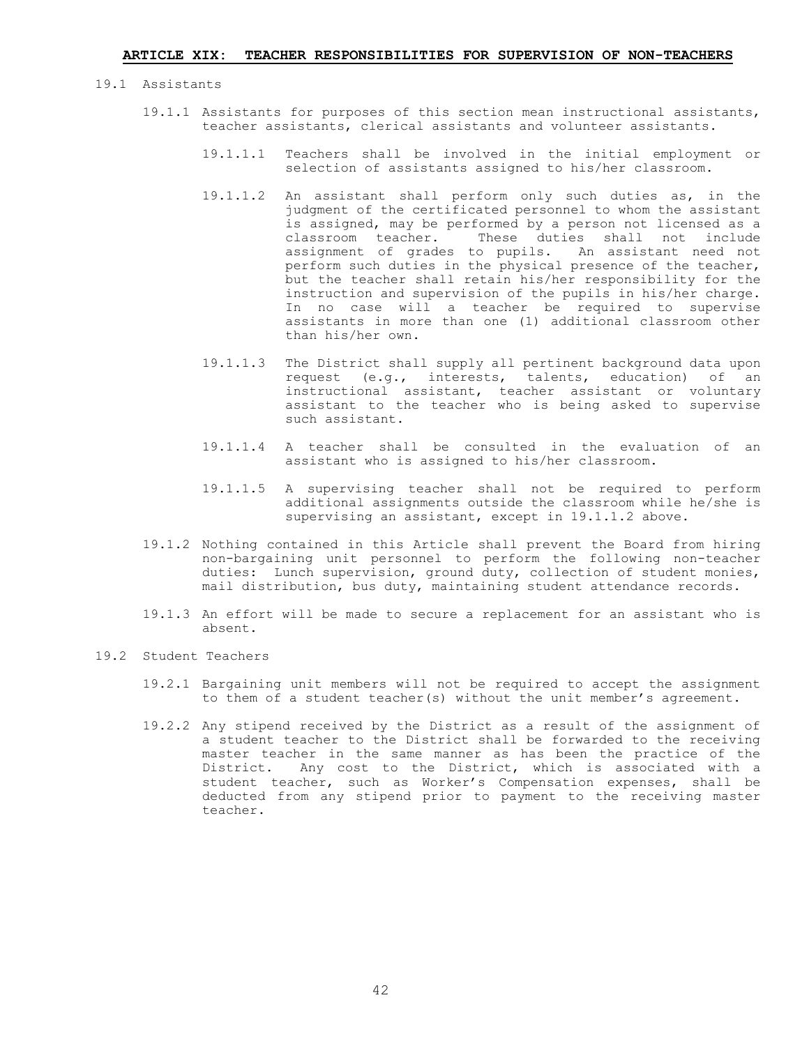## ARTICLE XIX: TEACHER RESPONSIBILITIES FOR SUPERVISION OF NON-TEACHERS

19.1 Assistants

19.1.1 Assistants for purposes of this section mean instructional assistants, teacher assistants, clerical assistants and volunteer assistants.

19.1.1.1 Teachers shall be involved in the initial employment or selection of assistants assigned to his/her classroom.

19.1.1.2 An assistant shall perform only such duties as, in the judgment of the certificated personnel to whom the assistant is assigned, may be performed by a person not licensed as a classroom teacher. These duties shall not include assignment of grades to pupils. An assistant need not perform such duties in the physical presence of the teacher, but the teacher shall retain his/her responsibility for the instruction and supervision of the pupils in his/her charge. In no case will a teacher be required to supervise assistants in more than one (1) additional classroom other than his/her own.

19.1.1.3 The District shall supply all pertinent background data upon request (e.g., interests, talents, education) of an instructional assistant, teacher assistant or voluntary assistant to the teacher who is being asked to supervise such assistant.

19.1.1.4 A teacher shall be consulted in the evaluation of an assistant who is assigned to his/her classroom.

19.1.1.5 A supervising teacher shall not be required to perform additional assignments outside the classroom while he/she is supervising an assistant, except in 19.1.1.2 above.

19.1.2 Nothing contained in this Article shall prevent the Board from hiring non-bargaining unit personnel to perform the following non-teacher duties: Lunch supervision, ground duty, collection of student monies, mail distribution, bus duty, maintaining student attendance records.

19.1.3 An effort will be made to secure a replacement for an assistant who is absent.

19.2 Student Teachers

19.2.1 Bargaining unit members will not be required to accept the assignment to them of a student teacher(s) without the unit member's agreement.

19.2.2 Any stipend received by the District as a result of the assignment of a student teacher to the District shall be forwarded to the receiving master teacher in the same manner as has been the practice of the District. Any cost to the District, which is associated with a student teacher, such as Worker's Compensation expenses, shall be deducted from any stipend prior to payment to the receiving master teacher.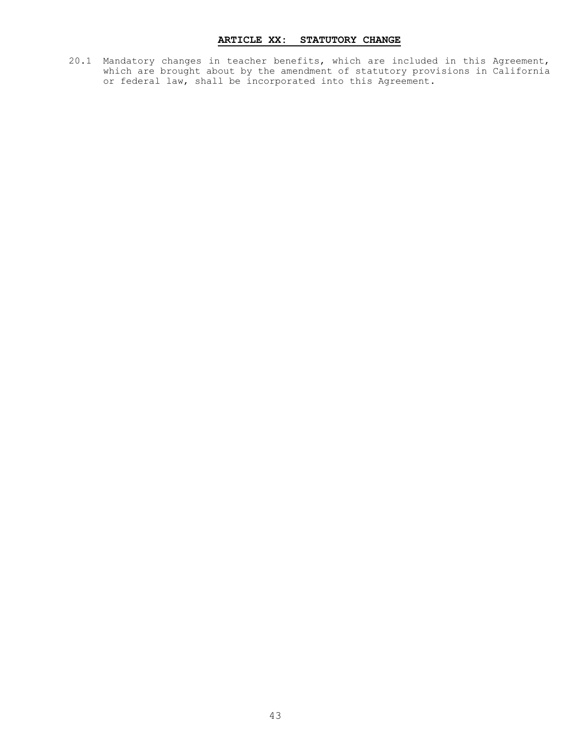## ARTICLE XX: STATUTORY CHANGE

20.1 Mandatory changes in teacher benefits, which are included in this Agreement, which are brought about by the amendment of statutory provisions in California or federal law, shall be incorporated into this Agreement.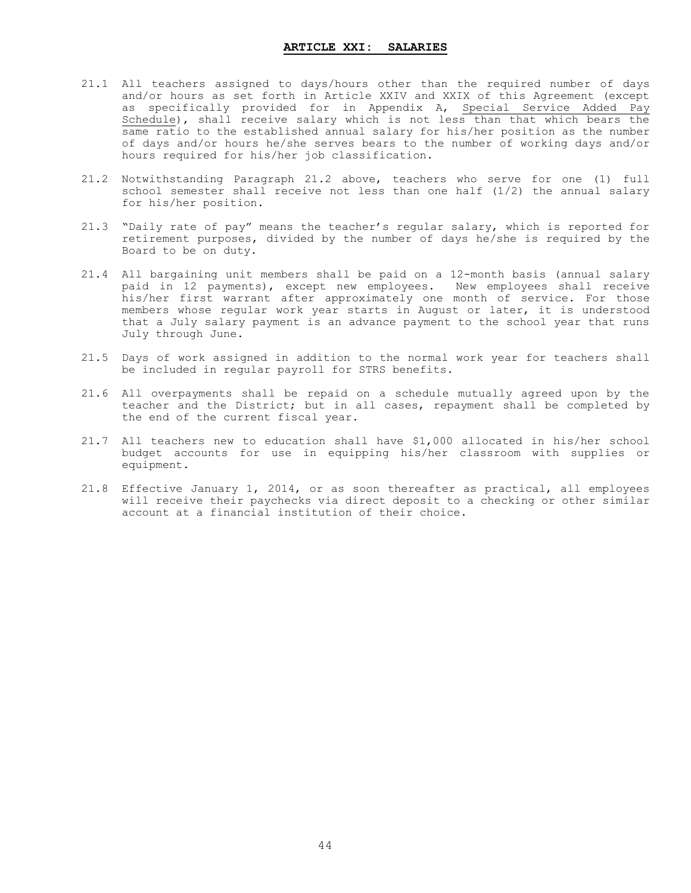## ARTICLE XXI: SALARIES

21.1 All teachers assigned to days/hours other than the required number of days and/or hours as set forth in Article XXIV and XXIX of this Agreement (except as specifically provided for in Appendix A, Special Service Added Pay Schedule), shall receive salary which is not less than that which bears the same ratio to the established annual salary for his/her position as the number of days and/or hours he/she serves bears to the number of working days and/or hours required for his/her job classification.

21.2 Notwithstanding Paragraph 21.2 above, teachers who serve for one (1) full school semester shall receive not less than one half (1/2) the annual salary for his/her position.

21.3 "Daily rate of pay" means the teacher's regular salary, which is reported for retirement purposes, divided by the number of days he/she is required by the Board to be on duty.

21.4 All bargaining unit members shall be paid on a 12-month basis (annual salary paid in 12 payments), except new employees. New employees shall receive his/her first warrant after approximately one month of service. For those members whose regular work year starts in August or later, it is understood that a July salary payment is an advance payment to the school year that runs July through June.

21.5 Days of work assigned in addition to the normal work year for teachers shall be included in regular payroll for STRS benefits.

21.6 All overpayments shall be repaid on a schedule mutually agreed upon by the teacher and the District; but in all cases, repayment shall be completed by the end of the current fiscal year.

21.7 All teachers new to education shall have $1,000 allocated in his/her school budget accounts for use in equipping his/her classroom with supplies or equipment.

21.8 Effective January 1, 2014, or as soon thereafter as practical, all employees will receive their paychecks via direct deposit to a checking or other similar account at a financial institution of their choice.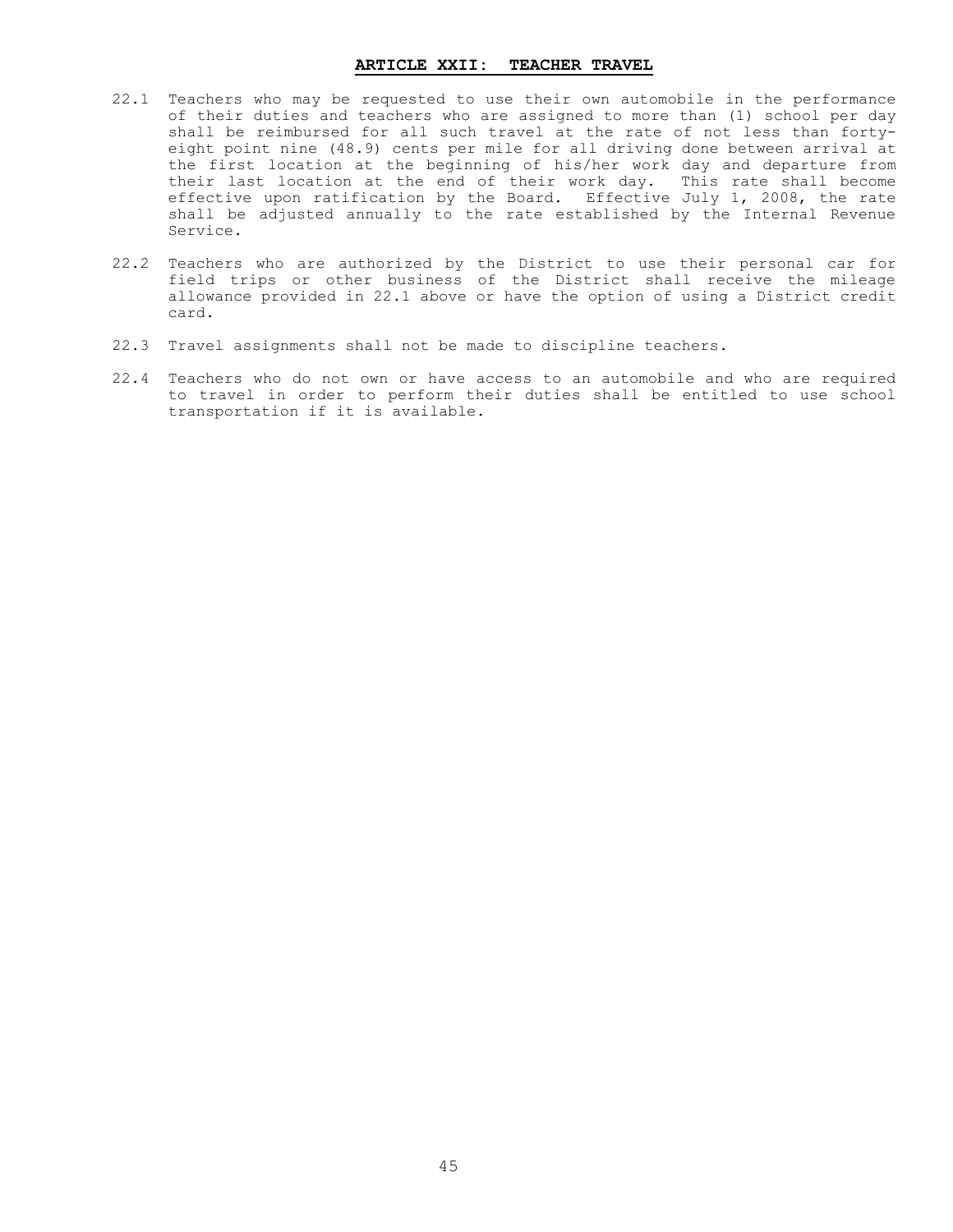## ARTICLE XXII: TEACHER TRAVEL

22.1 Teachers who may be requested to use their own automobile in the performance of their duties and teachers who are assigned to more than (1) school per day shall be reimbursed for all such travel at the rate of not less than forty-eight point nine (48.9) cents per mile for all driving done between arrival at the first location at the beginning of his/her work day and departure from their last location at the end of their work day. This rate shall become effective upon ratification by the Board. Effective July 1, 2008, the rate shall be adjusted annually to the rate established by the Internal Revenue Service.

22.2 Teachers who are authorized by the District to use their personal car for field trips or other business of the District shall receive the mileage allowance provided in 22.1 above or have the option of using a District credit card.

22.3 Travel assignments shall not be made to discipline teachers.

22.4 Teachers who do not own or have access to an automobile and who are required to travel in order to perform their duties shall be entitled to use school transportation if it is available.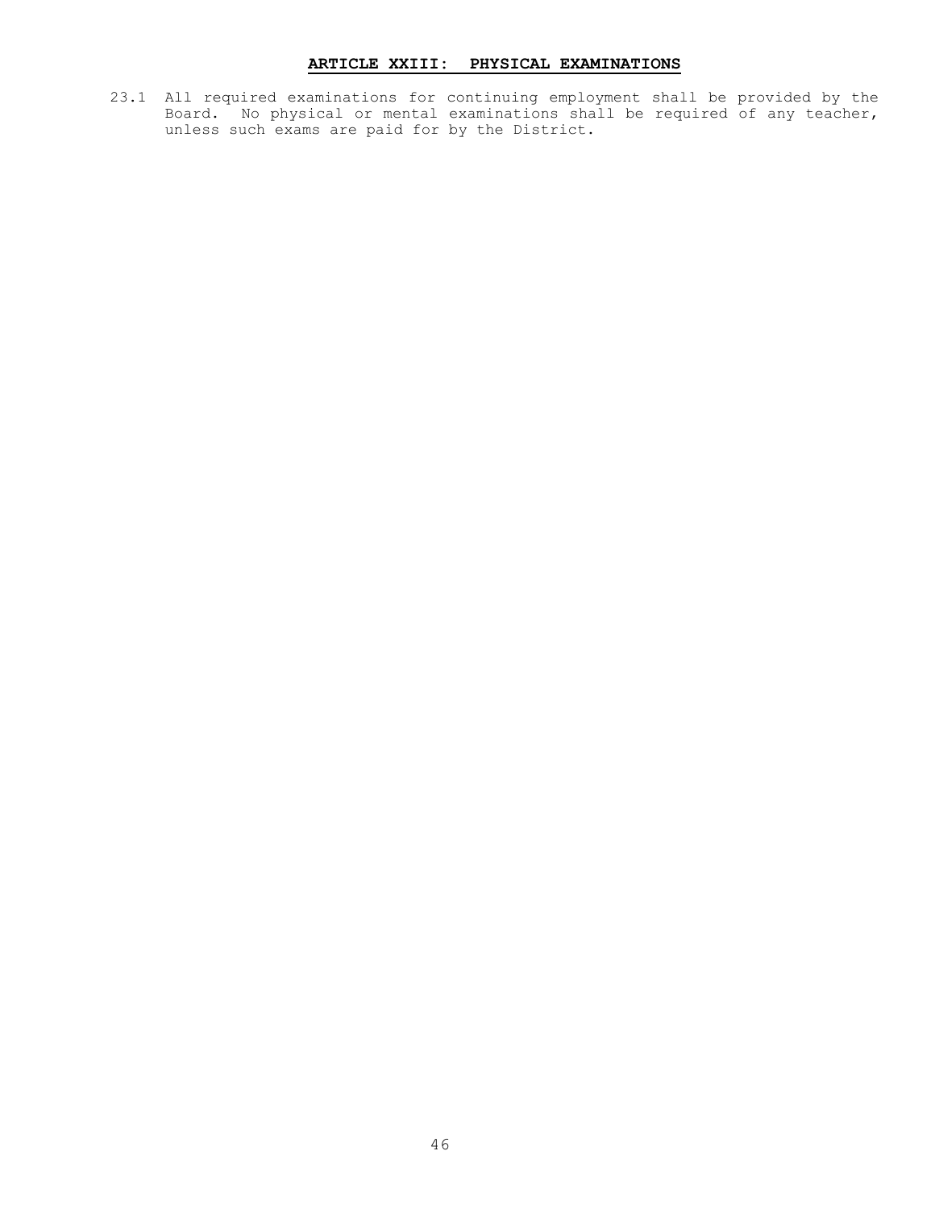## ARTICLE XXIII: PHYSICAL EXAMINATIONS

23.1 All required examinations for continuing employment shall be provided by the Board. No physical or mental examinations shall be required of any teacher, unless such exams are paid for by the District.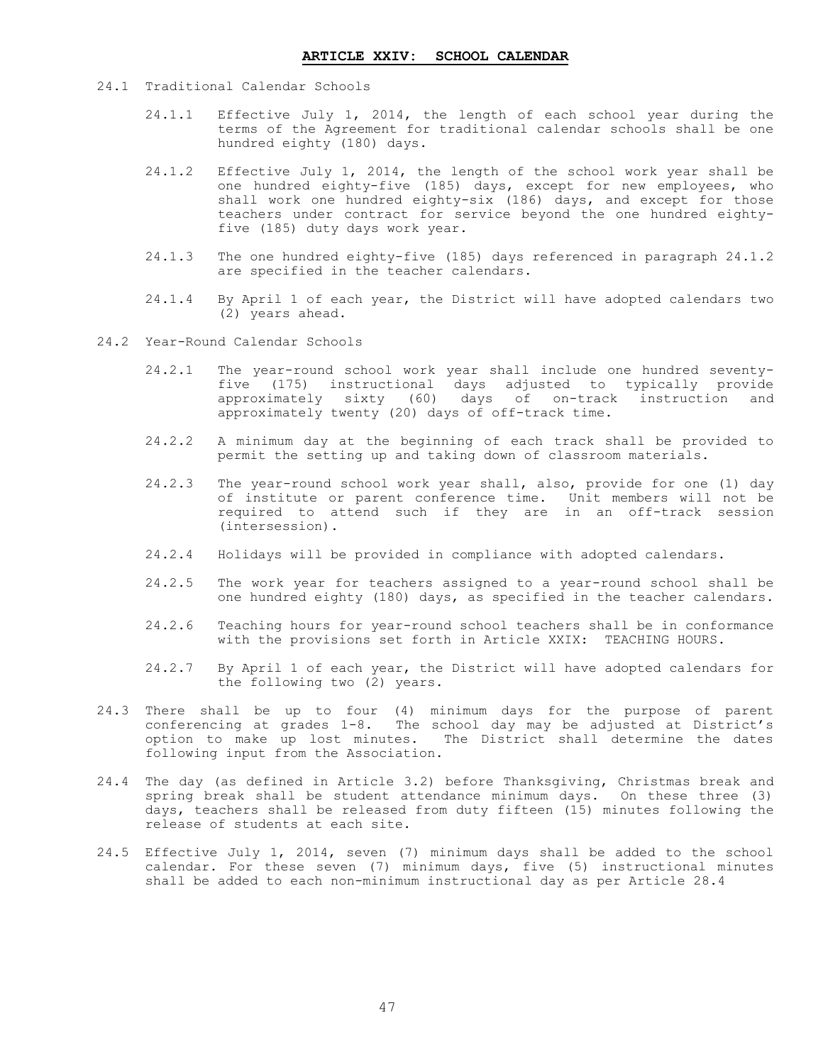## ARTICLE XXIV: SCHOOL CALENDAR

24.1 Traditional Calendar Schools

24.1.1 Effective July 1, 2014, the length of each school year during the terms of the Agreement for traditional calendar schools shall be one hundred eighty (180) days.

24.1.2 Effective July 1, 2014, the length of the school work year shall be one hundred eighty-five (185) days, except for new employees, who shall work one hundred eighty-six (186) days, and except for those teachers under contract for service beyond the one hundred eighty-five (185) duty days work year.

24.1.3 The one hundred eighty-five (185) days referenced in paragraph 24.1.2 are specified in the teacher calendars.

24.1.4 By April 1 of each year, the District will have adopted calendars two (2) years ahead.

24.2 Year-Round Calendar Schools

24.2.1 The year-round school work year shall include one hundred seventy-five (175) instructional days adjusted to typically provide approximately sixty (60) days of on-track instruction and approximately twenty (20) days of off-track time.

24.2.2 A minimum day at the beginning of each track shall be provided to permit the setting up and taking down of classroom materials.

24.2.3 The year-round school work year shall, also, provide for one (1) day of institute or parent conference time. Unit members will not be required to attend such if they are in an off-track session (intersession).

24.2.4 Holidays will be provided in compliance with adopted calendars.

24.2.5 The work year for teachers assigned to a year-round school shall be one hundred eighty (180) days, as specified in the teacher calendars.

24.2.6 Teaching hours for year-round school teachers shall be in conformance with the provisions set forth in Article XXIX: TEACHING HOURS.

24.2.7 By April 1 of each year, the District will have adopted calendars for the following two (2) years.

24.3 There shall be up to four (4) minimum days for the purpose of parent conferencing at grades 1-8. The school day may be adjusted at District's option to make up lost minutes. The District shall determine the dates following input from the Association.

24.4 The day (as defined in Article 3.2) before Thanksgiving, Christmas break and spring break shall be student attendance minimum days. On these three (3) days, teachers shall be released from duty fifteen (15) minutes following the release of students at each site.

24.5 Effective July 1, 2014, seven (7) minimum days shall be added to the school calendar. For these seven (7) minimum days, five (5) instructional minutes shall be added to each non-minimum instructional day as per Article 28.4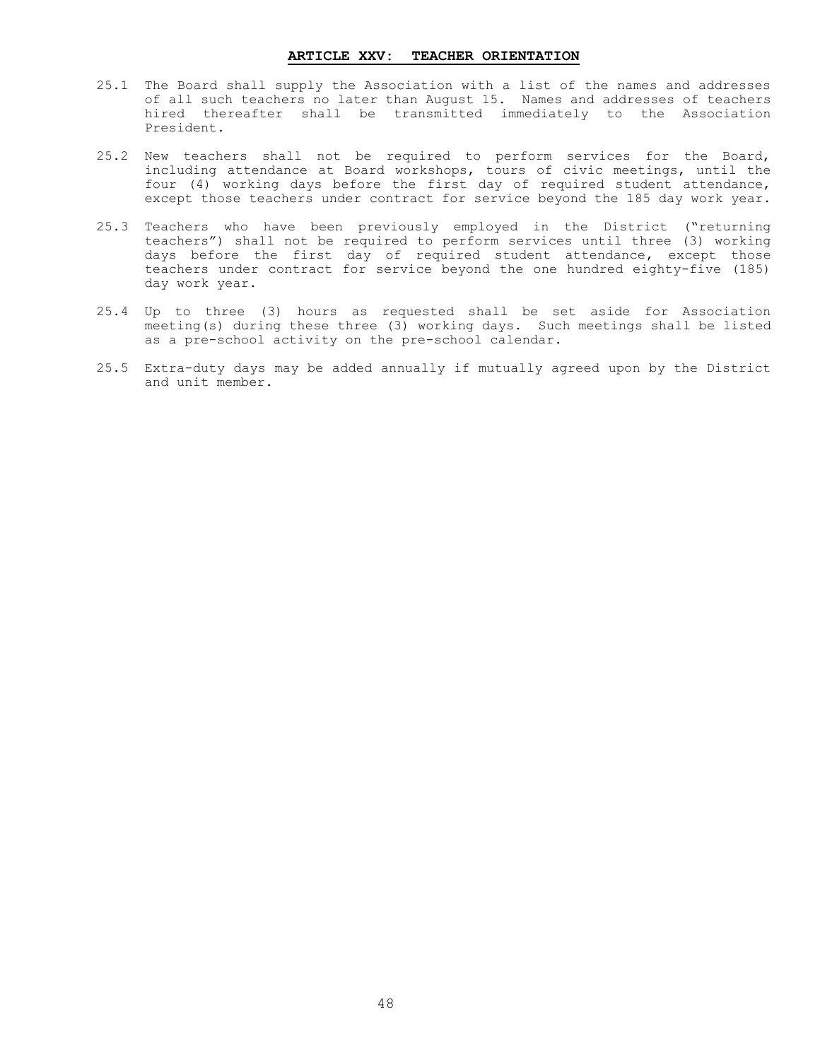## ARTICLE XXV: TEACHER ORIENTATION

25.1 The Board shall supply the Association with a list of the names and addresses of all such teachers no later than August 15. Names and addresses of teachers hired thereafter shall be transmitted immediately to the Association President.

25.2 New teachers shall not be required to perform services for the Board, including attendance at Board workshops, tours of civic meetings, until the four (4) working days before the first day of required student attendance, except those teachers under contract for service beyond the 185 day work year.

25.3 Teachers who have been previously employed in the District ("returning teachers") shall not be required to perform services until three (3) working days before the first day of required student attendance, except those teachers under contract for service beyond the one hundred eighty-five (185) day work year.

25.4 Up to three (3) hours as requested shall be set aside for Association meeting(s) during these three (3) working days. Such meetings shall be listed as a pre-school activity on the pre-school calendar.

25.5 Extra-duty days may be added annually if mutually agreed upon by the District and unit member.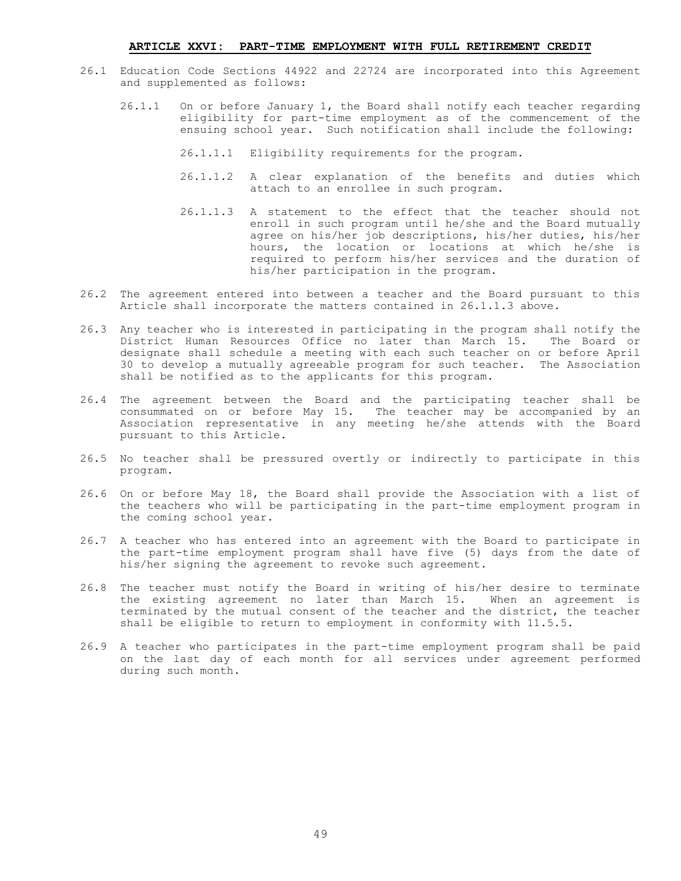## ARTICLE XXVI: PART-TIME EMPLOYMENT WITH FULL RETIREMENT CREDIT

26.1 Education Code Sections 44922 and 22724 are incorporated into this Agreement and supplemented as follows:

26.1.1 On or before January 1, the Board shall notify each teacher regarding eligibility for part-time employment as of the commencement of the ensuing school year. Such notification shall include the following:

26.1.1.1 Eligibility requirements for the program.

26.1.1.2 A clear explanation of the benefits and duties which attach to an enrollee in such program.

26.1.1.3 A statement to the effect that the teacher should not enroll in such program until he/she and the Board mutually agree on his/her job descriptions, his/her duties, his/her hours, the location or locations at which he/she is required to perform his/her services and the duration of his/her participation in the program.

26.2 The agreement entered into between a teacher and the Board pursuant to this Article shall incorporate the matters contained in 26.1.1.3 above.

26.3 Any teacher who is interested in participating in the program shall notify the District Human Resources Office no later than March 15. The Board or designate shall schedule a meeting with each such teacher on or before April 30 to develop a mutually agreeable program for such teacher. The Association shall be notified as to the applicants for this program.

26.4 The agreement between the Board and the participating teacher shall be consummated on or before May 15. The teacher may be accompanied by an Association representative in any meeting he/she attends with the Board pursuant to this Article.

26.5 No teacher shall be pressured overtly or indirectly to participate in this program.

26.6 On or before May 18, the Board shall provide the Association with a list of the teachers who will be participating in the part-time employment program in the coming school year.

26.7 A teacher who has entered into an agreement with the Board to participate in the part-time employment program shall have five (5) days from the date of his/her signing the agreement to revoke such agreement.

26.8 The teacher must notify the Board in writing of his/her desire to terminate the existing agreement no later than March 15. When an agreement is terminated by the mutual consent of the teacher and the district, the teacher shall be eligible to return to employment in conformity with 11.5.5.

26.9 A teacher who participates in the part-time employment program shall be paid on the last day of each month for all services under agreement performed during such month.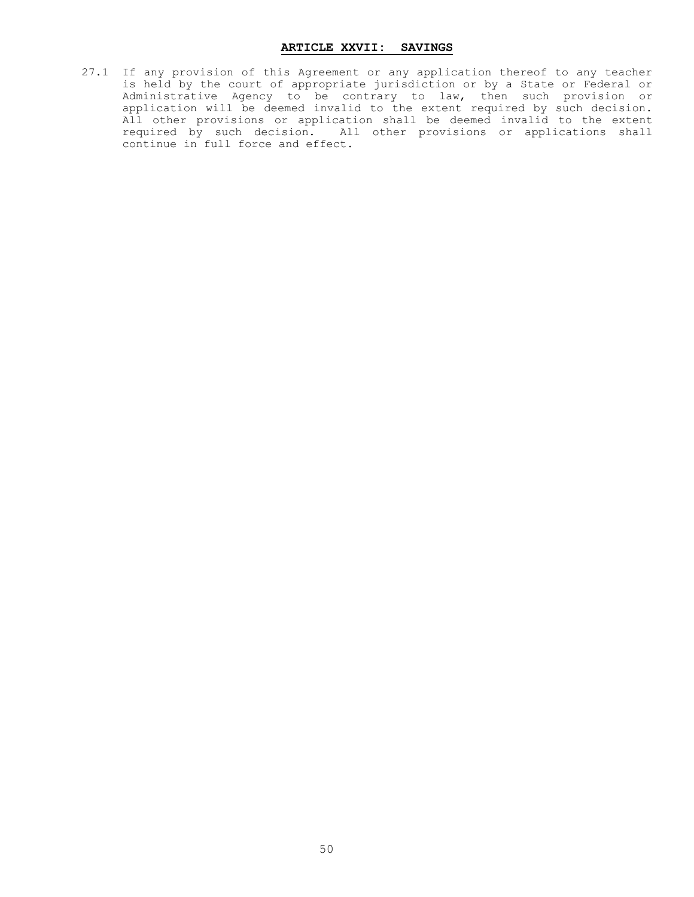## ARTICLE XXVII: SAVINGS

27.1 If any provision of this Agreement or any application thereof to any teacher is held by the court of appropriate jurisdiction or by a State or Federal or Administrative Agency to be contrary to law, then such provision or application will be deemed invalid to the extent required by such decision. All other provisions or application shall be deemed invalid to the extent required by such decision. All other provisions or applications shall continue in full force and effect.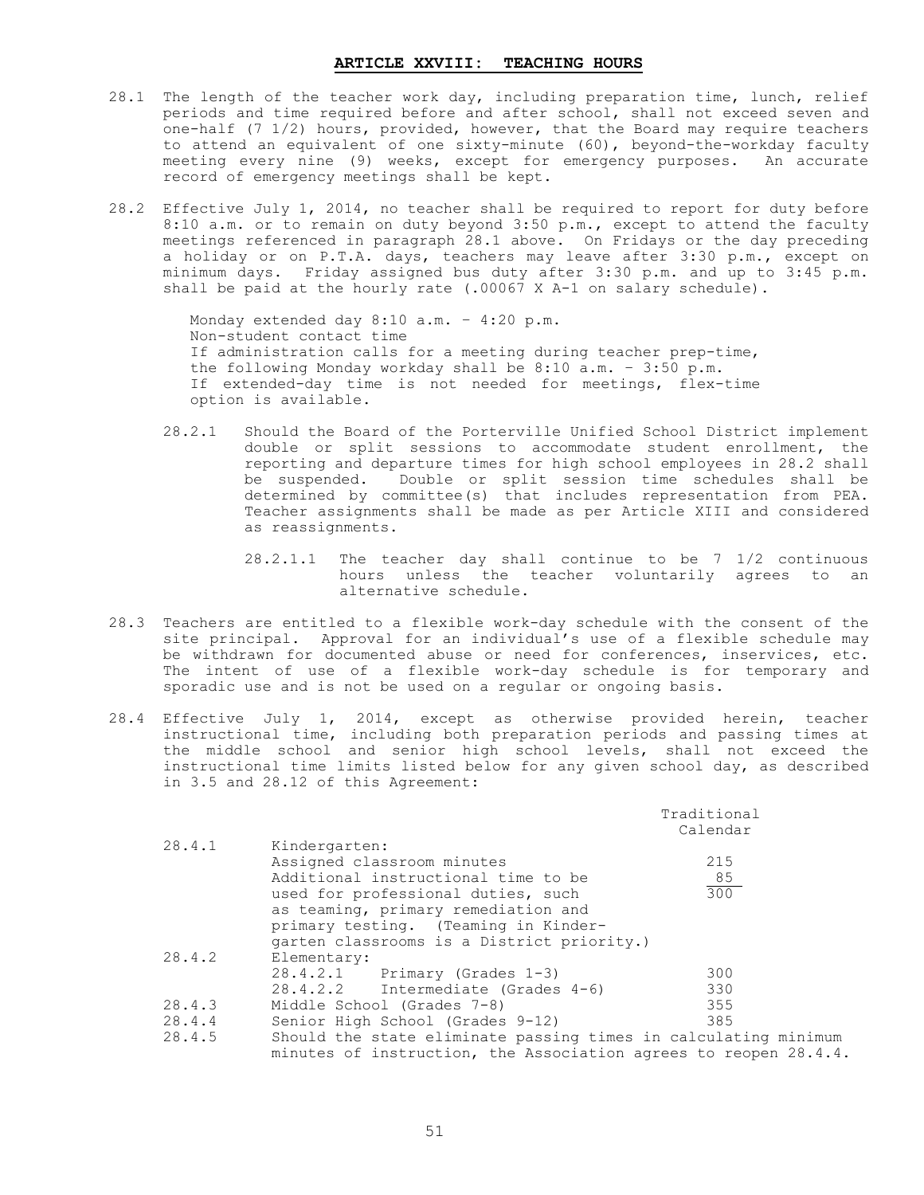## ARTICLE XXVIII: TEACHING HOURS

28.1 The length of the teacher work day, including preparation time, lunch, relief periods and time required before and after school, shall not exceed seven and one-half (7 1/2) hours, provided, however, that the Board may require teachers to attend an equivalent of one sixty-minute (60), beyond-the-workday faculty meeting every nine (9) weeks, except for emergency purposes. An accurate record of emergency meetings shall be kept.

28.2 Effective July 1, 2014, no teacher shall be required to report for duty before 8:10 a.m. or to remain on duty beyond 3:50 p.m., except to attend the faculty meetings referenced in paragraph 28.1 above. On Fridays or the day preceding a holiday or on P.T.A. days, teachers may leave after 3:30 p.m., except on minimum days. Friday assigned bus duty after 3:30 p.m. and up to 3:45 p.m. shall be paid at the hourly rate (.00067 X A-1 on salary schedule).

Monday extended day 8:10 a.m. – 4:20 p.m.
Non-student contact time
If administration calls for a meeting during teacher prep-time, the following Monday workday shall be 8:10 a.m. – 3:50 p.m.
If extended-day time is not needed for meetings, flex-time option is available.

28.2.1 Should the Board of the Porterville Unified School District implement double or split sessions to accommodate student enrollment, the reporting and departure times for high school employees in 28.2 shall be suspended. Double or split session time schedules shall be determined by committee(s) that includes representation from PEA. Teacher assignments shall be made as per Article XIII and considered as reassignments.

28.2.1.1 The teacher day shall continue to be 7 1/2 continuous hours unless the teacher voluntarily agrees to an alternative schedule.

28.3 Teachers are entitled to a flexible work-day schedule with the consent of the site principal. Approval for an individual's use of a flexible schedule may be withdrawn for documented abuse or need for conferences, inservices, etc. The intent of use of a flexible work-day schedule is for temporary and sporadic use and is not be used on a regular or ongoing basis.

28.4 Effective July 1, 2014, except as otherwise provided herein, teacher instructional time, including both preparation periods and passing times at the middle school and senior high school levels, shall not exceed the instructional time limits listed below for any given school day, as described in 3.5 and 28.12 of this Agreement:

| | | Traditional Calendar |
|---|---|---|
| 28.4.1 | Kindergarten: | |
| | Assigned classroom minutes | 215 |
| | Additional instructional time to be used for professional duties, such as teaming, primary remediation and primary testing. (Teaming in Kindergarten classrooms is a District priority.) | 85 |
| | | 300 |
| 28.4.2 | Elementary: | |
| | 28.4.2.1 Primary (Grades 1-3) | 300 |
| | 28.4.2.2 Intermediate (Grades 4-6) | 330 |
| 28.4.3 | Middle School (Grades 7-8) | 355 |
| 28.4.4 | Senior High School (Grades 9-12) | 385 |

28.4.5 Should the state eliminate passing times in calculating minimum minutes of instruction, the Association agrees to reopen 28.4.4.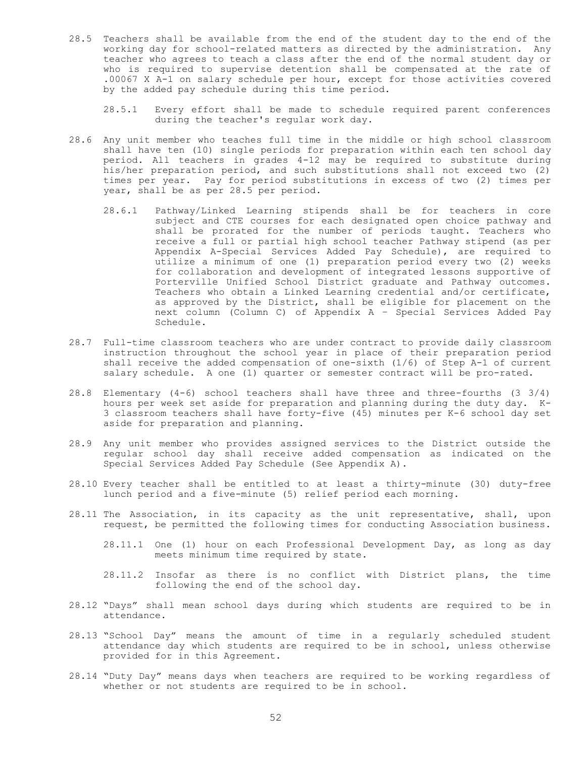28.5 Teachers shall be available from the end of the student day to the end of the working day for school-related matters as directed by the administration. Any teacher who agrees to teach a class after the end of the normal student day or who is required to supervise detention shall be compensated at the rate of .00067 X A-1 on salary schedule per hour, except for those activities covered by the added pay schedule during this time period.

28.5.1 Every effort shall be made to schedule required parent conferences during the teacher's regular work day.

28.6 Any unit member who teaches full time in the middle or high school classroom shall have ten (10) single periods for preparation within each ten school day period. All teachers in grades 4-12 may be required to substitute during his/her preparation period, and such substitutions shall not exceed two (2) times per year. Pay for period substitutions in excess of two (2) times per year, shall be as per 28.5 per period.

28.6.1 Pathway/Linked Learning stipends shall be for teachers in core subject and CTE courses for each designated open choice pathway and shall be prorated for the number of periods taught. Teachers who receive a full or partial high school teacher Pathway stipend (as per Appendix A-Special Services Added Pay Schedule), are required to utilize a minimum of one (1) preparation period every two (2) weeks for collaboration and development of integrated lessons supportive of Porterville Unified School District graduate and Pathway outcomes. Teachers who obtain a Linked Learning credential and/or certificate, as approved by the District, shall be eligible for placement on the next column (Column C) of Appendix A – Special Services Added Pay Schedule.

28.7 Full-time classroom teachers who are under contract to provide daily classroom instruction throughout the school year in place of their preparation period shall receive the added compensation of one-sixth (1/6) of Step A-1 of current salary schedule. A one (1) quarter or semester contract will be pro-rated.

28.8 Elementary (4-6) school teachers shall have three and three-fourths (3 3/4) hours per week set aside for preparation and planning during the duty day. K-3 classroom teachers shall have forty-five (45) minutes per K-6 school day set aside for preparation and planning.

28.9 Any unit member who provides assigned services to the District outside the regular school day shall receive added compensation as indicated on the Special Services Added Pay Schedule (See Appendix A).

28.10 Every teacher shall be entitled to at least a thirty-minute (30) duty-free lunch period and a five-minute (5) relief period each morning.

28.11 The Association, in its capacity as the unit representative, shall, upon request, be permitted the following times for conducting Association business.

28.11.1 One (1) hour on each Professional Development Day, as long as day meets minimum time required by state.

28.11.2 Insofar as there is no conflict with District plans, the time following the end of the school day.

28.12 "Days" shall mean school days during which students are required to be in attendance.

28.13 "School Day" means the amount of time in a regularly scheduled student attendance day which students are required to be in school, unless otherwise provided for in this Agreement.

28.14 "Duty Day" means days when teachers are required to be working regardless of whether or not students are required to be in school.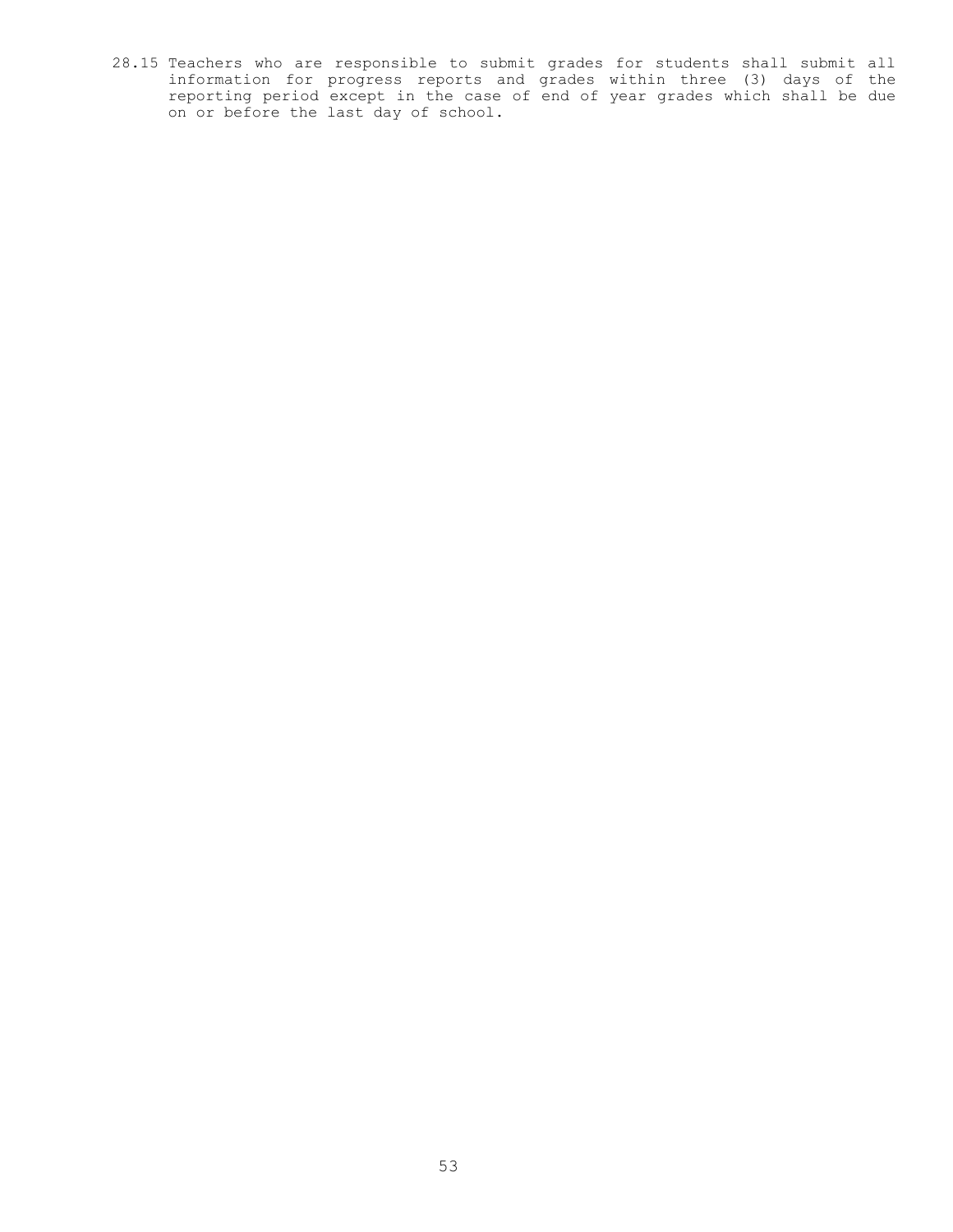28.15 Teachers who are responsible to submit grades for students shall submit all information for progress reports and grades within three (3) days of the reporting period except in the case of end of year grades which shall be due on or before the last day of school.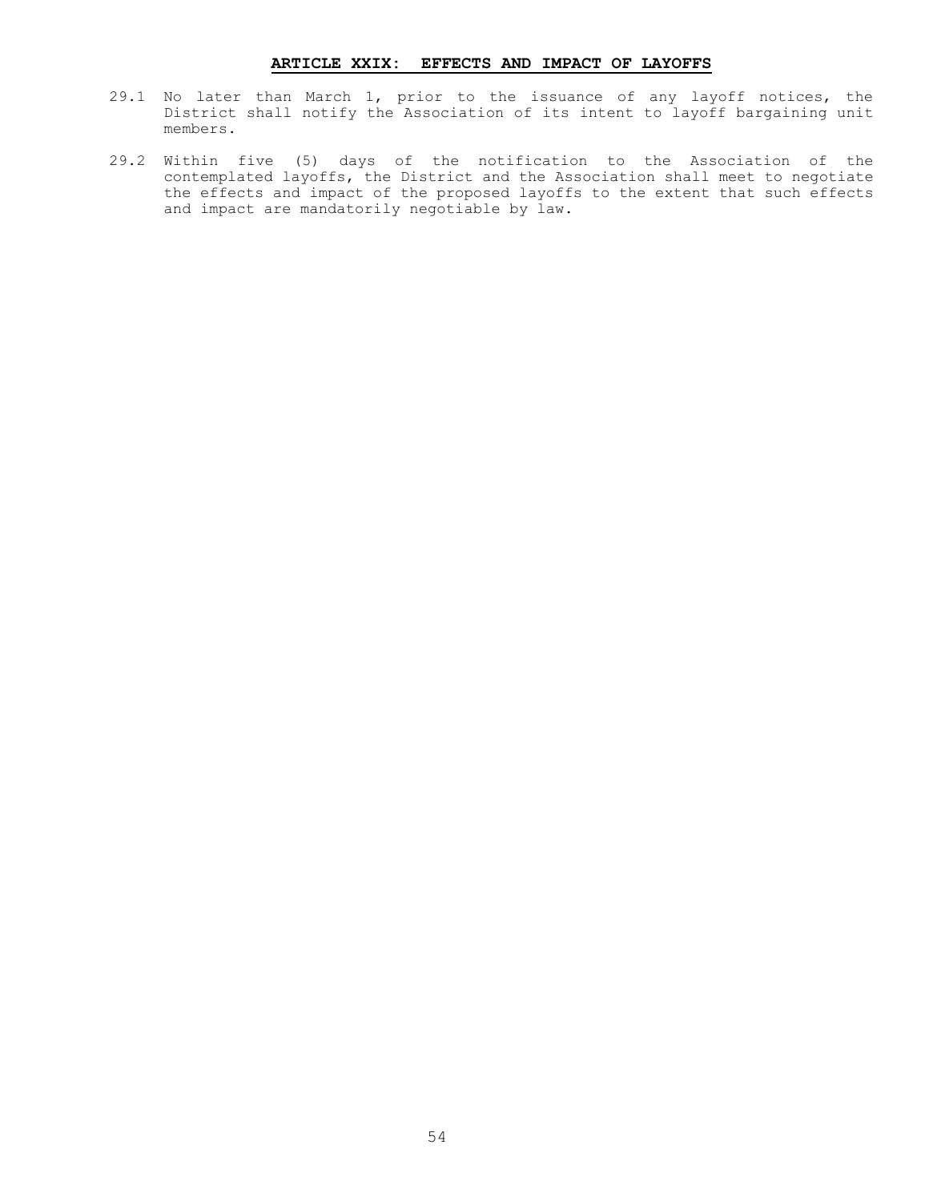## ARTICLE XXIX: EFFECTS AND IMPACT OF LAYOFFS

29.1 No later than March 1, prior to the issuance of any layoff notices, the District shall notify the Association of its intent to layoff bargaining unit members.

29.2 Within five (5) days of the notification to the Association of the contemplated layoffs, the District and the Association shall meet to negotiate the effects and impact of the proposed layoffs to the extent that such effects and impact are mandatorily negotiable by law.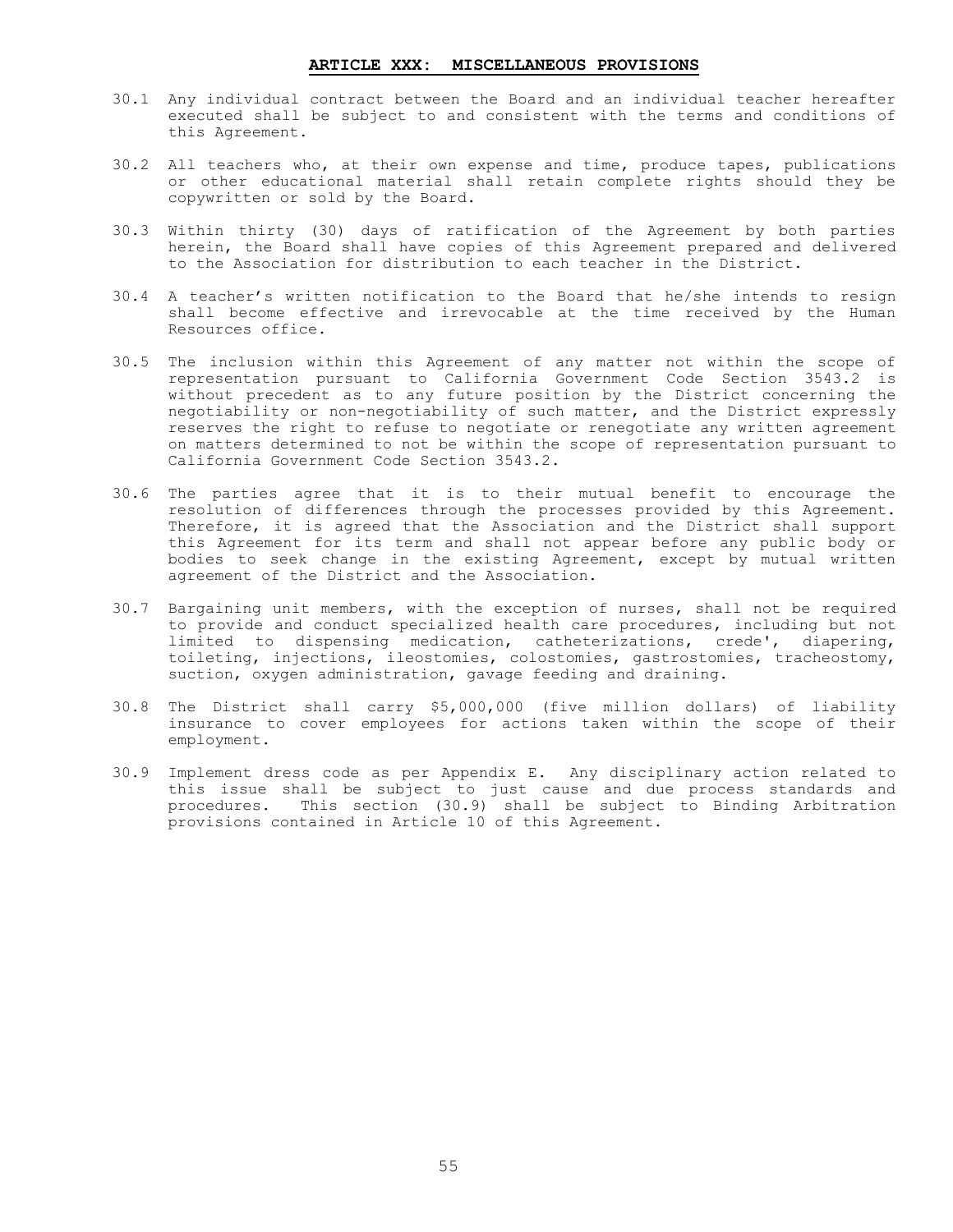## ARTICLE XXX: MISCELLANEOUS PROVISIONS

30.1 Any individual contract between the Board and an individual teacher hereafter executed shall be subject to and consistent with the terms and conditions of this Agreement.

30.2 All teachers who, at their own expense and time, produce tapes, publications or other educational material shall retain complete rights should they be copywritten or sold by the Board.

30.3 Within thirty (30) days of ratification of the Agreement by both parties herein, the Board shall have copies of this Agreement prepared and delivered to the Association for distribution to each teacher in the District.

30.4 A teacher's written notification to the Board that he/she intends to resign shall become effective and irrevocable at the time received by the Human Resources office.

30.5 The inclusion within this Agreement of any matter not within the scope of representation pursuant to California Government Code Section 3543.2 is without precedent as to any future position by the District concerning the negotiability or non-negotiability of such matter, and the District expressly reserves the right to refuse to negotiate or renegotiate any written agreement on matters determined to not be within the scope of representation pursuant to California Government Code Section 3543.2.

30.6 The parties agree that it is to their mutual benefit to encourage the resolution of differences through the processes provided by this Agreement. Therefore, it is agreed that the Association and the District shall support this Agreement for its term and shall not appear before any public body or bodies to seek change in the existing Agreement, except by mutual written agreement of the District and the Association.

30.7 Bargaining unit members, with the exception of nurses, shall not be required to provide and conduct specialized health care procedures, including but not limited to dispensing medication, catheterizations, crede', diapering, toileting, injections, ileostomies, colostomies, gastrostomies, tracheostomy, suction, oxygen administration, gavage feeding and draining.

30.8 The District shall carry $5,000,000 (five million dollars) of liability insurance to cover employees for actions taken within the scope of their employment.

30.9 Implement dress code as per Appendix E. Any disciplinary action related to this issue shall be subject to just cause and due process standards and procedures. This section (30.9) shall be subject to Binding Arbitration provisions contained in Article 10 of this Agreement.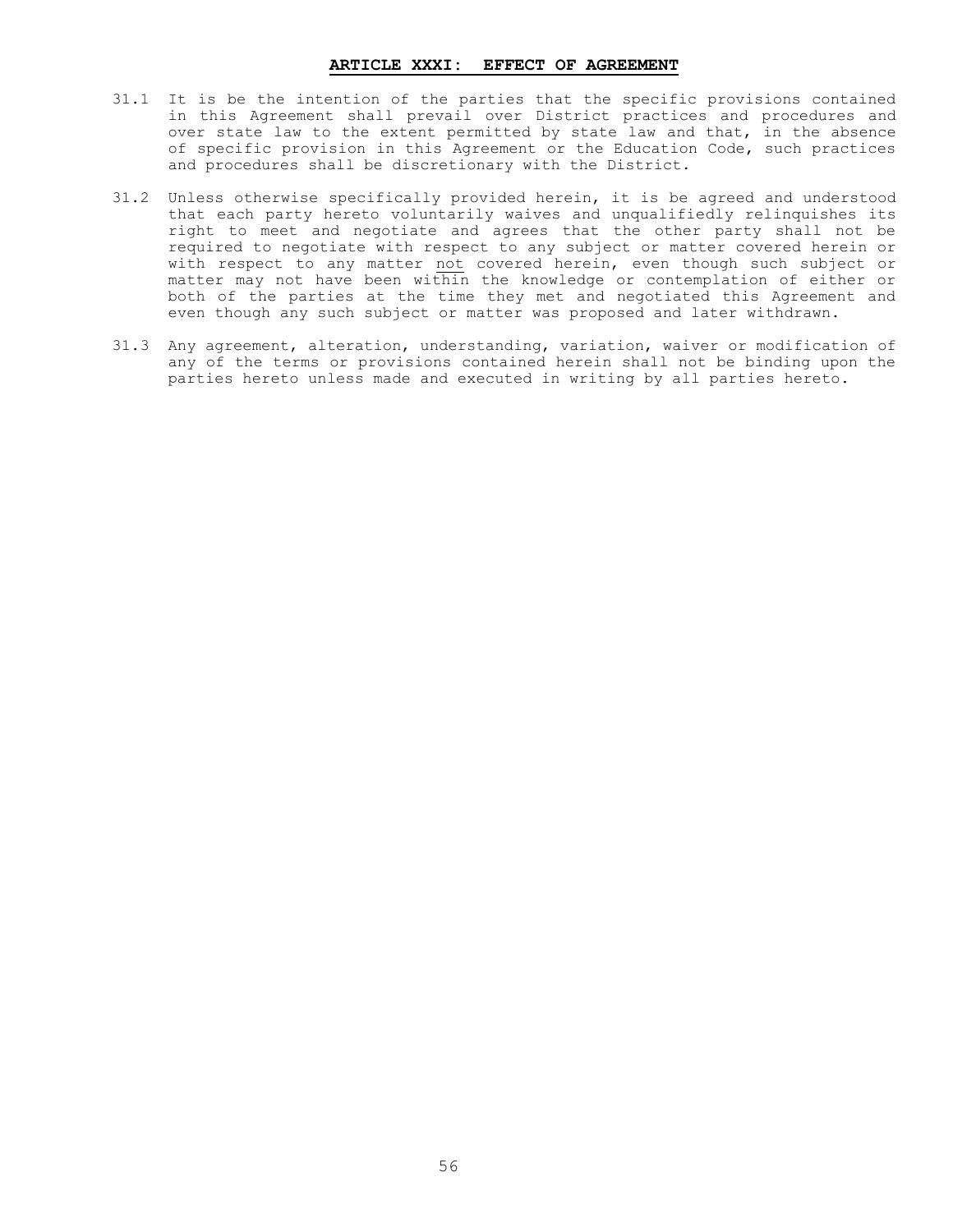## ARTICLE XXXI: EFFECT OF AGREEMENT

31.1 It is be the intention of the parties that the specific provisions contained in this Agreement shall prevail over District practices and procedures and over state law to the extent permitted by state law and that, in the absence of specific provision in this Agreement or the Education Code, such practices and procedures shall be discretionary with the District.

31.2 Unless otherwise specifically provided herein, it is be agreed and understood that each party hereto voluntarily waives and unqualifiedly relinquishes its right to meet and negotiate and agrees that the other party shall not be required to negotiate with respect to any subject or matter covered herein or with respect to any matter <u>not</u> covered herein, even though such subject or matter may not have been within the knowledge or contemplation of either or both of the parties at the time they met and negotiated this Agreement and even though any such subject or matter was proposed and later withdrawn.

31.3 Any agreement, alteration, understanding, variation, waiver or modification of any of the terms or provisions contained herein shall not be binding upon the parties hereto unless made and executed in writing by all parties hereto.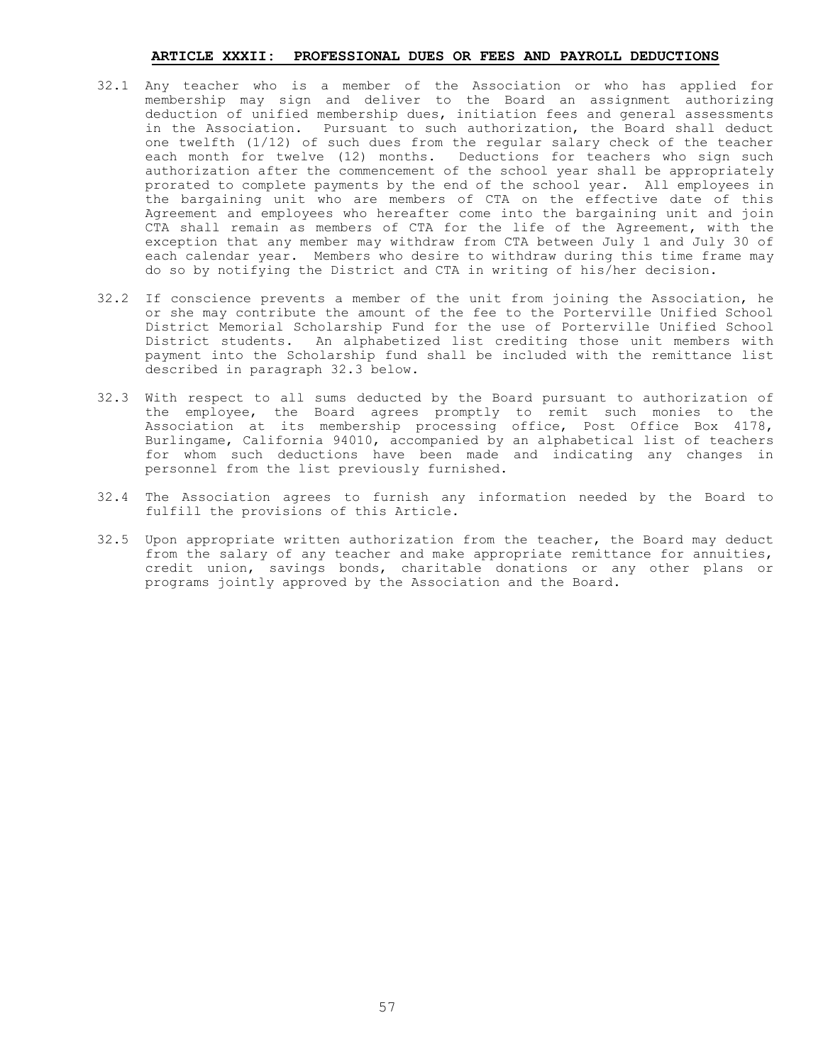## ARTICLE XXXII: PROFESSIONAL DUES OR FEES AND PAYROLL DEDUCTIONS

32.1 Any teacher who is a member of the Association or who has applied for membership may sign and deliver to the Board an assignment authorizing deduction of unified membership dues, initiation fees and general assessments in the Association. Pursuant to such authorization, the Board shall deduct one twelfth (1/12) of such dues from the regular salary check of the teacher each month for twelve (12) months. Deductions for teachers who sign such authorization after the commencement of the school year shall be appropriately prorated to complete payments by the end of the school year. All employees in the bargaining unit who are members of CTA on the effective date of this Agreement and employees who hereafter come into the bargaining unit and join CTA shall remain as members of CTA for the life of the Agreement, with the exception that any member may withdraw from CTA between July 1 and July 30 of each calendar year. Members who desire to withdraw during this time frame may do so by notifying the District and CTA in writing of his/her decision.

32.2 If conscience prevents a member of the unit from joining the Association, he or she may contribute the amount of the fee to the Porterville Unified School District Memorial Scholarship Fund for the use of Porterville Unified School District students. An alphabetized list crediting those unit members with payment into the Scholarship fund shall be included with the remittance list described in paragraph 32.3 below.

32.3 With respect to all sums deducted by the Board pursuant to authorization of the employee, the Board agrees promptly to remit such monies to the Association at its membership processing office, Post Office Box 4178, Burlingame, California 94010, accompanied by an alphabetical list of teachers for whom such deductions have been made and indicating any changes in personnel from the list previously furnished.

32.4 The Association agrees to furnish any information needed by the Board to fulfill the provisions of this Article.

32.5 Upon appropriate written authorization from the teacher, the Board may deduct from the salary of any teacher and make appropriate remittance for annuities, credit union, savings bonds, charitable donations or any other plans or programs jointly approved by the Association and the Board.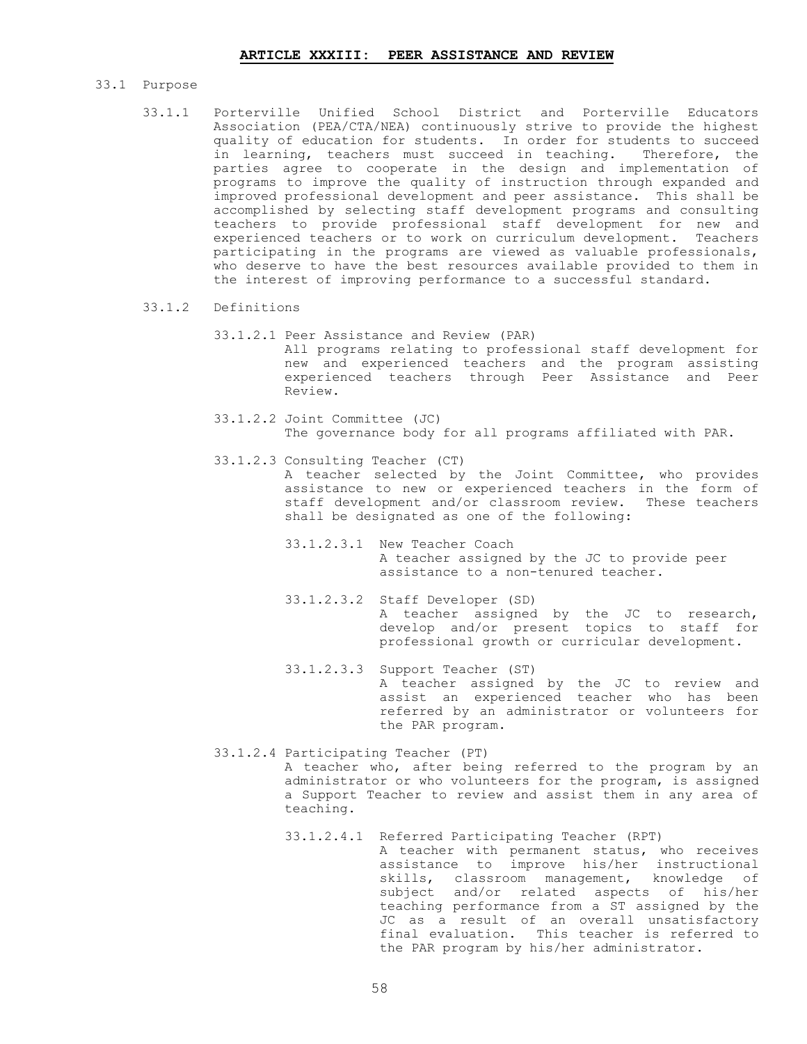# ARTICLE XXXIII: PEER ASSISTANCE AND REVIEW

33.1 Purpose

33.1.1 Porterville Unified School District and Porterville Educators Association (PEA/CTA/NEA) continuously strive to provide the highest quality of education for students. In order for students to succeed in learning, teachers must succeed in teaching. Therefore, the parties agree to cooperate in the design and implementation of programs to improve the quality of instruction through expanded and improved professional development and peer assistance. This shall be accomplished by selecting staff development programs and consulting teachers to provide professional staff development for new and experienced teachers or to work on curriculum development. Teachers participating in the programs are viewed as valuable professionals, who deserve to have the best resources available provided to them in the interest of improving performance to a successful standard.

33.1.2 Definitions

33.1.2.1 Peer Assistance and Review (PAR)
All programs relating to professional staff development for new and experienced teachers and the program assisting experienced teachers through Peer Assistance and Peer Review.

33.1.2.2 Joint Committee (JC)
The governance body for all programs affiliated with PAR.

33.1.2.3 Consulting Teacher (CT)
A teacher selected by the Joint Committee, who provides assistance to new or experienced teachers in the form of staff development and/or classroom review. These teachers shall be designated as one of the following:

33.1.2.3.1 New Teacher Coach
A teacher assigned by the JC to provide peer assistance to a non-tenured teacher.

33.1.2.3.2 Staff Developer (SD)
A teacher assigned by the JC to research, develop and/or present topics to staff for professional growth or curricular development.

33.1.2.3.3 Support Teacher (ST)
A teacher assigned by the JC to review and assist an experienced teacher who has been referred by an administrator or volunteers for the PAR program.

33.1.2.4 Participating Teacher (PT)
A teacher who, after being referred to the program by an administrator or who volunteers for the program, is assigned a Support Teacher to review and assist them in any area of teaching.

33.1.2.4.1 Referred Participating Teacher (RPT)
A teacher with permanent status, who receives assistance to improve his/her instructional skills, classroom management, knowledge of subject and/or related aspects of his/her teaching performance from a ST assigned by the JC as a result of an overall unsatisfactory final evaluation. This teacher is referred to the PAR program by his/her administrator.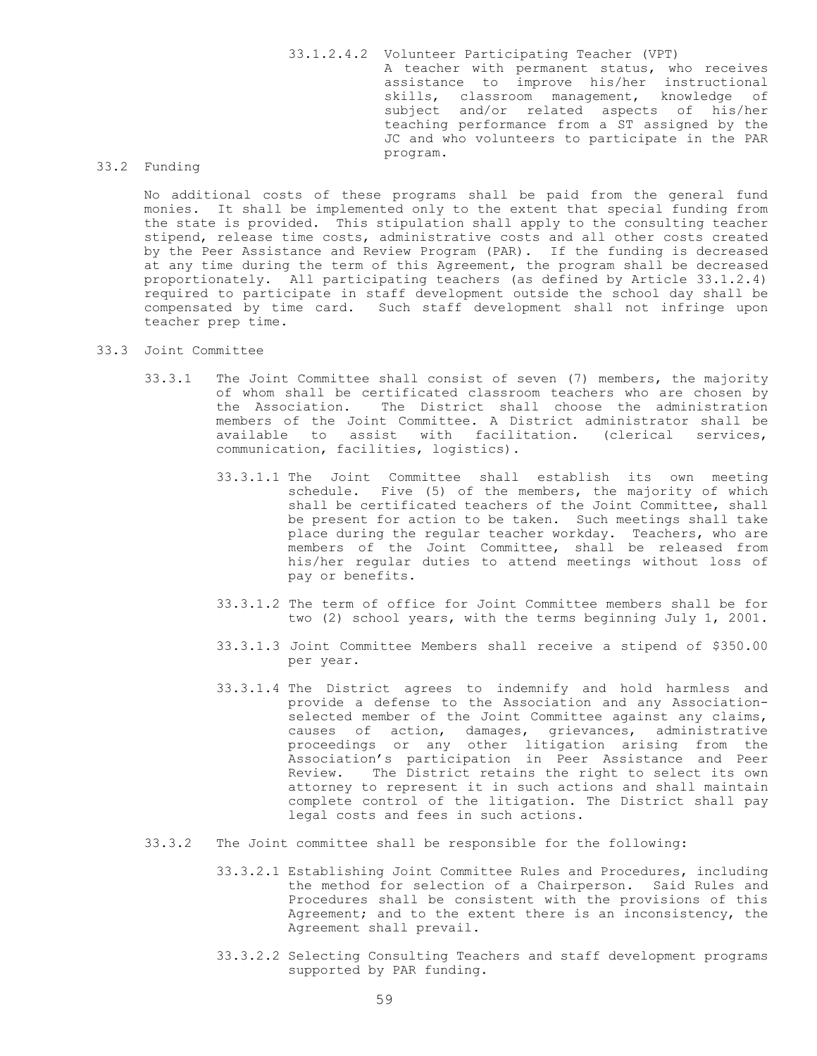33.1.2.4.2 Volunteer Participating Teacher (VPT)
A teacher with permanent status, who receives assistance to improve his/her instructional skills, classroom management, knowledge of subject and/or related aspects of his/her teaching performance from a ST assigned by the JC and who volunteers to participate in the PAR program.

33.2 Funding

No additional costs of these programs shall be paid from the general fund monies. It shall be implemented only to the extent that special funding from the state is provided. This stipulation shall apply to the consulting teacher stipend, release time costs, administrative costs and all other costs created by the Peer Assistance and Review Program (PAR). If the funding is decreased at any time during the term of this Agreement, the program shall be decreased proportionately. All participating teachers (as defined by Article 33.1.2.4) required to participate in staff development outside the school day shall be compensated by time card. Such staff development shall not infringe upon teacher prep time.

33.3 Joint Committee

33.3.1 The Joint Committee shall consist of seven (7) members, the majority of whom shall be certificated classroom teachers who are chosen by the Association. The District shall choose the administration members of the Joint Committee. A District administrator shall be available to assist with facilitation. (clerical services, communication, facilities, logistics).

33.3.1.1 The Joint Committee shall establish its own meeting schedule. Five (5) of the members, the majority of which shall be certificated teachers of the Joint Committee, shall be present for action to be taken. Such meetings shall take place during the regular teacher workday. Teachers, who are members of the Joint Committee, shall be released from his/her regular duties to attend meetings without loss of pay or benefits.

33.3.1.2 The term of office for Joint Committee members shall be for two (2) school years, with the terms beginning July 1, 2001.

33.3.1.3 Joint Committee Members shall receive a stipend of $350.00 per year.

33.3.1.4 The District agrees to indemnify and hold harmless and provide a defense to the Association and any Association-selected member of the Joint Committee against any claims, causes of action, damages, grievances, administrative proceedings or any other litigation arising from the Association's participation in Peer Assistance and Peer Review. The District retains the right to select its own attorney to represent it in such actions and shall maintain complete control of the litigation. The District shall pay legal costs and fees in such actions.

33.3.2 The Joint committee shall be responsible for the following:

33.3.2.1 Establishing Joint Committee Rules and Procedures, including the method for selection of a Chairperson. Said Rules and Procedures shall be consistent with the provisions of this Agreement; and to the extent there is an inconsistency, the Agreement shall prevail.

33.3.2.2 Selecting Consulting Teachers and staff development programs supported by PAR funding.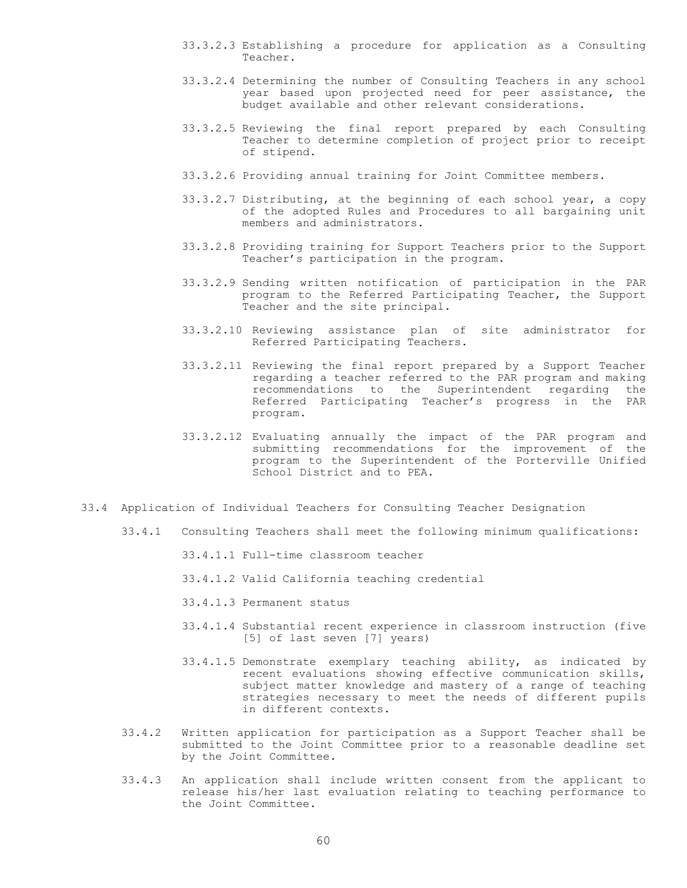33.3.2.3 Establishing a procedure for application as a Consulting Teacher.

33.3.2.4 Determining the number of Consulting Teachers in any school year based upon projected need for peer assistance, the budget available and other relevant considerations.

33.3.2.5 Reviewing the final report prepared by each Consulting Teacher to determine completion of project prior to receipt of stipend.

33.3.2.6 Providing annual training for Joint Committee members.

33.3.2.7 Distributing, at the beginning of each school year, a copy of the adopted Rules and Procedures to all bargaining unit members and administrators.

33.3.2.8 Providing training for Support Teachers prior to the Support Teacher's participation in the program.

33.3.2.9 Sending written notification of participation in the PAR program to the Referred Participating Teacher, the Support Teacher and the site principal.

33.3.2.10 Reviewing assistance plan of site administrator for Referred Participating Teachers.

33.3.2.11 Reviewing the final report prepared by a Support Teacher regarding a teacher referred to the PAR program and making recommendations to the Superintendent regarding the Referred Participating Teacher's progress in the PAR program.

33.3.2.12 Evaluating annually the impact of the PAR program and submitting recommendations for the improvement of the program to the Superintendent of the Porterville Unified School District and to PEA.

33.4 Application of Individual Teachers for Consulting Teacher Designation

33.4.1 Consulting Teachers shall meet the following minimum qualifications:

33.4.1.1 Full-time classroom teacher

33.4.1.2 Valid California teaching credential

33.4.1.3 Permanent status

33.4.1.4 Substantial recent experience in classroom instruction (five [5] of last seven [7] years)

33.4.1.5 Demonstrate exemplary teaching ability, as indicated by recent evaluations showing effective communication skills, subject matter knowledge and mastery of a range of teaching strategies necessary to meet the needs of different pupils in different contexts.

33.4.2 Written application for participation as a Support Teacher shall be submitted to the Joint Committee prior to a reasonable deadline set by the Joint Committee.

33.4.3 An application shall include written consent from the applicant to release his/her last evaluation relating to teaching performance to the Joint Committee.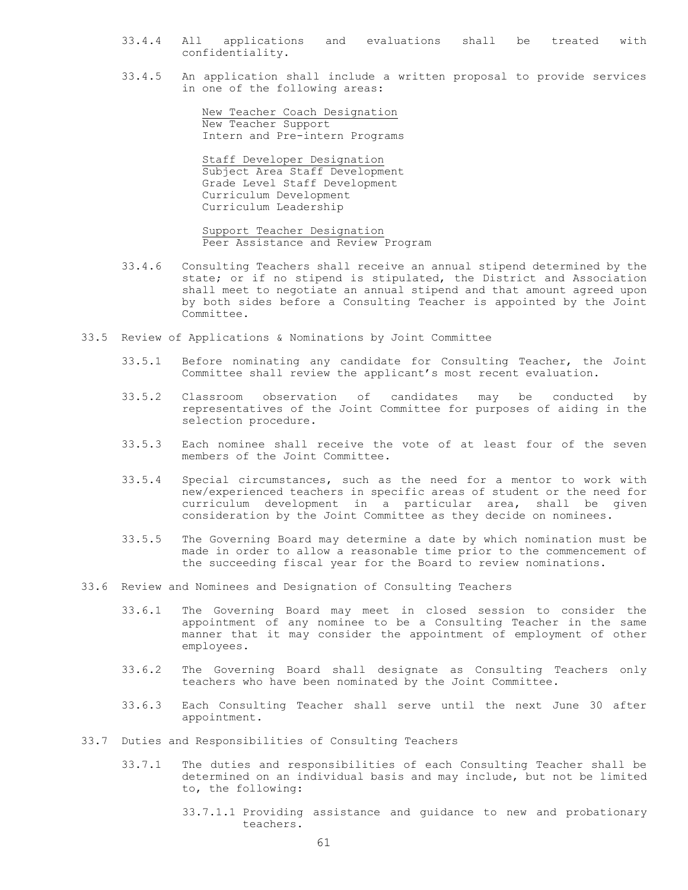33.4.4 All applications and evaluations shall be treated with confidentiality.

33.4.5 An application shall include a written proposal to provide services in one of the following areas:

<u>New Teacher Coach Designation</u>
New Teacher Support
Intern and Pre-intern Programs

<u>Staff Developer Designation</u>
Subject Area Staff Development
Grade Level Staff Development
Curriculum Development
Curriculum Leadership

<u>Support Teacher Designation</u>
Peer Assistance and Review Program

33.4.6 Consulting Teachers shall receive an annual stipend determined by the state; or if no stipend is stipulated, the District and Association shall meet to negotiate an annual stipend and that amount agreed upon by both sides before a Consulting Teacher is appointed by the Joint Committee.

33.5 Review of Applications & Nominations by Joint Committee

33.5.1 Before nominating any candidate for Consulting Teacher, the Joint Committee shall review the applicant's most recent evaluation.

33.5.2 Classroom observation of candidates may be conducted by representatives of the Joint Committee for purposes of aiding in the selection procedure.

33.5.3 Each nominee shall receive the vote of at least four of the seven members of the Joint Committee.

33.5.4 Special circumstances, such as the need for a mentor to work with new/experienced teachers in specific areas of student or the need for curriculum development in a particular area, shall be given consideration by the Joint Committee as they decide on nominees.

33.5.5 The Governing Board may determine a date by which nomination must be made in order to allow a reasonable time prior to the commencement of the succeeding fiscal year for the Board to review nominations.

33.6 Review and Nominees and Designation of Consulting Teachers

33.6.1 The Governing Board may meet in closed session to consider the appointment of any nominee to be a Consulting Teacher in the same manner that it may consider the appointment of employment of other employees.

33.6.2 The Governing Board shall designate as Consulting Teachers only teachers who have been nominated by the Joint Committee.

33.6.3 Each Consulting Teacher shall serve until the next June 30 after appointment.

33.7 Duties and Responsibilities of Consulting Teachers

33.7.1 The duties and responsibilities of each Consulting Teacher shall be determined on an individual basis and may include, but not be limited to, the following:

33.7.1.1 Providing assistance and guidance to new and probationary teachers.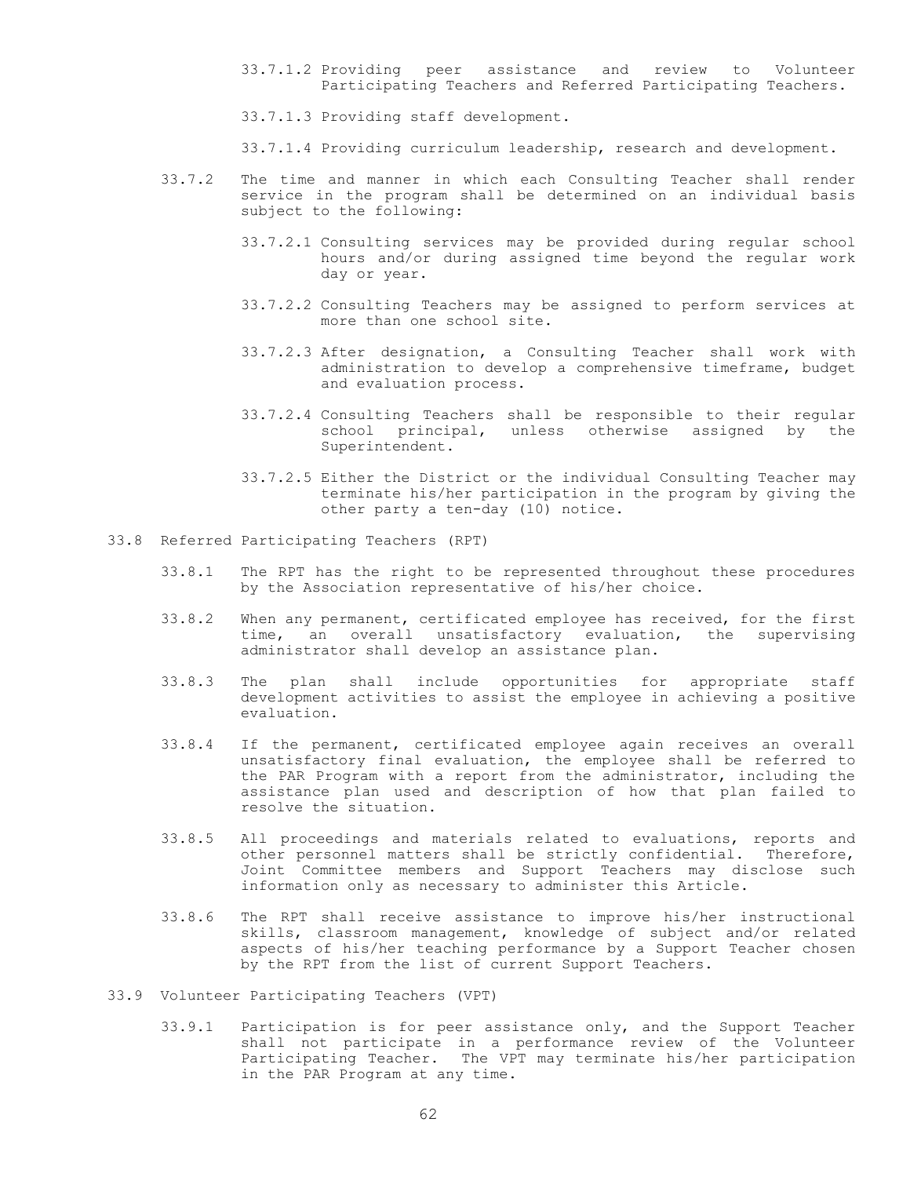33.7.1.2 Providing peer assistance and review to Volunteer Participating Teachers and Referred Participating Teachers.

33.7.1.3 Providing staff development.

33.7.1.4 Providing curriculum leadership, research and development.

33.7.2 The time and manner in which each Consulting Teacher shall render service in the program shall be determined on an individual basis subject to the following:

33.7.2.1 Consulting services may be provided during regular school hours and/or during assigned time beyond the regular work day or year.

33.7.2.2 Consulting Teachers may be assigned to perform services at more than one school site.

33.7.2.3 After designation, a Consulting Teacher shall work with administration to develop a comprehensive timeframe, budget and evaluation process.

33.7.2.4 Consulting Teachers shall be responsible to their regular school principal, unless otherwise assigned by the Superintendent.

33.7.2.5 Either the District or the individual Consulting Teacher may terminate his/her participation in the program by giving the other party a ten-day (10) notice.

33.8 Referred Participating Teachers (RPT)

33.8.1 The RPT has the right to be represented throughout these procedures by the Association representative of his/her choice.

33.8.2 When any permanent, certificated employee has received, for the first time, an overall unsatisfactory evaluation, the supervising administrator shall develop an assistance plan.

33.8.3 The plan shall include opportunities for appropriate staff development activities to assist the employee in achieving a positive evaluation.

33.8.4 If the permanent, certificated employee again receives an overall unsatisfactory final evaluation, the employee shall be referred to the PAR Program with a report from the administrator, including the assistance plan used and description of how that plan failed to resolve the situation.

33.8.5 All proceedings and materials related to evaluations, reports and other personnel matters shall be strictly confidential. Therefore, Joint Committee members and Support Teachers may disclose such information only as necessary to administer this Article.

33.8.6 The RPT shall receive assistance to improve his/her instructional skills, classroom management, knowledge of subject and/or related aspects of his/her teaching performance by a Support Teacher chosen by the RPT from the list of current Support Teachers.

33.9 Volunteer Participating Teachers (VPT)

33.9.1 Participation is for peer assistance only, and the Support Teacher shall not participate in a performance review of the Volunteer Participating Teacher. The VPT may terminate his/her participation in the PAR Program at any time.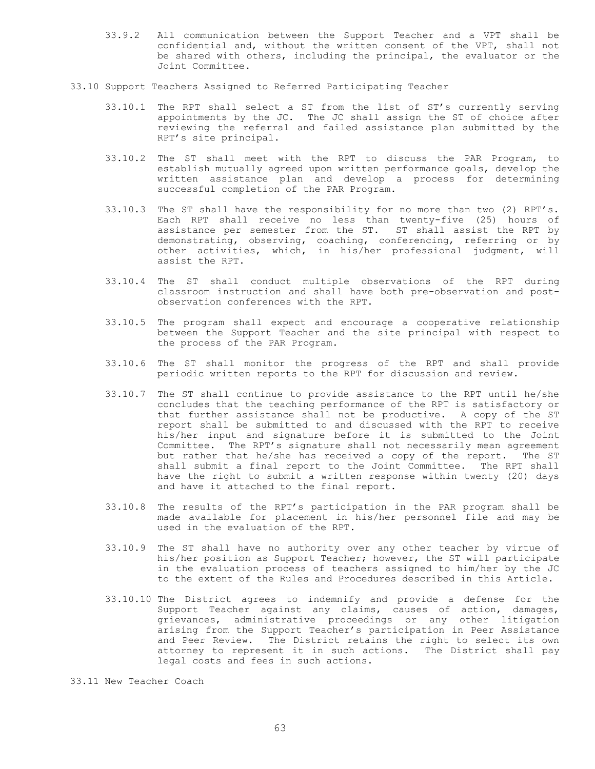33.9.2 All communication between the Support Teacher and a VPT shall be confidential and, without the written consent of the VPT, shall not be shared with others, including the principal, the evaluator or the Joint Committee.

33.10 Support Teachers Assigned to Referred Participating Teacher

33.10.1 The RPT shall select a ST from the list of ST's currently serving appointments by the JC. The JC shall assign the ST of choice after reviewing the referral and failed assistance plan submitted by the RPT's site principal.

33.10.2 The ST shall meet with the RPT to discuss the PAR Program, to establish mutually agreed upon written performance goals, develop the written assistance plan and develop a process for determining successful completion of the PAR Program.

33.10.3 The ST shall have the responsibility for no more than two (2) RPT's. Each RPT shall receive no less than twenty-five (25) hours of assistance per semester from the ST. ST shall assist the RPT by demonstrating, observing, coaching, conferencing, referring or by other activities, which, in his/her professional judgment, will assist the RPT.

33.10.4 The ST shall conduct multiple observations of the RPT during classroom instruction and shall have both pre-observation and post-observation conferences with the RPT.

33.10.5 The program shall expect and encourage a cooperative relationship between the Support Teacher and the site principal with respect to the process of the PAR Program.

33.10.6 The ST shall monitor the progress of the RPT and shall provide periodic written reports to the RPT for discussion and review.

33.10.7 The ST shall continue to provide assistance to the RPT until he/she concludes that the teaching performance of the RPT is satisfactory or that further assistance shall not be productive. A copy of the ST report shall be submitted to and discussed with the RPT to receive his/her input and signature before it is submitted to the Joint Committee. The RPT's signature shall not necessarily mean agreement but rather that he/she has received a copy of the report. The ST shall submit a final report to the Joint Committee. The RPT shall have the right to submit a written response within twenty (20) days and have it attached to the final report.

33.10.8 The results of the RPT's participation in the PAR program shall be made available for placement in his/her personnel file and may be used in the evaluation of the RPT.

33.10.9 The ST shall have no authority over any other teacher by virtue of his/her position as Support Teacher; however, the ST will participate in the evaluation process of teachers assigned to him/her by the JC to the extent of the Rules and Procedures described in this Article.

33.10.10 The District agrees to indemnify and provide a defense for the Support Teacher against any claims, causes of action, damages, grievances, administrative proceedings or any other litigation arising from the Support Teacher's participation in Peer Assistance and Peer Review. The District retains the right to select its own attorney to represent it in such actions. The District shall pay legal costs and fees in such actions.

33.11 New Teacher Coach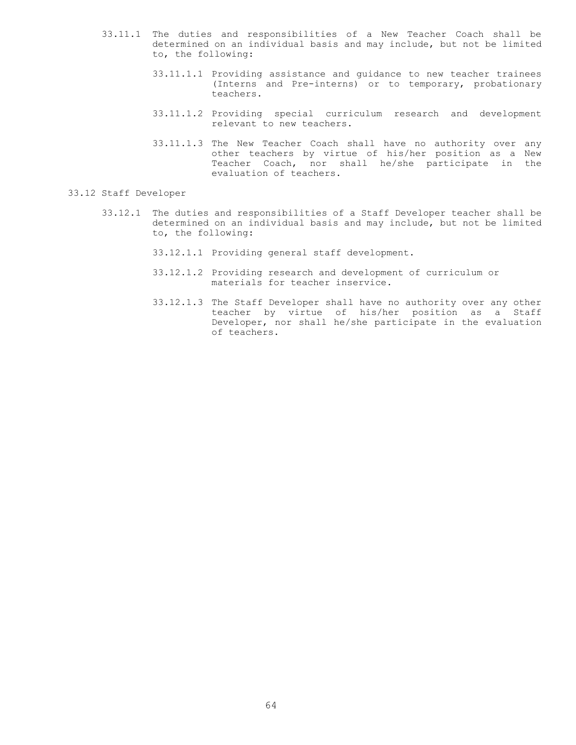33.11.1 The duties and responsibilities of a New Teacher Coach shall be determined on an individual basis and may include, but not be limited to, the following:

33.11.1.1 Providing assistance and guidance to new teacher trainees (Interns and Pre-interns) or to temporary, probationary teachers.

33.11.1.2 Providing special curriculum research and development relevant to new teachers.

33.11.1.3 The New Teacher Coach shall have no authority over any other teachers by virtue of his/her position as a New Teacher Coach, nor shall he/she participate in the evaluation of teachers.

33.12 Staff Developer

33.12.1 The duties and responsibilities of a Staff Developer teacher shall be determined on an individual basis and may include, but not be limited to, the following:

33.12.1.1 Providing general staff development.

33.12.1.2 Providing research and development of curriculum or materials for teacher inservice.

33.12.1.3 The Staff Developer shall have no authority over any other teacher by virtue of his/her position as a Staff Developer, nor shall he/she participate in the evaluation of teachers.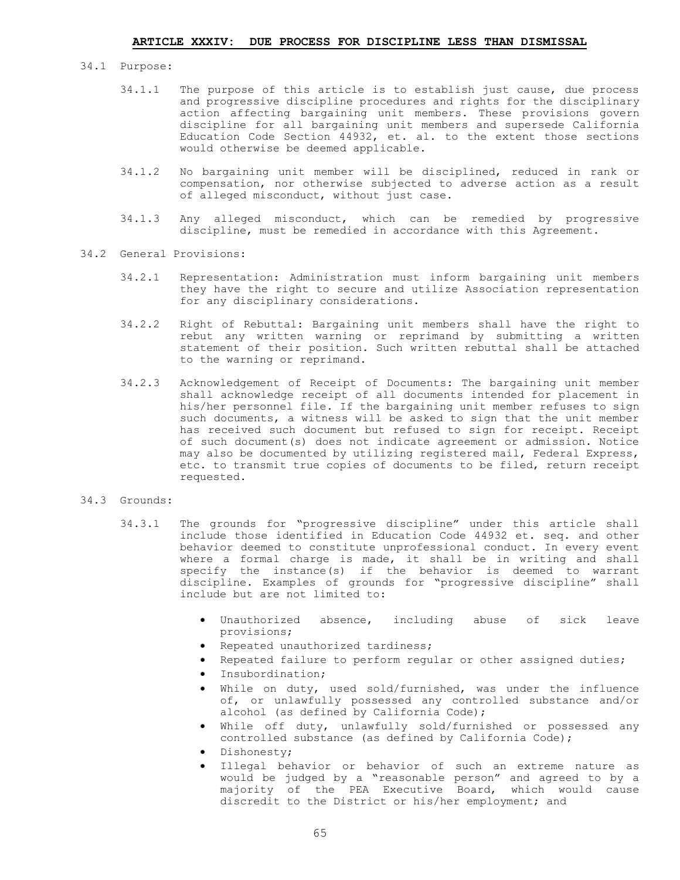## ARTICLE XXXIV: DUE PROCESS FOR DISCIPLINE LESS THAN DISMISSAL

34.1 Purpose:

34.1.1 The purpose of this article is to establish just cause, due process and progressive discipline procedures and rights for the disciplinary action affecting bargaining unit members. These provisions govern discipline for all bargaining unit members and supersede California Education Code Section 44932, et. al. to the extent those sections would otherwise be deemed applicable.

34.1.2 No bargaining unit member will be disciplined, reduced in rank or compensation, nor otherwise subjected to adverse action as a result of alleged misconduct, without just case.

34.1.3 Any alleged misconduct, which can be remedied by progressive discipline, must be remedied in accordance with this Agreement.

34.2 General Provisions:

34.2.1 Representation: Administration must inform bargaining unit members they have the right to secure and utilize Association representation for any disciplinary considerations.

34.2.2 Right of Rebuttal: Bargaining unit members shall have the right to rebut any written warning or reprimand by submitting a written statement of their position. Such written rebuttal shall be attached to the warning or reprimand.

34.2.3 Acknowledgement of Receipt of Documents: The bargaining unit member shall acknowledge receipt of all documents intended for placement in his/her personnel file. If the bargaining unit member refuses to sign such documents, a witness will be asked to sign that the unit member has received such document but refused to sign for receipt. Receipt of such document(s) does not indicate agreement or admission. Notice may also be documented by utilizing registered mail, Federal Express, etc. to transmit true copies of documents to be filed, return receipt requested.

34.3 Grounds:

34.3.1 The grounds for "progressive discipline" under this article shall include those identified in Education Code 44932 et. seq. and other behavior deemed to constitute unprofessional conduct. In every event where a formal charge is made, it shall be in writing and shall specify the instance(s) if the behavior is deemed to warrant discipline. Examples of grounds for "progressive discipline" shall include but are not limited to:

- Unauthorized absence, including abuse of sick leave provisions;
- Repeated unauthorized tardiness;
- Repeated failure to perform regular or other assigned duties;
- Insubordination;
- While on duty, used sold/furnished, was under the influence of, or unlawfully possessed any controlled substance and/or alcohol (as defined by California Code);
- While off duty, unlawfully sold/furnished or possessed any controlled substance (as defined by California Code);
- Dishonesty;
- Illegal behavior or behavior of such an extreme nature as would be judged by a "reasonable person" and agreed to by a majority of the PEA Executive Board, which would cause discredit to the District or his/her employment; and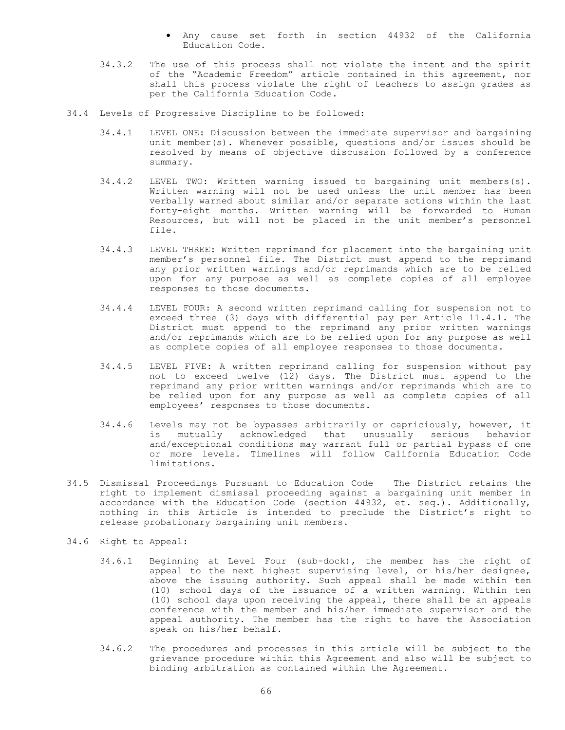- Any cause set forth in section 44932 of the California Education Code.

34.3.2 The use of this process shall not violate the intent and the spirit of the "Academic Freedom" article contained in this agreement, nor shall this process violate the right of teachers to assign grades as per the California Education Code.

34.4 Levels of Progressive Discipline to be followed:

34.4.1 LEVEL ONE: Discussion between the immediate supervisor and bargaining unit member(s). Whenever possible, questions and/or issues should be resolved by means of objective discussion followed by a conference summary.

34.4.2 LEVEL TWO: Written warning issued to bargaining unit members(s). Written warning will not be used unless the unit member has been verbally warned about similar and/or separate actions within the last forty-eight months. Written warning will be forwarded to Human Resources, but will not be placed in the unit member's personnel file.

34.4.3 LEVEL THREE: Written reprimand for placement into the bargaining unit member's personnel file. The District must append to the reprimand any prior written warnings and/or reprimands which are to be relied upon for any purpose as well as complete copies of all employee responses to those documents.

34.4.4 LEVEL FOUR: A second written reprimand calling for suspension not to exceed three (3) days with differential pay per Article 11.4.1. The District must append to the reprimand any prior written warnings and/or reprimands which are to be relied upon for any purpose as well as complete copies of all employee responses to those documents.

34.4.5 LEVEL FIVE: A written reprimand calling for suspension without pay not to exceed twelve (12) days. The District must append to the reprimand any prior written warnings and/or reprimands which are to be relied upon for any purpose as well as complete copies of all employees' responses to those documents.

34.4.6 Levels may not be bypasses arbitrarily or capriciously, however, it is mutually acknowledged that unusually serious behavior and/exceptional conditions may warrant full or partial bypass of one or more levels. Timelines will follow California Education Code limitations.

34.5 Dismissal Proceedings Pursuant to Education Code – The District retains the right to implement dismissal proceeding against a bargaining unit member in accordance with the Education Code (section 44932, et. seq.). Additionally, nothing in this Article is intended to preclude the District's right to release probationary bargaining unit members.

34.6 Right to Appeal:

34.6.1 Beginning at Level Four (sub-dock), the member has the right of appeal to the next highest supervising level, or his/her designee, above the issuing authority. Such appeal shall be made within ten (10) school days of the issuance of a written warning. Within ten (10) school days upon receiving the appeal, there shall be an appeals conference with the member and his/her immediate supervisor and the appeal authority. The member has the right to have the Association speak on his/her behalf.

34.6.2 The procedures and processes in this article will be subject to the grievance procedure within this Agreement and also will be subject to binding arbitration as contained within the Agreement.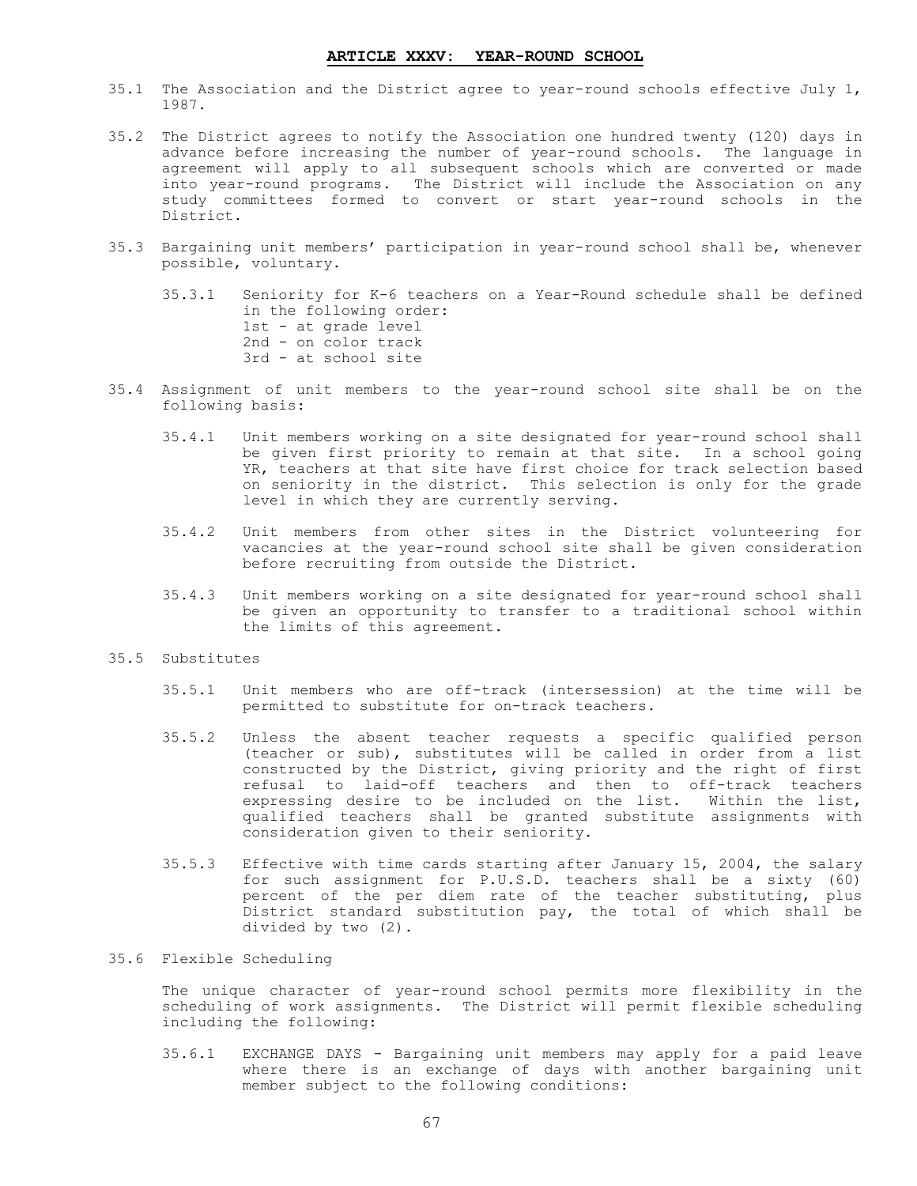## ARTICLE XXXV: YEAR-ROUND SCHOOL

35.1 The Association and the District agree to year-round schools effective July 1, 1987.

35.2 The District agrees to notify the Association one hundred twenty (120) days in advance before increasing the number of year-round schools. The language in agreement will apply to all subsequent schools which are converted or made into year-round programs. The District will include the Association on any study committees formed to convert or start year-round schools in the District.

35.3 Bargaining unit members' participation in year-round school shall be, whenever possible, voluntary.

35.3.1 Seniority for K-6 teachers on a Year-Round schedule shall be defined in the following order:
1st - at grade level
2nd - on color track
3rd - at school site

35.4 Assignment of unit members to the year-round school site shall be on the following basis:

35.4.1 Unit members working on a site designated for year-round school shall be given first priority to remain at that site. In a school going YR, teachers at that site have first choice for track selection based on seniority in the district. This selection is only for the grade level in which they are currently serving.

35.4.2 Unit members from other sites in the District volunteering for vacancies at the year-round school site shall be given consideration before recruiting from outside the District.

35.4.3 Unit members working on a site designated for year-round school shall be given an opportunity to transfer to a traditional school within the limits of this agreement.

35.5 Substitutes

35.5.1 Unit members who are off-track (intersession) at the time will be permitted to substitute for on-track teachers.

35.5.2 Unless the absent teacher requests a specific qualified person (teacher or sub), substitutes will be called in order from a list constructed by the District, giving priority and the right of first refusal to laid-off teachers and then to off-track teachers expressing desire to be included on the list. Within the list, qualified teachers shall be granted substitute assignments with consideration given to their seniority.

35.5.3 Effective with time cards starting after January 15, 2004, the salary for such assignment for P.U.S.D. teachers shall be a sixty (60) percent of the per diem rate of the teacher substituting, plus District standard substitution pay, the total of which shall be divided by two (2).

35.6 Flexible Scheduling

The unique character of year-round school permits more flexibility in the scheduling of work assignments. The District will permit flexible scheduling including the following:

35.6.1 EXCHANGE DAYS - Bargaining unit members may apply for a paid leave where there is an exchange of days with another bargaining unit member subject to the following conditions: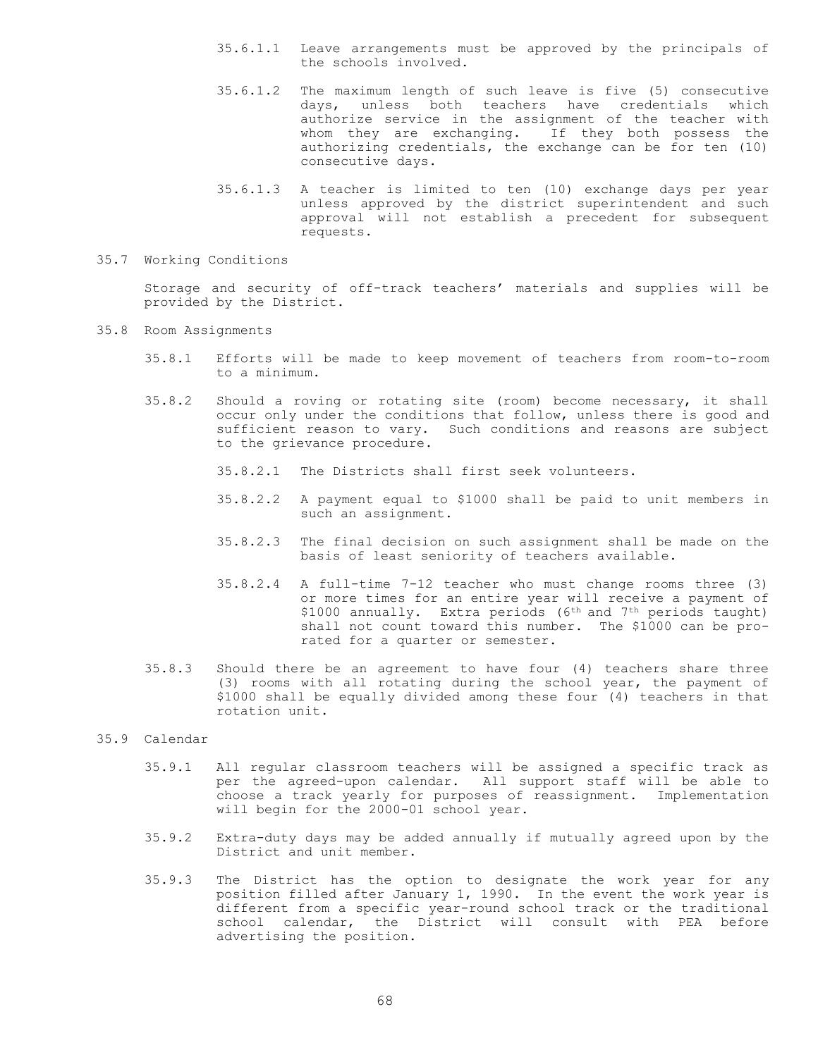35.6.1.1 Leave arrangements must be approved by the principals of the schools involved.

35.6.1.2 The maximum length of such leave is five (5) consecutive days, unless both teachers have credentials which authorize service in the assignment of the teacher with whom they are exchanging. If they both possess the authorizing credentials, the exchange can be for ten (10) consecutive days.

35.6.1.3 A teacher is limited to ten (10) exchange days per year unless approved by the district superintendent and such approval will not establish a precedent for subsequent requests.

35.7 Working Conditions

Storage and security of off-track teachers' materials and supplies will be provided by the District.

35.8 Room Assignments

35.8.1 Efforts will be made to keep movement of teachers from room-to-room to a minimum.

35.8.2 Should a roving or rotating site (room) become necessary, it shall occur only under the conditions that follow, unless there is good and sufficient reason to vary. Such conditions and reasons are subject to the grievance procedure.

35.8.2.1 The Districts shall first seek volunteers.

35.8.2.2 A payment equal to $1000 shall be paid to unit members in such an assignment.

35.8.2.3 The final decision on such assignment shall be made on the basis of least seniority of teachers available.

35.8.2.4 A full-time 7-12 teacher who must change rooms three (3) or more times for an entire year will receive a payment of $1000 annually. Extra periods (6th and 7th periods taught) shall not count toward this number. The $1000 can be pro-rated for a quarter or semester.

35.8.3 Should there be an agreement to have four (4) teachers share three (3) rooms with all rotating during the school year, the payment of $1000 shall be equally divided among these four (4) teachers in that rotation unit.

35.9 Calendar

35.9.1 All regular classroom teachers will be assigned a specific track as per the agreed-upon calendar. All support staff will be able to choose a track yearly for purposes of reassignment. Implementation will begin for the 2000-01 school year.

35.9.2 Extra-duty days may be added annually if mutually agreed upon by the District and unit member.

35.9.3 The District has the option to designate the work year for any position filled after January 1, 1990. In the event the work year is different from a specific year-round school track or the traditional school calendar, the District will consult with PEA before advertising the position.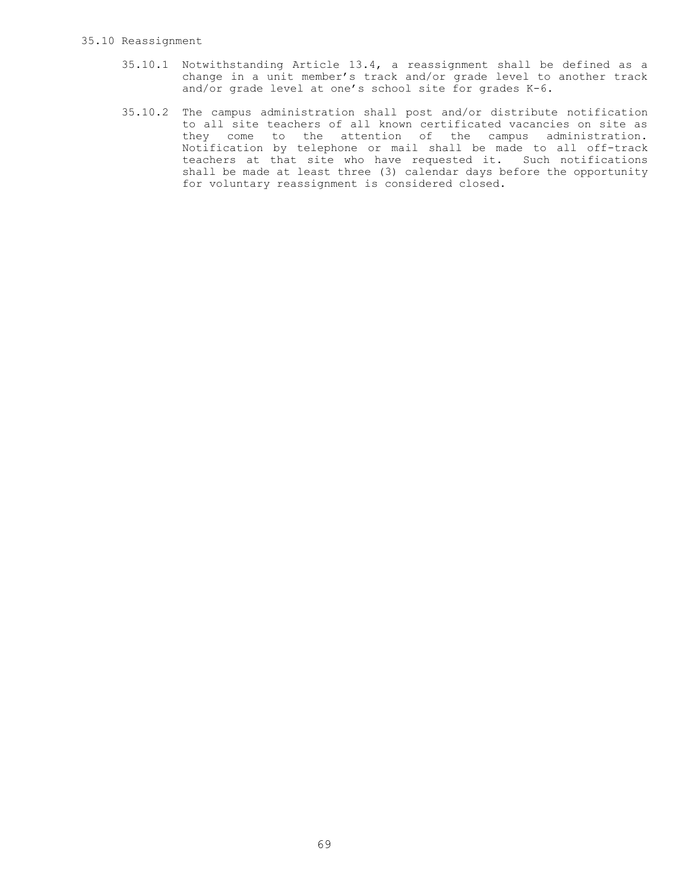35.10 Reassignment

35.10.1 Notwithstanding Article 13.4, a reassignment shall be defined as a change in a unit member's track and/or grade level to another track and/or grade level at one's school site for grades K-6.

35.10.2 The campus administration shall post and/or distribute notification to all site teachers of all known certificated vacancies on site as they come to the attention of the campus administration. Notification by telephone or mail shall be made to all off-track teachers at that site who have requested it. Such notifications shall be made at least three (3) calendar days before the opportunity for voluntary reassignment is considered closed.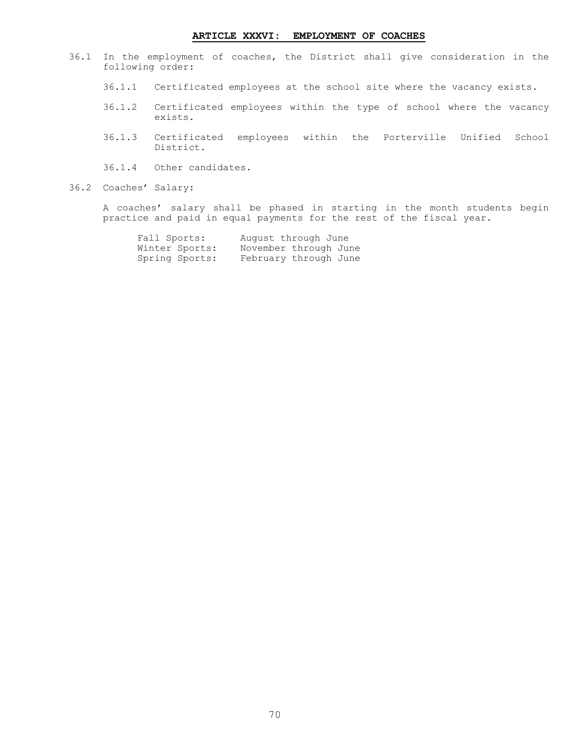## ARTICLE XXXVI: EMPLOYMENT OF COACHES

36.1 In the employment of coaches, the District shall give consideration in the following order:

36.1.1 Certificated employees at the school site where the vacancy exists.

36.1.2 Certificated employees within the type of school where the vacancy exists.

36.1.3 Certificated employees within the Porterville Unified School District.

36.1.4 Other candidates.

36.2 Coaches' Salary:

A coaches' salary shall be phased in starting in the month students begin practice and paid in equal payments for the rest of the fiscal year.

| | |
|---|---|
| Fall Sports: | August through June |
| Winter Sports: | November through June |
| Spring Sports: | February through June |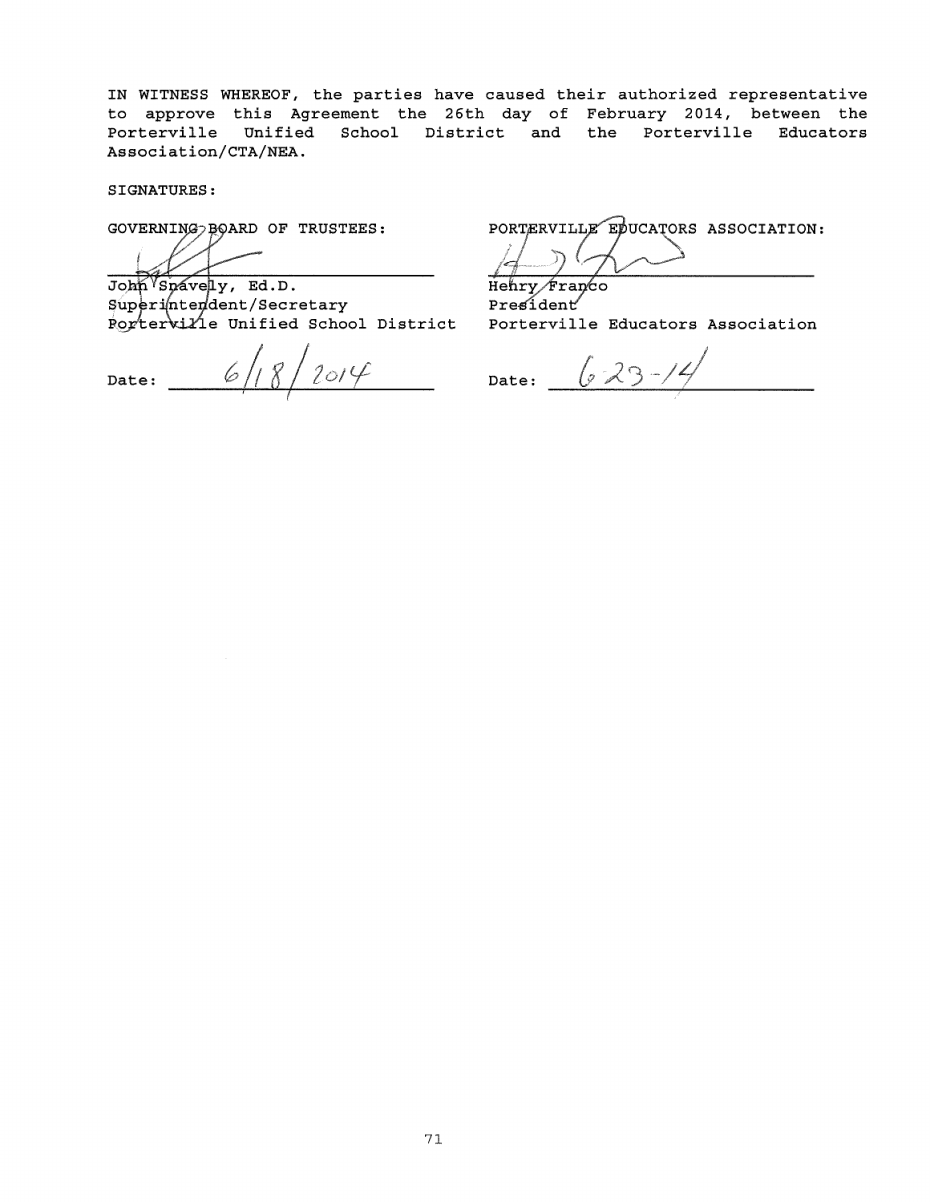IN WITNESS WHEREOF, the parties have caused their authorized representative to approve this Agreement the 26th day of February 2014, between the Porterville Unified School District and the Porterville Educators Association/CTA/NEA.

SIGNATURES:

GOVERNING BOARD OF TRUSTEES:

John Snavely, Ed.D.
Superintendent/Secretary
Porterville Unified School District

Date: 6/18/2014

PORTERVILLE EDUCATORS ASSOCIATION:

Henry Franco
President
Porterville Educators Association

Date: 6-23-14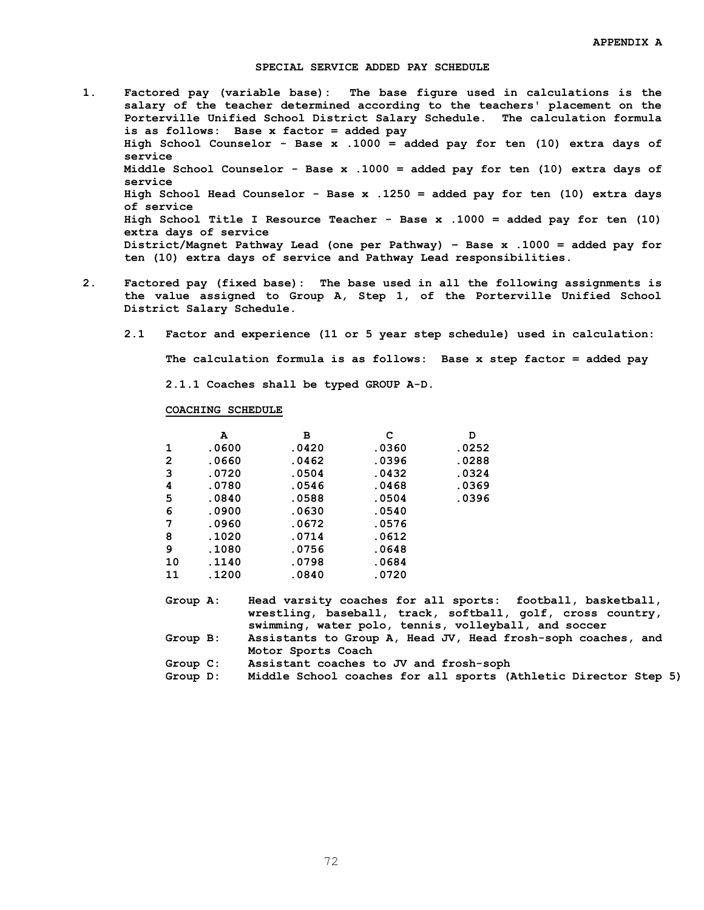APPENDIX A

## SPECIAL SERVICE ADDED PAY SCHEDULE

1. **Factored pay (variable base):** The base figure used in calculations is the salary of the teacher determined according to the teachers' placement on the Porterville Unified School District Salary Schedule. The calculation formula is as follows: Base x factor = added pay
   High School Counselor - Base x .1000 = added pay for ten (10) extra days of service
   Middle School Counselor - Base x .1000 = added pay for ten (10) extra days of service
   High School Head Counselor - Base x .1250 = added pay for ten (10) extra days of service
   High School Title I Resource Teacher - Base x .1000 = added pay for ten (10) extra days of service
   District/Magnet Pathway Lead (one per Pathway) – Base x .1000 = added pay for ten (10) extra days of service and Pathway Lead responsibilities.

2. **Factored pay (fixed base):** The base used in all the following assignments is the value assigned to Group A, Step 1, of the Porterville Unified School District Salary Schedule.

   2.1 Factor and experience (11 or 5 year step schedule) used in calculation:

   The calculation formula is as follows: Base x step factor = added pay

   2.1.1 Coaches shall be typed GROUP A-D.

   **COACHING SCHEDULE**

| | A | B | C | D |
|---|---|---|---|---|
| 1 | .0600 | .0420 | .0360 | .0252 |
| 2 | .0660 | .0462 | .0396 | .0288 |
| 3 | .0720 | .0504 | .0432 | .0324 |
| 4 | .0780 | .0546 | .0468 | .0369 |
| 5 | .0840 | .0588 | .0504 | .0396 |
| 6 | .0900 | .0630 | .0540 | |
| 7 | .0960 | .0672 | .0576 | |
| 8 | .1020 | .0714 | .0612 | |
| 9 | .1080 | .0756 | .0648 | |
| 10 | .1140 | .0798 | .0684 | |
| 11 | .1200 | .0840 | .0720 | |

   Group A: Head varsity coaches for all sports: football, basketball, wrestling, baseball, track, softball, golf, cross country, swimming, water polo, tennis, volleyball, and soccer
   Group B: Assistants to Group A, Head JV, Head frosh-soph coaches, and Motor Sports Coach
   Group C: Assistant coaches to JV and frosh-soph
   Group D: Middle School coaches for all sports (Athletic Director Step 5)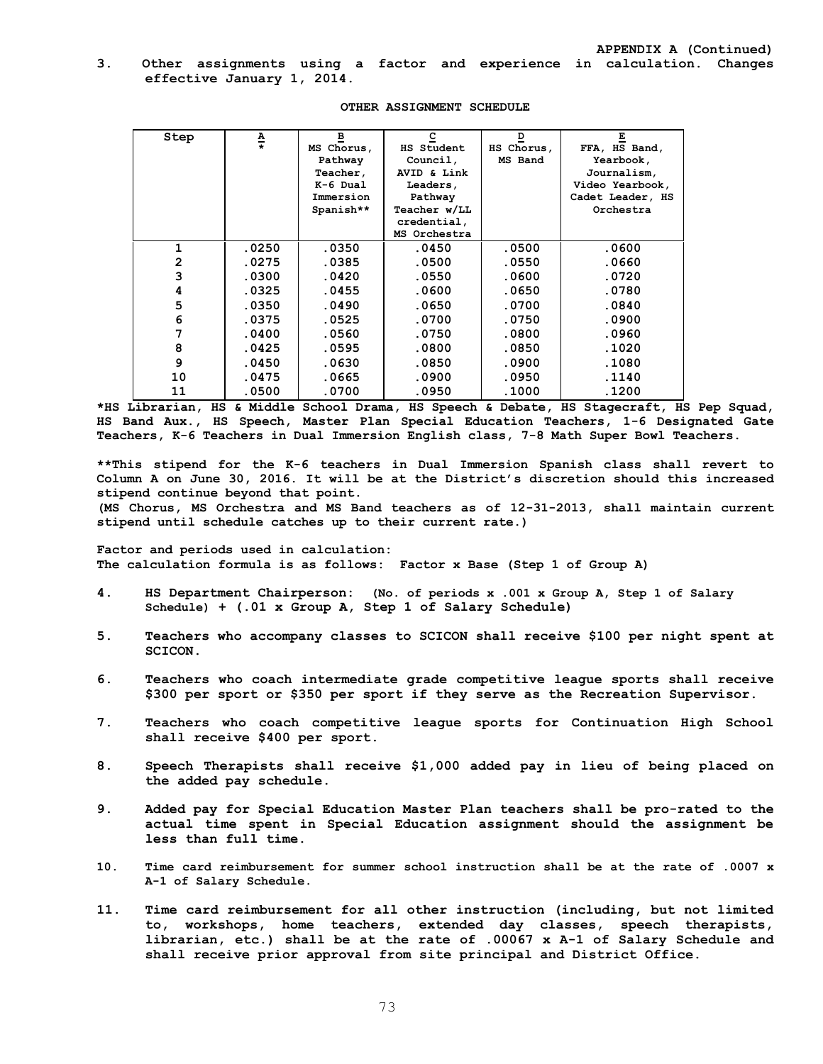**APPENDIX A (Continued)**

**3. Other assignments using a factor and experience in calculation. Changes effective January 1, 2014.**

**OTHER ASSIGNMENT SCHEDULE**

| Step | A * | B MS Chorus, Pathway Teacher, K-6 Dual Immersion Spanish** | C HS Student Council, AVID & Link Leaders, Pathway Teacher w/LL credential, MS Orchestra | D HS Chorus, MS Band | E FFA, HS Band, Yearbook, Journalism, Video Yearbook, Cadet Leader, HS Orchestra |
|---|---|---|---|---|---|
| 1 | .0250 | .0350 | .0450 | .0500 | .0600 |
| 2 | .0275 | .0385 | .0500 | .0550 | .0660 |
| 3 | .0300 | .0420 | .0550 | .0600 | .0720 |
| 4 | .0325 | .0455 | .0600 | .0650 | .0780 |
| 5 | .0350 | .0490 | .0650 | .0700 | .0840 |
| 6 | .0375 | .0525 | .0700 | .0750 | .0900 |
| 7 | .0400 | .0560 | .0750 | .0800 | .0960 |
| 8 | .0425 | .0595 | .0800 | .0850 | .1020 |
| 9 | .0450 | .0630 | .0850 | .0900 | .1080 |
| 10 | .0475 | .0665 | .0900 | .0950 | .1140 |
| 11 | .0500 | .0700 | .0950 | .1000 | .1200 |

**\*HS Librarian, HS & Middle School Drama, HS Speech & Debate, HS Stagecraft, HS Pep Squad, HS Band Aux., HS Speech, Master Plan Special Education Teachers, 1-6 Designated Gate Teachers, K-6 Teachers in Dual Immersion English class, 7-8 Math Super Bowl Teachers.**

**\*\*This stipend for the K-6 teachers in Dual Immersion Spanish class shall revert to Column A on June 30, 2016. It will be at the District's discretion should this increased stipend continue beyond that point.**
**(MS Chorus, MS Orchestra and MS Band teachers as of 12-31-2013, shall maintain current stipend until schedule catches up to their current rate.)**

**Factor and periods used in calculation:**
**The calculation formula is as follows: Factor x Base (Step 1 of Group A)**

4. **HS Department Chairperson: (No. of periods x .001 x Group A, Step 1 of Salary Schedule) + (.01 x Group A, Step 1 of Salary Schedule)**

5. **Teachers who accompany classes to SCICON shall receive $100 per night spent at SCICON.**

6. **Teachers who coach intermediate grade competitive league sports shall receive $300 per sport or $350 per sport if they serve as the Recreation Supervisor.**

7. **Teachers who coach competitive league sports for Continuation High School shall receive $400 per sport.**

8. **Speech Therapists shall receive $1,000 added pay in lieu of being placed on the added pay schedule.**

9. **Added pay for Special Education Master Plan teachers shall be pro-rated to the actual time spent in Special Education assignment should the assignment be less than full time.**

10. **Time card reimbursement for summer school instruction shall be at the rate of .0007 x A-1 of Salary Schedule.**

11. **Time card reimbursement for all other instruction (including, but not limited to, workshops, home teachers, extended day classes, speech therapists, librarian, etc.) shall be at the rate of .00067 x A-1 of Salary Schedule and shall receive prior approval from site principal and District Office.**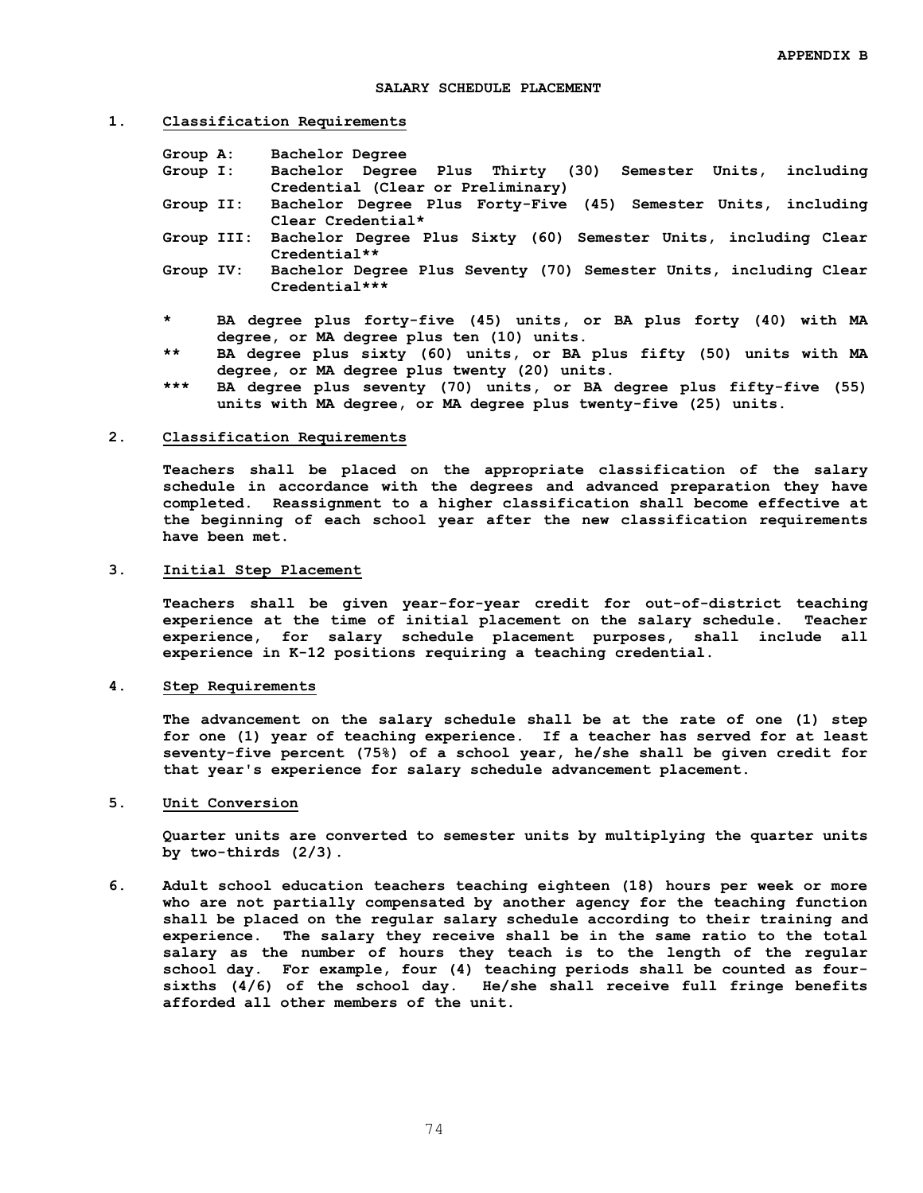APPENDIX B

## SALARY SCHEDULE PLACEMENT

**1. Classification Requirements**

Group A: Bachelor Degree
Group I: Bachelor Degree Plus Thirty (30) Semester Units, including Credential (Clear or Preliminary)
Group II: Bachelor Degree Plus Forty-Five (45) Semester Units, including Clear Credential*
Group III: Bachelor Degree Plus Sixty (60) Semester Units, including Clear Credential**
Group IV: Bachelor Degree Plus Seventy (70) Semester Units, including Clear Credential***

\* BA degree plus forty-five (45) units, or BA plus forty (40) with MA degree, or MA degree plus ten (10) units.
\*\* BA degree plus sixty (60) units, or BA plus fifty (50) units with MA degree, or MA degree plus twenty (20) units.
\*\*\* BA degree plus seventy (70) units, or BA degree plus fifty-five (55) units with MA degree, or MA degree plus twenty-five (25) units.

**2. Classification Requirements**

Teachers shall be placed on the appropriate classification of the salary schedule in accordance with the degrees and advanced preparation they have completed. Reassignment to a higher classification shall become effective at the beginning of each school year after the new classification requirements have been met.

**3. Initial Step Placement**

Teachers shall be given year-for-year credit for out-of-district teaching experience at the time of initial placement on the salary schedule. Teacher experience, for salary schedule placement purposes, shall include all experience in K-12 positions requiring a teaching credential.

**4. Step Requirements**

The advancement on the salary schedule shall be at the rate of one (1) step for one (1) year of teaching experience. If a teacher has served for at least seventy-five percent (75%) of a school year, he/she shall be given credit for that year's experience for salary schedule advancement placement.

**5. Unit Conversion**

Quarter units are converted to semester units by multiplying the quarter units by two-thirds (2/3).

**6.** Adult school education teachers teaching eighteen (18) hours per week or more who are not partially compensated by another agency for the teaching function shall be placed on the regular salary schedule according to their training and experience. The salary they receive shall be in the same ratio to the total salary as the number of hours they teach is to the length of the regular school day. For example, four (4) teaching periods shall be counted as four-sixths (4/6) of the school day. He/she shall receive full fringe benefits afforded all other members of the unit.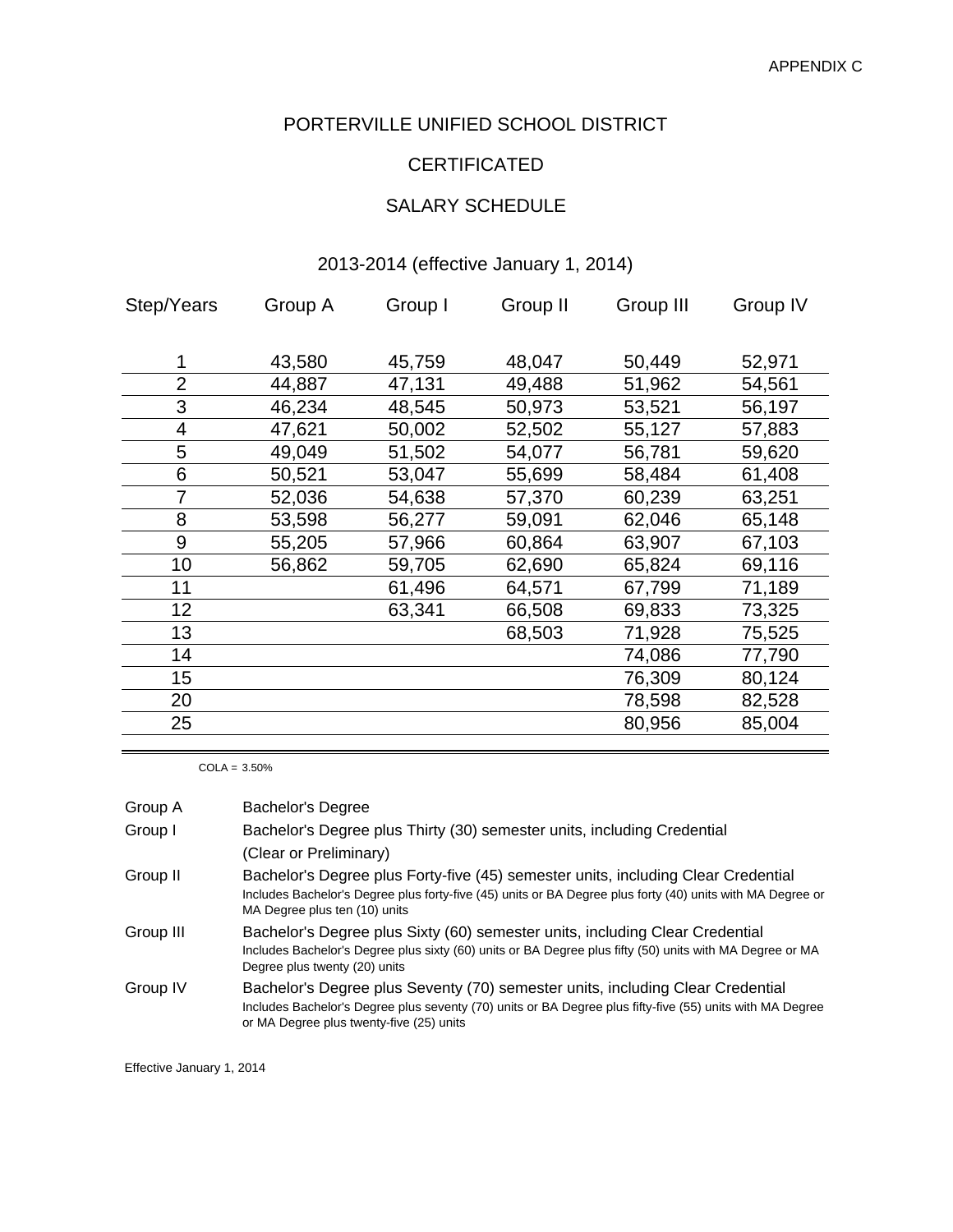APPENDIX C

# PORTERVILLE UNIFIED SCHOOL DISTRICT

## CERTIFICATED

## SALARY SCHEDULE

### 2013-2014 (effective January 1, 2014)

| Step/Years | Group A | Group I | Group II | Group III | Group IV |
|---|---|---|---|---|---|
| 1 | 43,580 | 45,759 | 48,047 | 50,449 | 52,971 |
| 2 | 44,887 | 47,131 | 49,488 | 51,962 | 54,561 |
| 3 | 46,234 | 48,545 | 50,973 | 53,521 | 56,197 |
| 4 | 47,621 | 50,002 | 52,502 | 55,127 | 57,883 |
| 5 | 49,049 | 51,502 | 54,077 | 56,781 | 59,620 |
| 6 | 50,521 | 53,047 | 55,699 | 58,484 | 61,408 |
| 7 | 52,036 | 54,638 | 57,370 | 60,239 | 63,251 |
| 8 | 53,598 | 56,277 | 59,091 | 62,046 | 65,148 |
| 9 | 55,205 | 57,966 | 60,864 | 63,907 | 67,103 |
| 10 | 56,862 | 59,705 | 62,690 | 65,824 | 69,116 |
| 11 | | 61,496 | 64,571 | 67,799 | 71,189 |
| 12 | | 63,341 | 66,508 | 69,833 | 73,325 |
| 13 | | | 68,503 | 71,928 | 75,525 |
| 14 | | | | 74,086 | 77,790 |
| 15 | | | | 76,309 | 80,124 |
| 20 | | | | 78,598 | 82,528 |
| 25 | | | | 80,956 | 85,004 |

COLA = 3.50%

| | |
|---|---|
| Group A | Bachelor's Degree |
| Group I | Bachelor's Degree plus Thirty (30) semester units, including Credential (Clear or Preliminary) |
| Group II | Bachelor's Degree plus Forty-five (45) semester units, including Clear Credential<br>Includes Bachelor's Degree plus forty-five (45) units or BA Degree plus forty (40) units with MA Degree or MA Degree plus ten (10) units |
| Group III | Bachelor's Degree plus Sixty (60) semester units, including Clear Credential<br>Includes Bachelor's Degree plus sixty (60) units or BA Degree plus fifty (50) units with MA Degree or MA Degree plus twenty (20) units |
| Group IV | Bachelor's Degree plus Seventy (70) semester units, including Clear Credential<br>Includes Bachelor's Degree plus seventy (70) units or BA Degree plus fifty-five (55) units with MA Degree or MA Degree plus twenty-five (25) units |

Effective January 1, 2014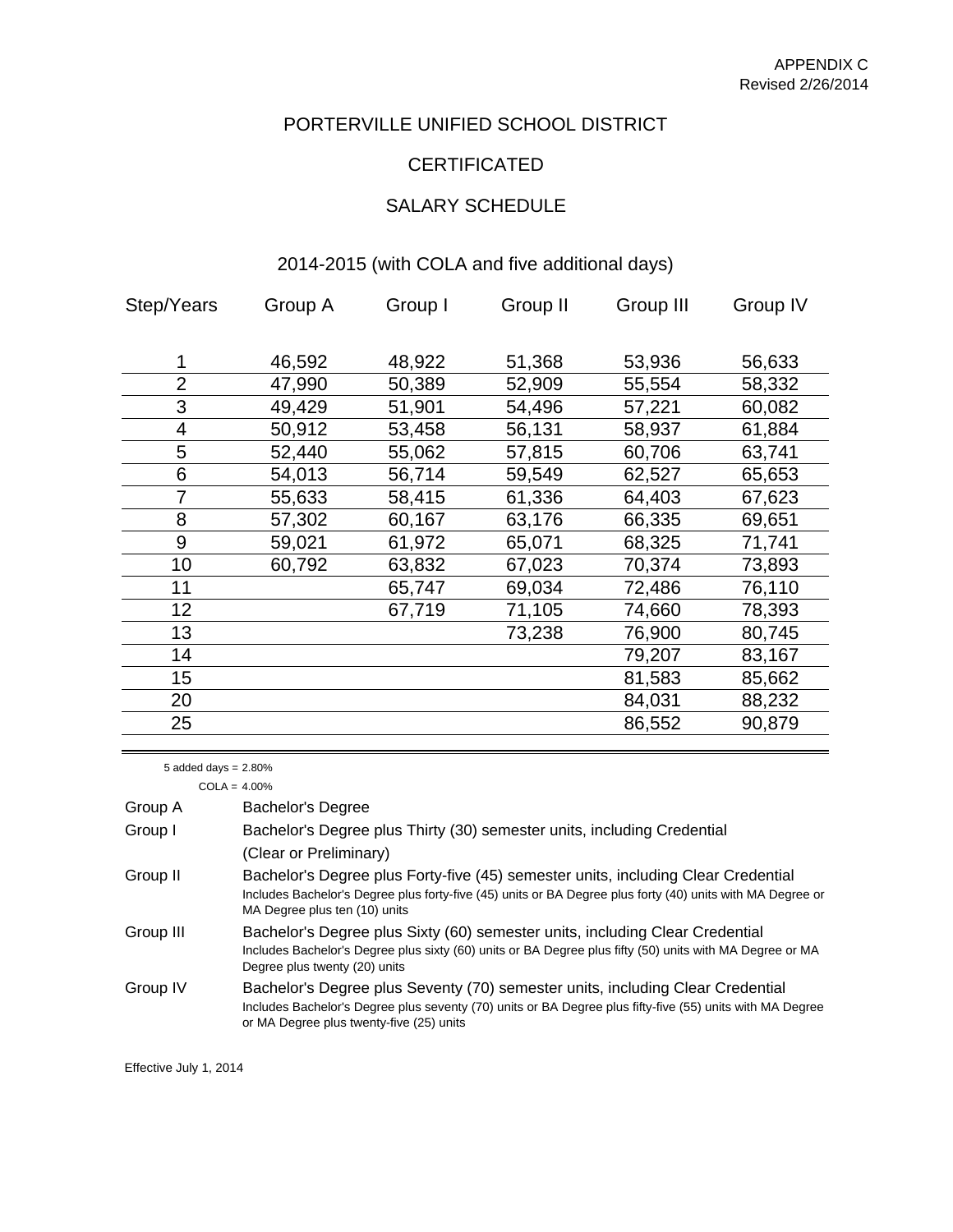APPENDIX C
Revised 2/26/2014

# PORTERVILLE UNIFIED SCHOOL DISTRICT

## CERTIFICATED

## SALARY SCHEDULE

### 2014-2015 (with COLA and five additional days)

| Step/Years | Group A | Group I | Group II | Group III | Group IV |
|---|---|---|---|---|---|
| 1 | 46,592 | 48,922 | 51,368 | 53,936 | 56,633 |
| 2 | 47,990 | 50,389 | 52,909 | 55,554 | 58,332 |
| 3 | 49,429 | 51,901 | 54,496 | 57,221 | 60,082 |
| 4 | 50,912 | 53,458 | 56,131 | 58,937 | 61,884 |
| 5 | 52,440 | 55,062 | 57,815 | 60,706 | 63,741 |
| 6 | 54,013 | 56,714 | 59,549 | 62,527 | 65,653 |
| 7 | 55,633 | 58,415 | 61,336 | 64,403 | 67,623 |
| 8 | 57,302 | 60,167 | 63,176 | 66,335 | 69,651 |
| 9 | 59,021 | 61,972 | 65,071 | 68,325 | 71,741 |
| 10 | 60,792 | 63,832 | 67,023 | 70,374 | 73,893 |
| 11 | | 65,747 | 69,034 | 72,486 | 76,110 |
| 12 | | 67,719 | 71,105 | 74,660 | 78,393 |
| 13 | | | 73,238 | 76,900 | 80,745 |
| 14 | | | | 79,207 | 83,167 |
| 15 | | | | 81,583 | 85,662 |
| 20 | | | | 84,031 | 88,232 |
| 25 | | | | 86,552 | 90,879 |

5 added days = 2.80%
COLA = 4.00%

| | |
|---|---|
| Group A | Bachelor's Degree |
| Group I | Bachelor's Degree plus Thirty (30) semester units, including Credential (Clear or Preliminary) |
| Group II | Bachelor's Degree plus Forty-five (45) semester units, including Clear Credential<br>Includes Bachelor's Degree plus forty-five (45) units or BA Degree plus forty (40) units with MA Degree or MA Degree plus ten (10) units |
| Group III | Bachelor's Degree plus Sixty (60) semester units, including Clear Credential<br>Includes Bachelor's Degree plus sixty (60) units or BA Degree plus fifty (50) units with MA Degree or MA Degree plus twenty (20) units |
| Group IV | Bachelor's Degree plus Seventy (70) semester units, including Clear Credential<br>Includes Bachelor's Degree plus seventy (70) units or BA Degree plus fifty-five (55) units with MA Degree or MA Degree plus twenty-five (25) units |

Effective July 1, 2014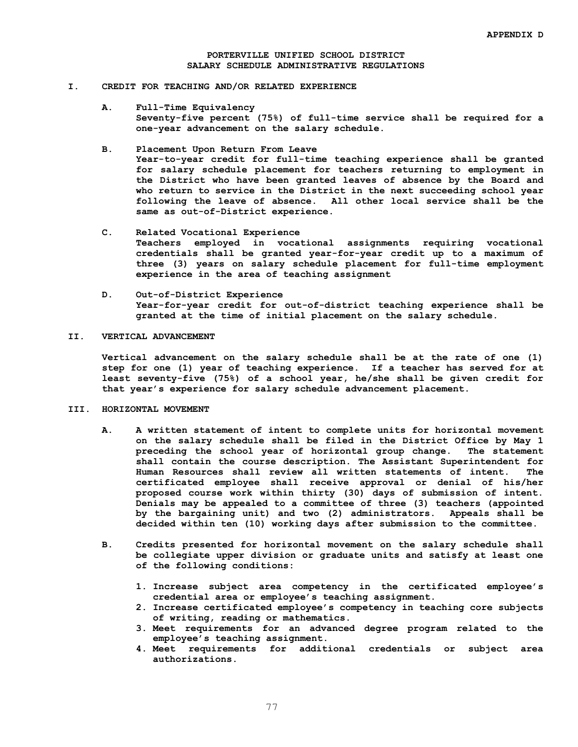APPENDIX D

# PORTERVILLE UNIFIED SCHOOL DISTRICT
## SALARY SCHEDULE ADMINISTRATIVE REGULATIONS

**I. CREDIT FOR TEACHING AND/OR RELATED EXPERIENCE**

**A. Full-Time Equivalency**
Seventy-five percent (75%) of full-time service shall be required for a one-year advancement on the salary schedule.

**B. Placement Upon Return From Leave**
Year-to-year credit for full-time teaching experience shall be granted for salary schedule placement for teachers returning to employment in the District who have been granted leaves of absence by the Board and who return to service in the District in the next succeeding school year following the leave of absence. All other local service shall be the same as out-of-District experience.

**C. Related Vocational Experience**
Teachers employed in vocational assignments requiring vocational credentials shall be granted year-for-year credit up to a maximum of three (3) years on salary schedule placement for full-time employment experience in the area of teaching assignment

**D. Out-of-District Experience**
Year-for-year credit for out-of-district teaching experience shall be granted at the time of initial placement on the salary schedule.

**II. VERTICAL ADVANCEMENT**

Vertical advancement on the salary schedule shall be at the rate of one (1) step for one (1) year of teaching experience. If a teacher has served for at least seventy-five (75%) of a school year, he/she shall be given credit for that year's experience for salary schedule advancement placement.

**III. HORIZONTAL MOVEMENT**

**A.** A written statement of intent to complete units for horizontal movement on the salary schedule shall be filed in the District Office by May 1 preceding the school year of horizontal group change. The statement shall contain the course description. The Assistant Superintendent for Human Resources shall review all written statements of intent. The certificated employee shall receive approval or denial of his/her proposed course work within thirty (30) days of submission of intent. Denials may be appealed to a committee of three (3) teachers (appointed by the bargaining unit) and two (2) administrators. Appeals shall be decided within ten (10) working days after submission to the committee.

**B.** Credits presented for horizontal movement on the salary schedule shall be collegiate upper division or graduate units and satisfy at least one of the following conditions:

1. Increase subject area competency in the certificated employee's credential area or employee's teaching assignment.
2. Increase certificated employee's competency in teaching core subjects of writing, reading or mathematics.
3. Meet requirements for an advanced degree program related to the employee's teaching assignment.
4. Meet requirements for additional credentials or subject area authorizations.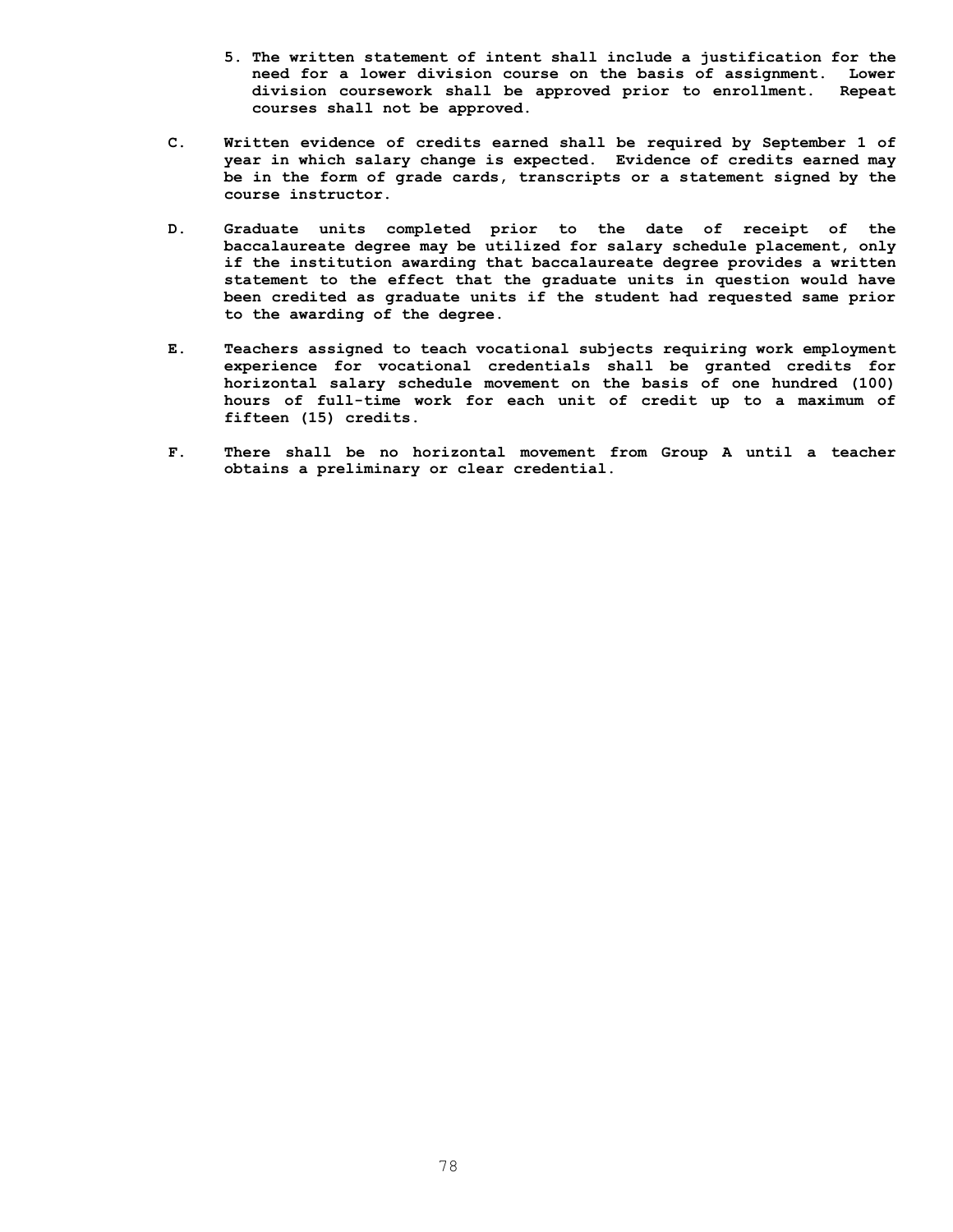5. **The written statement of intent shall include a justification for the need for a lower division course on the basis of assignment. Lower division coursework shall be approved prior to enrollment. Repeat courses shall not be approved.**

**C. Written evidence of credits earned shall be required by September 1 of year in which salary change is expected. Evidence of credits earned may be in the form of grade cards, transcripts or a statement signed by the course instructor.**

**D. Graduate units completed prior to the date of receipt of the baccalaureate degree may be utilized for salary schedule placement, only if the institution awarding that baccalaureate degree provides a written statement to the effect that the graduate units in question would have been credited as graduate units if the student had requested same prior to the awarding of the degree.**

**E. Teachers assigned to teach vocational subjects requiring work employment experience for vocational credentials shall be granted credits for horizontal salary schedule movement on the basis of one hundred (100) hours of full-time work for each unit of credit up to a maximum of fifteen (15) credits.**

**F. There shall be no horizontal movement from Group A until a teacher obtains a preliminary or clear credential.**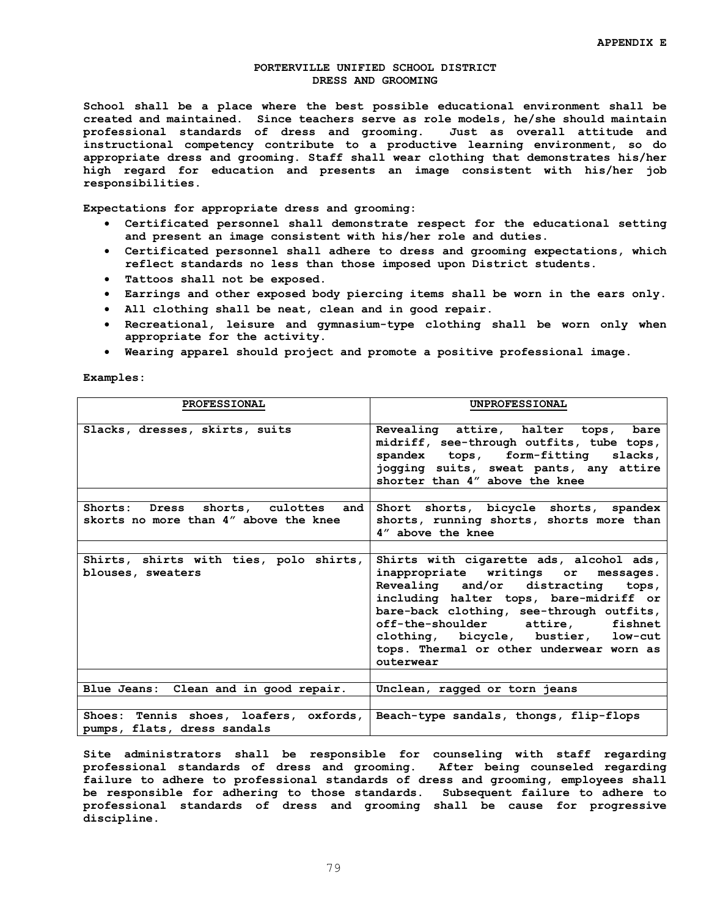APPENDIX E

# PORTERVILLE UNIFIED SCHOOL DISTRICT
## DRESS AND GROOMING

**School shall be a place where the best possible educational environment shall be created and maintained. Since teachers serve as role models, he/she should maintain professional standards of dress and grooming. Just as overall attitude and instructional competency contribute to a productive learning environment, so do appropriate dress and grooming. Staff shall wear clothing that demonstrates his/her high regard for education and presents an image consistent with his/her job responsibilities.**

**Expectations for appropriate dress and grooming:**

- **Certificated personnel shall demonstrate respect for the educational setting and present an image consistent with his/her role and duties.**
- **Certificated personnel shall adhere to dress and grooming expectations, which reflect standards no less than those imposed upon District students.**
- **Tattoos shall not be exposed.**
- **Earrings and other exposed body piercing items shall be worn in the ears only.**
- **All clothing shall be neat, clean and in good repair.**
- **Recreational, leisure and gymnasium-type clothing shall be worn only when appropriate for the activity.**
- **Wearing apparel should project and promote a positive professional image.**

**Examples:**

| PROFESSIONAL | UNPROFESSIONAL |
|---|---|
| Slacks, dresses, skirts, suits | Revealing attire, halter tops, bare midriff, see-through outfits, tube tops, spandex tops, form-fitting slacks, jogging suits, sweat pants, any attire shorter than 4″ above the knee |
| | |
| Shorts: Dress shorts, culottes and skorts no more than 4″ above the knee | Short shorts, bicycle shorts, spandex shorts, running shorts, shorts more than 4″ above the knee |
| | |
| Shirts, shirts with ties, polo shirts, blouses, sweaters | Shirts with cigarette ads, alcohol ads, inappropriate writings or messages. Revealing and/or distracting tops, including halter tops, bare-midriff or bare-back clothing, see-through outfits, off-the-shoulder attire, fishnet clothing, bicycle, bustier, low-cut tops. Thermal or other underwear worn as outerwear |
| | |
| Blue Jeans: Clean and in good repair. | Unclean, ragged or torn jeans |
| | |
| Shoes: Tennis shoes, loafers, oxfords, pumps, flats, dress sandals | Beach-type sandals, thongs, flip-flops |

**Site administrators shall be responsible for counseling with staff regarding professional standards of dress and grooming. After being counseled regarding failure to adhere to professional standards of dress and grooming, employees shall be responsible for adhering to those standards. Subsequent failure to adhere to professional standards of dress and grooming shall be cause for progressive discipline.**